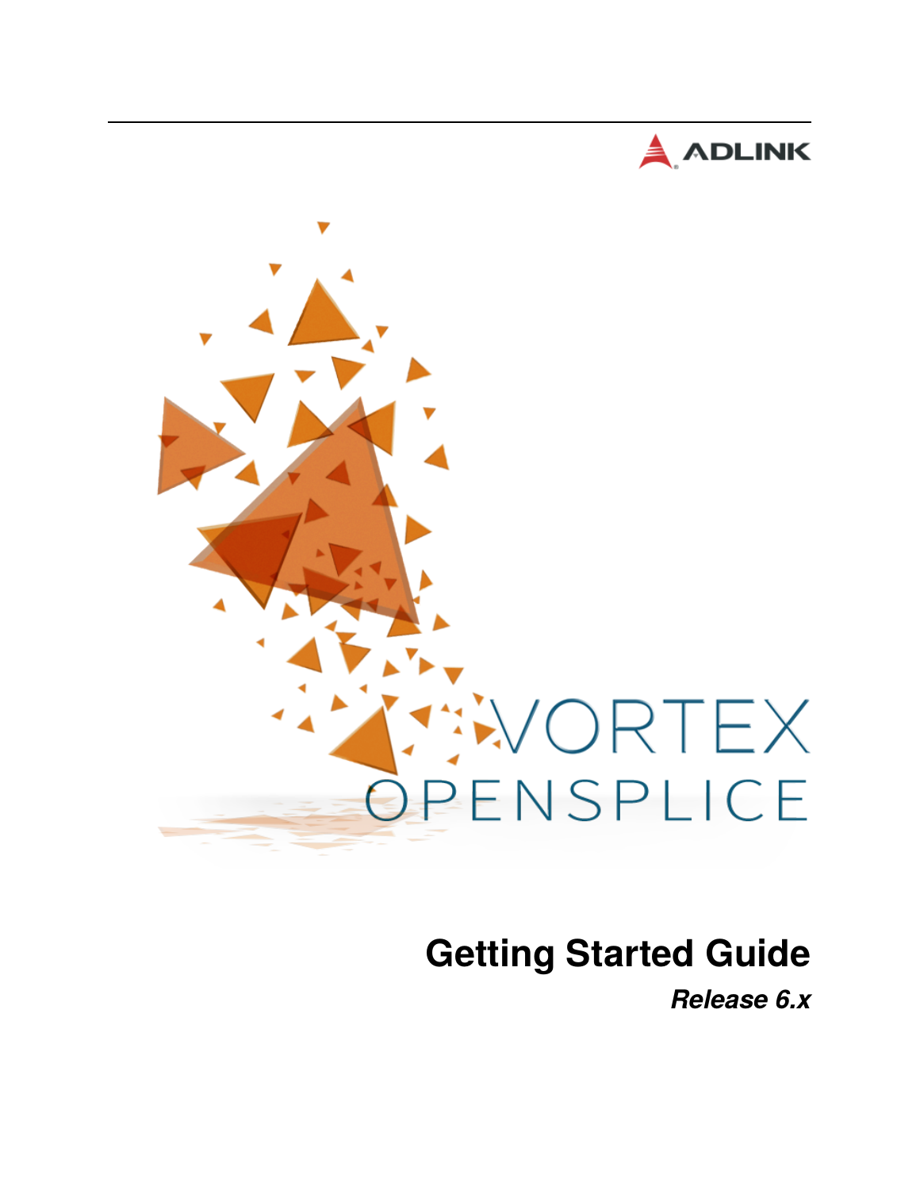ADLINK

VORTEX OPENSPLICE

# Getting Started Guide

***Release 6.x***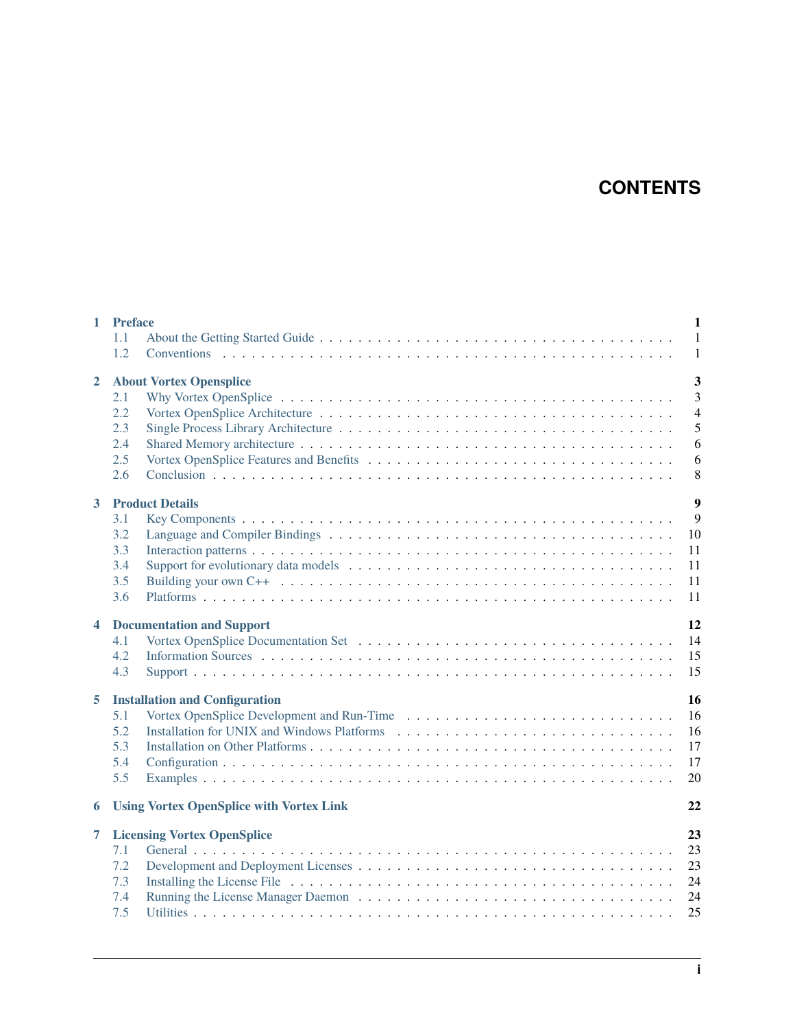# CONTENTS

- **1 Preface** — 1
  - 1.1 About the Getting Started Guide — 1
  - 1.2 Conventions — 1
- **2 About Vortex Opensplice** — 3
  - 2.1 Why Vortex OpenSplice — 3
  - 2.2 Vortex OpenSplice Architecture — 4
  - 2.3 Single Process Library Architecture — 5
  - 2.4 Shared Memory architecture — 6
  - 2.5 Vortex OpenSplice Features and Benefits — 6
  - 2.6 Conclusion — 8
- **3 Product Details** — 9
  - 3.1 Key Components — 9
  - 3.2 Language and Compiler Bindings — 10
  - 3.3 Interaction patterns — 11
  - 3.4 Support for evolutionary data models — 11
  - 3.5 Building your own C++ — 11
  - 3.6 Platforms — 11
- **4 Documentation and Support** — 12
  - 4.1 Vortex OpenSplice Documentation Set — 14
  - 4.2 Information Sources — 15
  - 4.3 Support — 15
- **5 Installation and Configuration** — 16
  - 5.1 Vortex OpenSplice Development and Run-Time — 16
  - 5.2 Installation for UNIX and Windows Platforms — 16
  - 5.3 Installation on Other Platforms — 17
  - 5.4 Configuration — 17
  - 5.5 Examples — 20
- **6 Using Vortex OpenSplice with Vortex Link** — 22
- **7 Licensing Vortex OpenSplice** — 23
  - 7.1 General — 23
  - 7.2 Development and Deployment Licenses — 23
  - 7.3 Installing the License File — 24
  - 7.4 Running the License Manager Daemon — 24
  - 7.5 Utilities — 25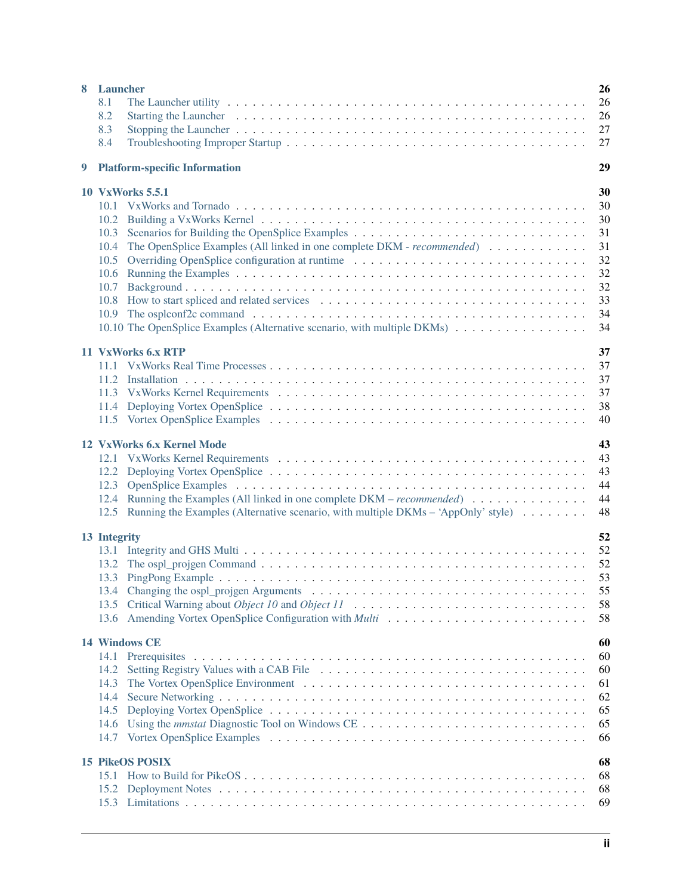**8 Launcher** **26**

- 8.1 The Launcher utility . . . 26
- 8.2 Starting the Launcher . . . 26
- 8.3 Stopping the Launcher . . . 27
- 8.4 Troubleshooting Improper Startup . . . 27

**9 Platform-specific Information** **29**

**10 VxWorks 5.5.1** **30**

- 10.1 VxWorks and Tornado . . . 30
- 10.2 Building a VxWorks Kernel . . . 30
- 10.3 Scenarios for Building the OpenSplice Examples . . . 31
- 10.4 The OpenSplice Examples (All linked in one complete DKM - *recommended*) . . . 31
- 10.5 Overriding OpenSplice configuration at runtime . . . 32
- 10.6 Running the Examples . . . 32
- 10.7 Background . . . 32
- 10.8 How to start spliced and related services . . . 33
- 10.9 The osplconf2c command . . . 34
- 10.10 The OpenSplice Examples (Alternative scenario, with multiple DKMs) . . . 34

**11 VxWorks 6.x RTP** **37**

- 11.1 VxWorks Real Time Processes . . . 37
- 11.2 Installation . . . 37
- 11.3 VxWorks Kernel Requirements . . . 37
- 11.4 Deploying Vortex OpenSplice . . . 38
- 11.5 Vortex OpenSplice Examples . . . 40

**12 VxWorks 6.x Kernel Mode** **43**

- 12.1 VxWorks Kernel Requirements . . . 43
- 12.2 Deploying Vortex OpenSplice . . . 43
- 12.3 OpenSplice Examples . . . 44
- 12.4 Running the Examples (All linked in one complete DKM – *recommended*) . . . 44
- 12.5 Running the Examples (Alternative scenario, with multiple DKMs – 'AppOnly' style) . . . 48

**13 Integrity** **52**

- 13.1 Integrity and GHS Multi . . . 52
- 13.2 The ospl_projgen Command . . . 52
- 13.3 PingPong Example . . . 53
- 13.4 Changing the ospl_projgen Arguments . . . 55
- 13.5 Critical Warning about *Object 10* and *Object 11* . . . 58
- 13.6 Amending Vortex OpenSplice Configuration with *Multi* . . . 58

**14 Windows CE** **60**

- 14.1 Prerequisites . . . 60
- 14.2 Setting Registry Values with a CAB File . . . 60
- 14.3 The Vortex OpenSplice Environment . . . 61
- 14.4 Secure Networking . . . 62
- 14.5 Deploying Vortex OpenSplice . . . 65
- 14.6 Using the *mmstat* Diagnostic Tool on Windows CE . . . 65
- 14.7 Vortex OpenSplice Examples . . . 66

**15 PikeOS POSIX** **68**

- 15.1 How to Build for PikeOS . . . 68
- 15.2 Deployment Notes . . . 68
- 15.3 Limitations . . . 69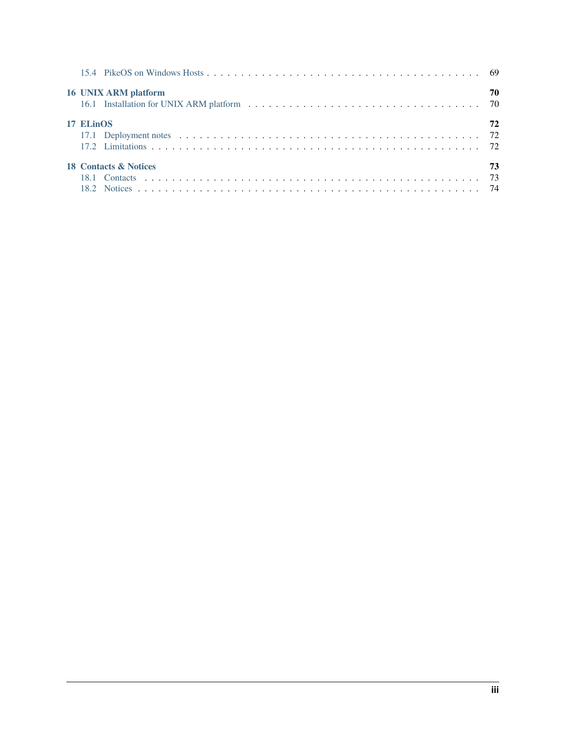15.4 PikeOS on Windows Hosts . . . . . . . . . . 69

**16 UNIX ARM platform** **70**

16.1 Installation for UNIX ARM platform . . . . . . . . . . 70

**17 ELinOS** **72**

17.1 Deployment notes . . . . . . . . . . 72

17.2 Limitations . . . . . . . . . . 72

**18 Contacts & Notices** **73**

18.1 Contacts . . . . . . . . . . 73

18.2 Notices . . . . . . . . . . 74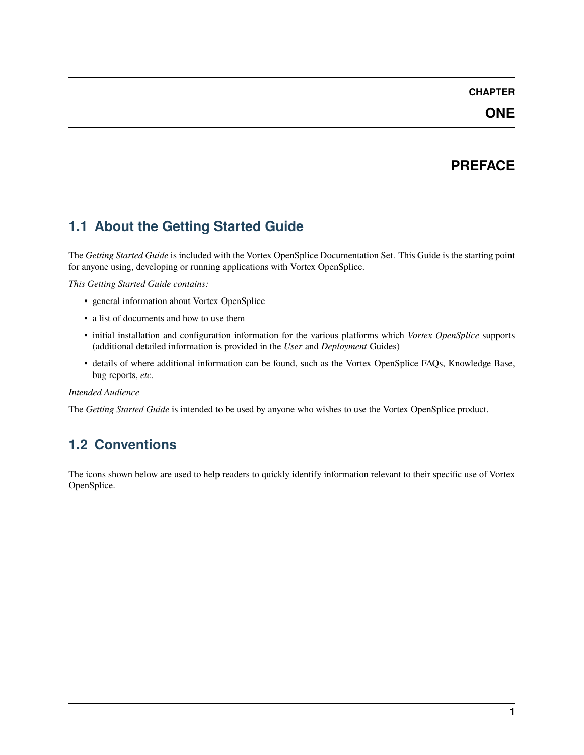# CHAPTER ONE

# PREFACE

## 1.1 About the Getting Started Guide

The *Getting Started Guide* is included with the Vortex OpenSplice Documentation Set. This Guide is the starting point for anyone using, developing or running applications with Vortex OpenSplice.

*This Getting Started Guide contains:*

- general information about Vortex OpenSplice
- a list of documents and how to use them
- initial installation and configuration information for the various platforms which *Vortex OpenSplice* supports (additional detailed information is provided in the *User* and *Deployment* Guides)
- details of where additional information can be found, such as the Vortex OpenSplice FAQs, Knowledge Base, bug reports, *etc*.

*Intended Audience*

The *Getting Started Guide* is intended to be used by anyone who wishes to use the Vortex OpenSplice product.

## 1.2 Conventions

The icons shown below are used to help readers to quickly identify information relevant to their specific use of Vortex OpenSplice.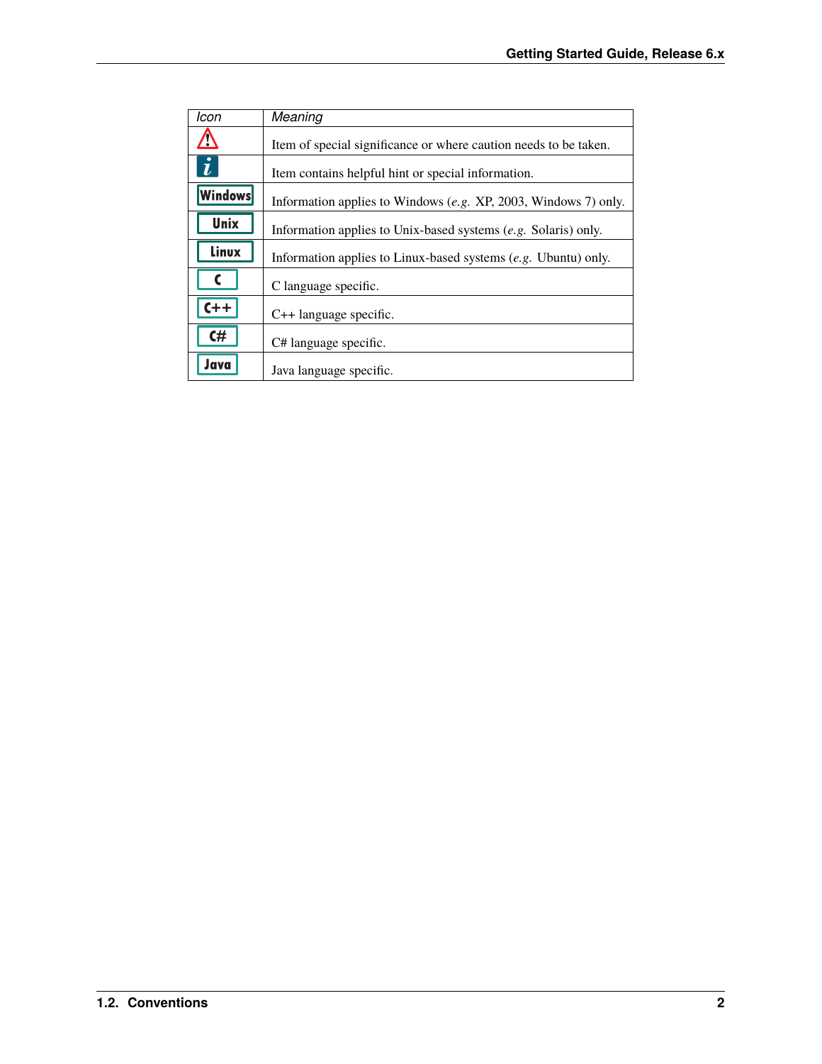| *Icon* | *Meaning* |
| --- | --- |
| ⚠ | Item of special significance or where caution needs to be taken. |
| *i* | Item contains helpful hint or special information. |
| Windows | Information applies to Windows (*e.g.* XP, 2003, Windows 7) only. |
| Unix | Information applies to Unix-based systems (*e.g.* Solaris) only. |
| Linux | Information applies to Linux-based systems (*e.g.* Ubuntu) only. |
| C | C language specific. |
| C++ | C++ language specific. |
| C# | C# language specific. |
| Java | Java language specific. |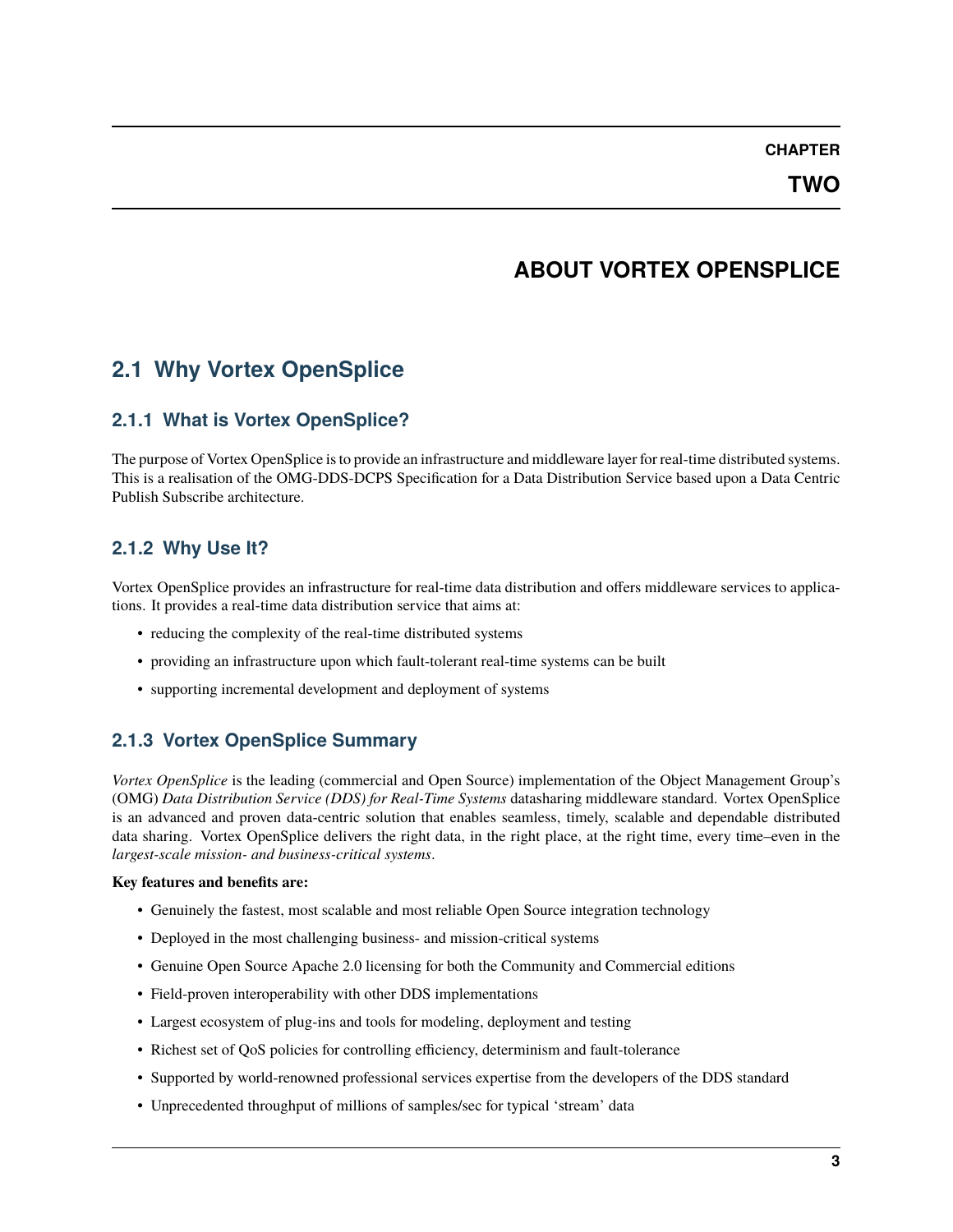# CHAPTER TWO

# ABOUT VORTEX OPENSPLICE

## 2.1 Why Vortex OpenSplice

### 2.1.1 What is Vortex OpenSplice?

The purpose of Vortex OpenSplice is to provide an infrastructure and middleware layer for real-time distributed systems. This is a realisation of the OMG-DDS-DCPS Specification for a Data Distribution Service based upon a Data Centric Publish Subscribe architecture.

### 2.1.2 Why Use It?

Vortex OpenSplice provides an infrastructure for real-time data distribution and offers middleware services to applications. It provides a real-time data distribution service that aims at:

- reducing the complexity of the real-time distributed systems
- providing an infrastructure upon which fault-tolerant real-time systems can be built
- supporting incremental development and deployment of systems

### 2.1.3 Vortex OpenSplice Summary

*Vortex OpenSplice* is the leading (commercial and Open Source) implementation of the Object Management Group's (OMG) *Data Distribution Service (DDS) for Real-Time Systems* datasharing middleware standard. Vortex OpenSplice is an advanced and proven data-centric solution that enables seamless, timely, scalable and dependable distributed data sharing. Vortex OpenSplice delivers the right data, in the right place, at the right time, every time–even in the *largest-scale mission- and business-critical systems*.

**Key features and benefits are:**

- Genuinely the fastest, most scalable and most reliable Open Source integration technology
- Deployed in the most challenging business- and mission-critical systems
- Genuine Open Source Apache 2.0 licensing for both the Community and Commercial editions
- Field-proven interoperability with other DDS implementations
- Largest ecosystem of plug-ins and tools for modeling, deployment and testing
- Richest set of QoS policies for controlling efficiency, determinism and fault-tolerance
- Supported by world-renowned professional services expertise from the developers of the DDS standard
- Unprecedented throughput of millions of samples/sec for typical 'stream' data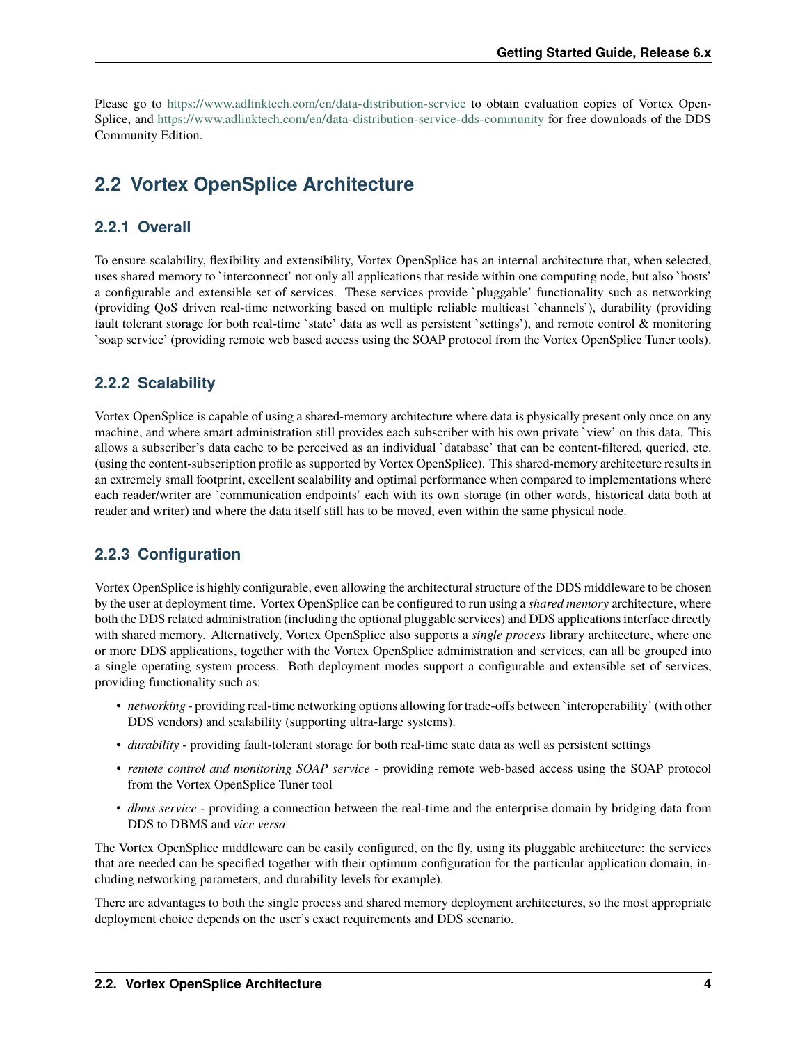Please go to https://www.adlinktech.com/en/data-distribution-service to obtain evaluation copies of Vortex OpenSplice, and https://www.adlinktech.com/en/data-distribution-service-dds-community for free downloads of the DDS Community Edition.

## 2.2 Vortex OpenSplice Architecture

### 2.2.1 Overall

To ensure scalability, flexibility and extensibility, Vortex OpenSplice has an internal architecture that, when selected, uses shared memory to `interconnect' not only all applications that reside within one computing node, but also `hosts' a configurable and extensible set of services. These services provide `pluggable' functionality such as networking (providing QoS driven real-time networking based on multiple reliable multicast `channels'), durability (providing fault tolerant storage for both real-time `state' data as well as persistent `settings'), and remote control & monitoring `soap service' (providing remote web based access using the SOAP protocol from the Vortex OpenSplice Tuner tools).

### 2.2.2 Scalability

Vortex OpenSplice is capable of using a shared-memory architecture where data is physically present only once on any machine, and where smart administration still provides each subscriber with his own private `view' on this data. This allows a subscriber's data cache to be perceived as an individual `database' that can be content-filtered, queried, etc. (using the content-subscription profile as supported by Vortex OpenSplice). This shared-memory architecture results in an extremely small footprint, excellent scalability and optimal performance when compared to implementations where each reader/writer are `communication endpoints' each with its own storage (in other words, historical data both at reader and writer) and where the data itself still has to be moved, even within the same physical node.

### 2.2.3 Configuration

Vortex OpenSplice is highly configurable, even allowing the architectural structure of the DDS middleware to be chosen by the user at deployment time. Vortex OpenSplice can be configured to run using a *shared memory* architecture, where both the DDS related administration (including the optional pluggable services) and DDS applications interface directly with shared memory. Alternatively, Vortex OpenSplice also supports a *single process* library architecture, where one or more DDS applications, together with the Vortex OpenSplice administration and services, can all be grouped into a single operating system process. Both deployment modes support a configurable and extensible set of services, providing functionality such as:

- *networking* - providing real-time networking options allowing for trade-offs between `interoperability' (with other DDS vendors) and scalability (supporting ultra-large systems).
- *durability* - providing fault-tolerant storage for both real-time state data as well as persistent settings
- *remote control and monitoring SOAP service* - providing remote web-based access using the SOAP protocol from the Vortex OpenSplice Tuner tool
- *dbms service* - providing a connection between the real-time and the enterprise domain by bridging data from DDS to DBMS and *vice versa*

The Vortex OpenSplice middleware can be easily configured, on the fly, using its pluggable architecture: the services that are needed can be specified together with their optimum configuration for the particular application domain, including networking parameters, and durability levels for example).

There are advantages to both the single process and shared memory deployment architectures, so the most appropriate deployment choice depends on the user's exact requirements and DDS scenario.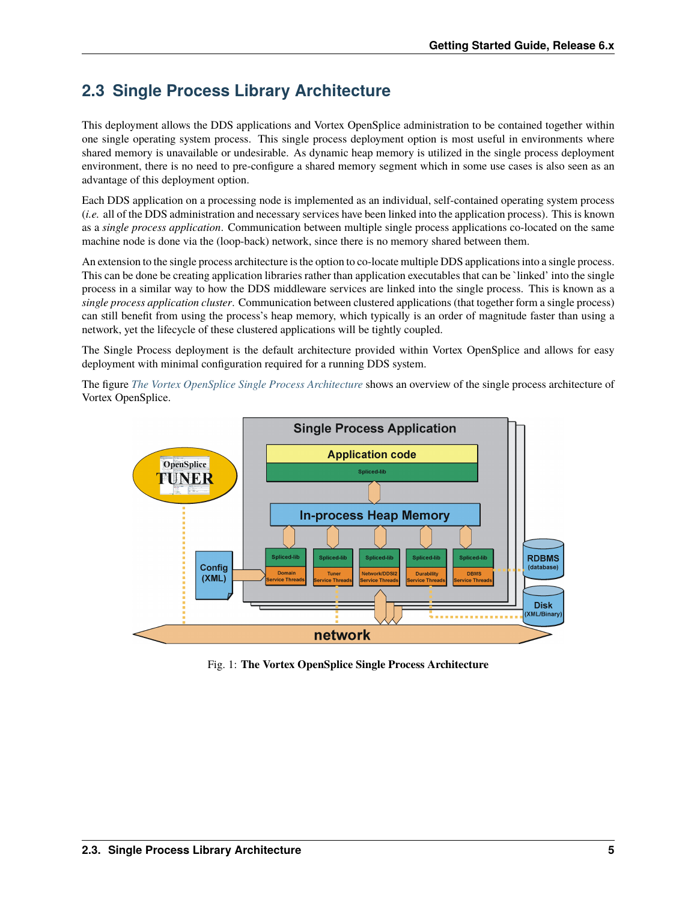## 2.3 Single Process Library Architecture

This deployment allows the DDS applications and Vortex OpenSplice administration to be contained together within one single operating system process. This single process deployment option is most useful in environments where shared memory is unavailable or undesirable. As dynamic heap memory is utilized in the single process deployment environment, there is no need to pre-configure a shared memory segment which in some use cases is also seen as an advantage of this deployment option.

Each DDS application on a processing node is implemented as an individual, self-contained operating system process (*i.e.* all of the DDS administration and necessary services have been linked into the application process). This is known as a *single process application*. Communication between multiple single process applications co-located on the same machine node is done via the (loop-back) network, since there is no memory shared between them.

An extension to the single process architecture is the option to co-locate multiple DDS applications into a single process. This can be done be creating application libraries rather than application executables that can be 'linked' into the single process in a similar way to how the DDS middleware services are linked into the single process. This is known as a *single process application cluster*. Communication between clustered applications (that together form a single process) can still benefit from using the process's heap memory, which typically is an order of magnitude faster than using a network, yet the lifecycle of these clustered applications will be tightly coupled.

The Single Process deployment is the default architecture provided within Vortex OpenSplice and allows for easy deployment with minimal configuration required for a running DDS system.

The figure *The Vortex OpenSplice Single Process Architecture* shows an overview of the single process architecture of Vortex OpenSplice.

Fig. 1: **The Vortex OpenSplice Single Process Architecture**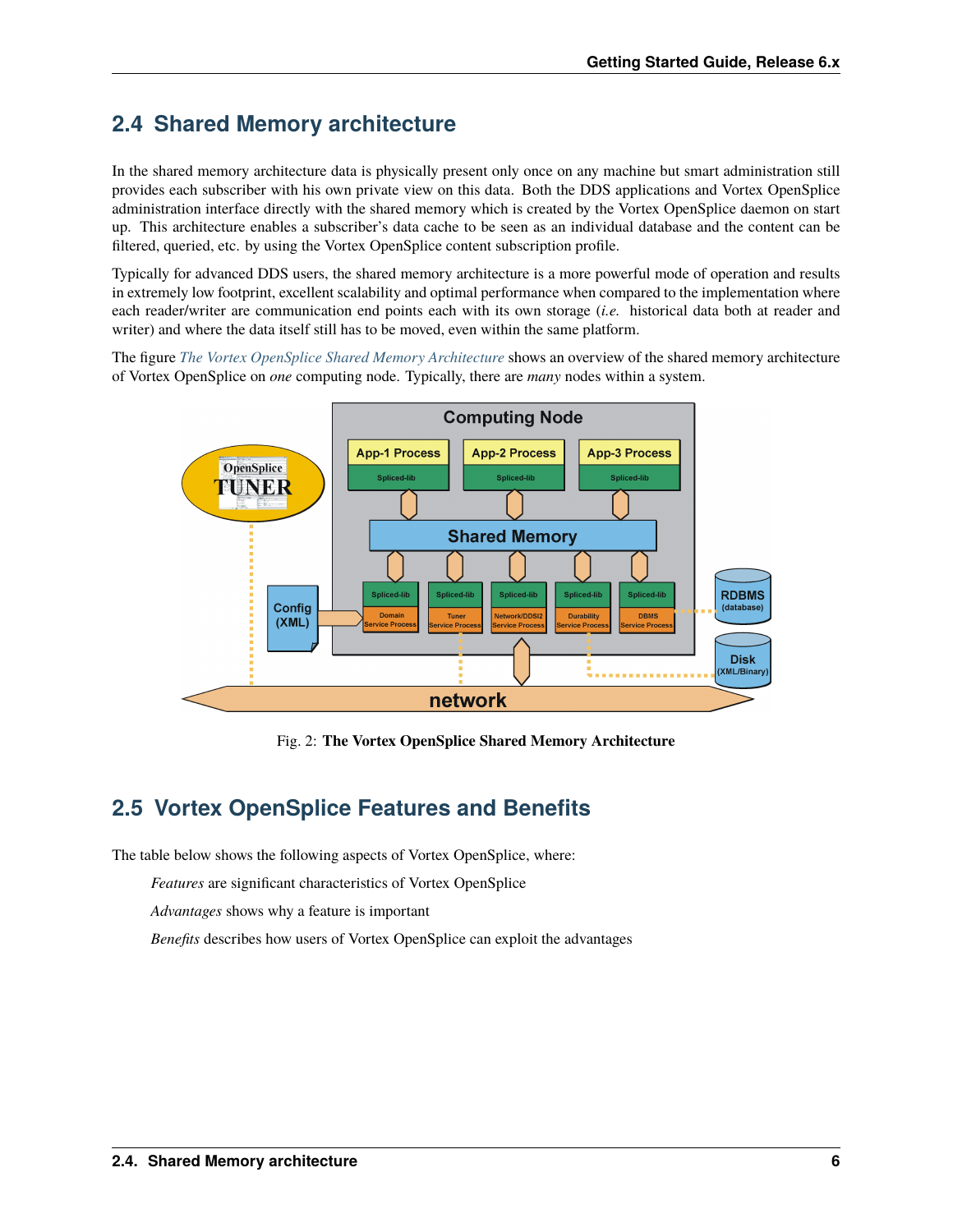## 2.4 Shared Memory architecture

In the shared memory architecture data is physically present only once on any machine but smart administration still provides each subscriber with his own private view on this data. Both the DDS applications and Vortex OpenSplice administration interface directly with the shared memory which is created by the Vortex OpenSplice daemon on start up. This architecture enables a subscriber's data cache to be seen as an individual database and the content can be filtered, queried, etc. by using the Vortex OpenSplice content subscription profile.

Typically for advanced DDS users, the shared memory architecture is a more powerful mode of operation and results in extremely low footprint, excellent scalability and optimal performance when compared to the implementation where each reader/writer are communication end points each with its own storage (*i.e.* historical data both at reader and writer) and where the data itself still has to be moved, even within the same platform.

The figure *The Vortex OpenSplice Shared Memory Architecture* shows an overview of the shared memory architecture of Vortex OpenSplice on *one* computing node. Typically, there are *many* nodes within a system.

Fig. 2: **The Vortex OpenSplice Shared Memory Architecture**

## 2.5 Vortex OpenSplice Features and Benefits

The table below shows the following aspects of Vortex OpenSplice, where:

*Features* are significant characteristics of Vortex OpenSplice

*Advantages* shows why a feature is important

*Benefits* describes how users of Vortex OpenSplice can exploit the advantages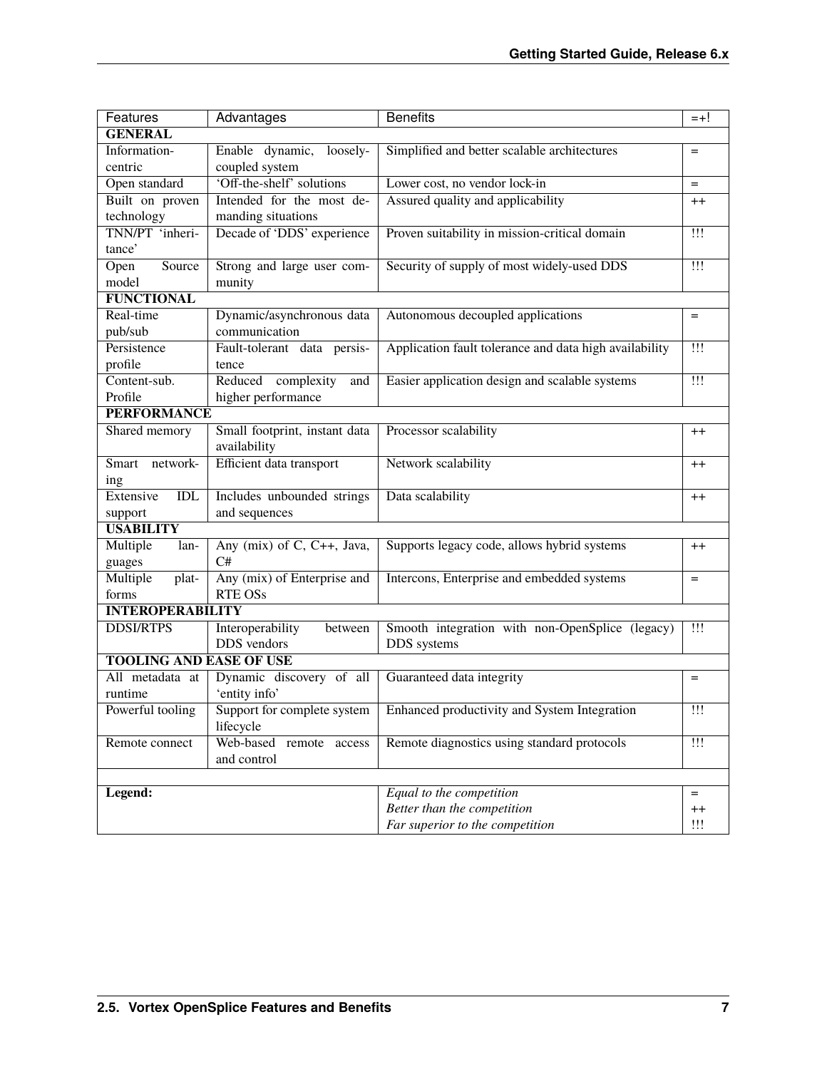| Features | Advantages | Benefits | =+! |
|---|---|---|---|
| **GENERAL** | | | |
| Information-centric | Enable dynamic, loosely-coupled system | Simplified and better scalable architectures | = |
| Open standard | 'Off-the-shelf' solutions | Lower cost, no vendor lock-in | = |
| Built on proven technology | Intended for the most demanding situations | Assured quality and applicability | ++ |
| TNN/PT 'inheritance' | Decade of 'DDS' experience | Proven suitability in mission-critical domain | !!! |
| Open Source model | Strong and large user community | Security of supply of most widely-used DDS | !!! |
| **FUNCTIONAL** | | | |
| Real-time pub/sub | Dynamic/asynchronous data communication | Autonomous decoupled applications | = |
| Persistence profile | Fault-tolerant data persistence | Application fault tolerance and data high availability | !!! |
| Content-sub. Profile | Reduced complexity and higher performance | Easier application design and scalable systems | !!! |
| **PERFORMANCE** | | | |
| Shared memory | Small footprint, instant data availability | Processor scalability | ++ |
| Smart networking | Efficient data transport | Network scalability | ++ |
| Extensive IDL support | Includes unbounded strings and sequences | Data scalability | ++ |
| **USABILITY** | | | |
| Multiple languages | Any (mix) of C, C++, Java, C# | Supports legacy code, allows hybrid systems | ++ |
| Multiple platforms | Any (mix) of Enterprise and RTE OSs | Intercons, Enterprise and embedded systems | = |
| **INTEROPERABILITY** | | | |
| DDSI/RTPS | Interoperability between DDS vendors | Smooth integration with non-OpenSplice (legacy) DDS systems | !!! |
| **TOOLING AND EASE OF USE** | | | |
| All metadata at runtime | Dynamic discovery of all 'entity info' | Guaranteed data integrity | = |
| Powerful tooling | Support for complete system lifecycle | Enhanced productivity and System Integration | !!! |
| Remote connect | Web-based remote access and control | Remote diagnostics using standard protocols | !!! |
| | | | |
| **Legend:** | | *Equal to the competition* | = |
| | | *Better than the competition* | ++ |
| | | *Far superior to the competition* | !!! |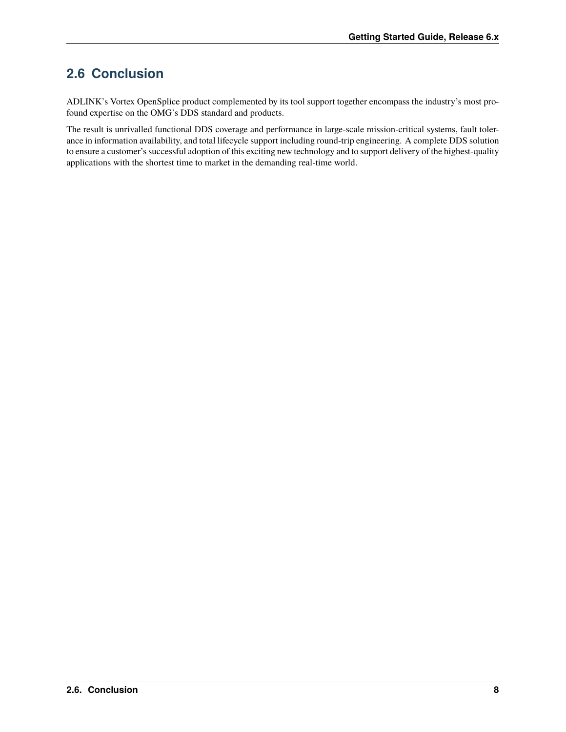## 2.6 Conclusion

ADLINK's Vortex OpenSplice product complemented by its tool support together encompass the industry's most profound expertise on the OMG's DDS standard and products.

The result is unrivalled functional DDS coverage and performance in large-scale mission-critical systems, fault tolerance in information availability, and total lifecycle support including round-trip engineering. A complete DDS solution to ensure a customer's successful adoption of this exciting new technology and to support delivery of the highest-quality applications with the shortest time to market in the demanding real-time world.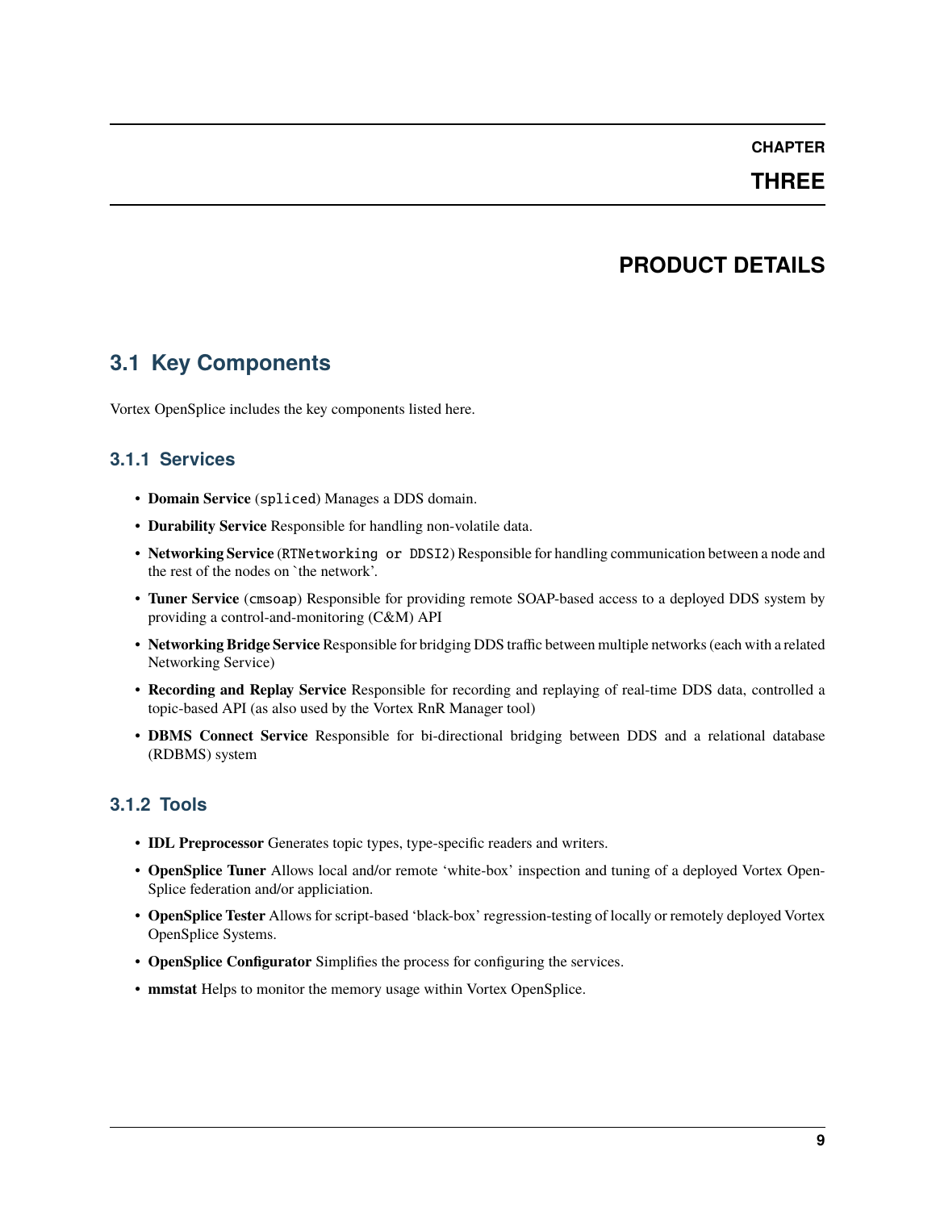# CHAPTER THREE

# PRODUCT DETAILS

## 3.1 Key Components

Vortex OpenSplice includes the key components listed here.

### 3.1.1 Services

- **Domain Service** (`spliced`) Manages a DDS domain.
- **Durability Service** Responsible for handling non-volatile data.
- **Networking Service** (`RTNetworking or DDSI2`) Responsible for handling communication between a node and the rest of the nodes on `the network'.
- **Tuner Service** (`cmsoap`) Responsible for providing remote SOAP-based access to a deployed DDS system by providing a control-and-monitoring (C&M) API
- **Networking Bridge Service** Responsible for bridging DDS traffic between multiple networks (each with a related Networking Service)
- **Recording and Replay Service** Responsible for recording and replaying of real-time DDS data, controlled a topic-based API (as also used by the Vortex RnR Manager tool)
- **DBMS Connect Service** Responsible for bi-directional bridging between DDS and a relational database (RDBMS) system

### 3.1.2 Tools

- **IDL Preprocessor** Generates topic types, type-specific readers and writers.
- **OpenSplice Tuner** Allows local and/or remote 'white-box' inspection and tuning of a deployed Vortex OpenSplice federation and/or appliciation.
- **OpenSplice Tester** Allows for script-based 'black-box' regression-testing of locally or remotely deployed Vortex OpenSplice Systems.
- **OpenSplice Configurator** Simplifies the process for configuring the services.
- **mmstat** Helps to monitor the memory usage within Vortex OpenSplice.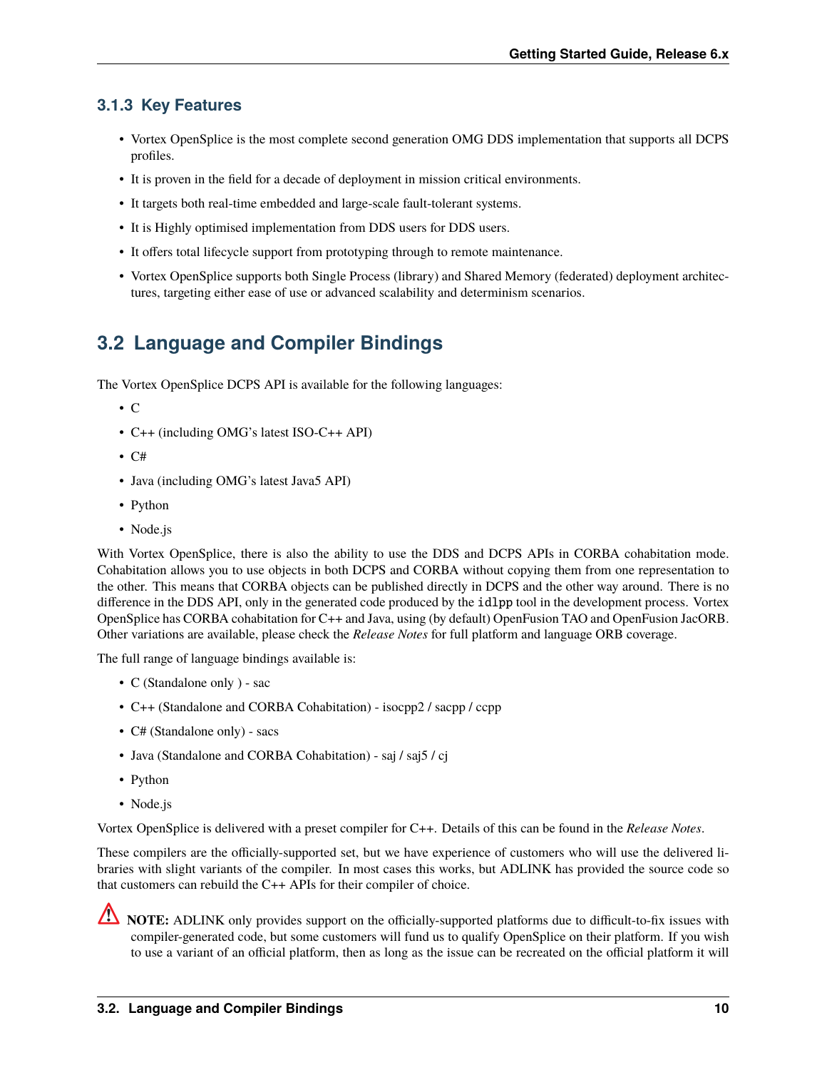### 3.1.3 Key Features

- Vortex OpenSplice is the most complete second generation OMG DDS implementation that supports all DCPS profiles.
- It is proven in the field for a decade of deployment in mission critical environments.
- It targets both real-time embedded and large-scale fault-tolerant systems.
- It is Highly optimised implementation from DDS users for DDS users.
- It offers total lifecycle support from prototyping through to remote maintenance.
- Vortex OpenSplice supports both Single Process (library) and Shared Memory (federated) deployment architectures, targeting either ease of use or advanced scalability and determinism scenarios.

## 3.2 Language and Compiler Bindings

The Vortex OpenSplice DCPS API is available for the following languages:

- C
- C++ (including OMG's latest ISO-C++ API)
- C#
- Java (including OMG's latest Java5 API)
- Python
- Node.js

With Vortex OpenSplice, there is also the ability to use the DDS and DCPS APIs in CORBA cohabitation mode. Cohabitation allows you to use objects in both DCPS and CORBA without copying them from one representation to the other. This means that CORBA objects can be published directly in DCPS and the other way around. There is no difference in the DDS API, only in the generated code produced by the `idlpp` tool in the development process. Vortex OpenSplice has CORBA cohabitation for C++ and Java, using (by default) OpenFusion TAO and OpenFusion JacORB. Other variations are available, please check the *Release Notes* for full platform and language ORB coverage.

The full range of language bindings available is:

- C (Standalone only ) - sac
- C++ (Standalone and CORBA Cohabitation) - isocpp2 / sacpp / ccpp
- C# (Standalone only) - sacs
- Java (Standalone and CORBA Cohabitation) - saj / saj5 / cj
- Python
- Node.js

Vortex OpenSplice is delivered with a preset compiler for C++. Details of this can be found in the *Release Notes*.

These compilers are the officially-supported set, but we have experience of customers who will use the delivered libraries with slight variants of the compiler. In most cases this works, but ADLINK has provided the source code so that customers can rebuild the C++ APIs for their compiler of choice.

**NOTE:** ADLINK only provides support on the officially-supported platforms due to difficult-to-fix issues with compiler-generated code, but some customers will fund us to qualify OpenSplice on their platform. If you wish to use a variant of an official platform, then as long as the issue can be recreated on the official platform it will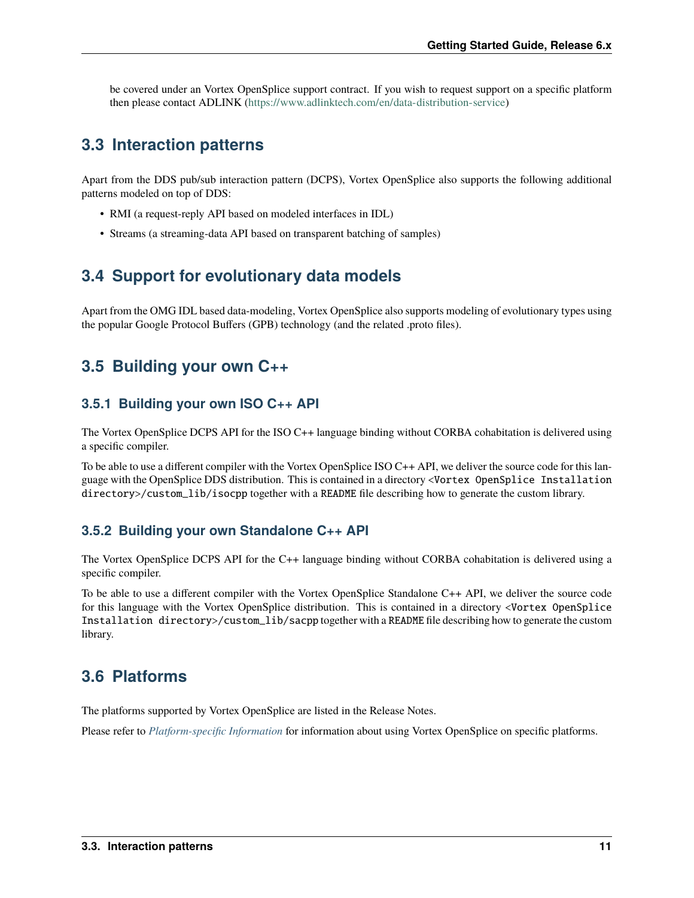be covered under an Vortex OpenSplice support contract. If you wish to request support on a specific platform then please contact ADLINK (https://www.adlinktech.com/en/data-distribution-service)

## 3.3 Interaction patterns

Apart from the DDS pub/sub interaction pattern (DCPS), Vortex OpenSplice also supports the following additional patterns modeled on top of DDS:

- RMI (a request-reply API based on modeled interfaces in IDL)
- Streams (a streaming-data API based on transparent batching of samples)

## 3.4 Support for evolutionary data models

Apart from the OMG IDL based data-modeling, Vortex OpenSplice also supports modeling of evolutionary types using the popular Google Protocol Buffers (GPB) technology (and the related .proto files).

## 3.5 Building your own C++

### 3.5.1 Building your own ISO C++ API

The Vortex OpenSplice DCPS API for the ISO C++ language binding without CORBA cohabitation is delivered using a specific compiler.

To be able to use a different compiler with the Vortex OpenSplice ISO C++ API, we deliver the source code for this language with the OpenSplice DDS distribution. This is contained in a directory `<Vortex OpenSplice Installation directory>/custom_lib/isocpp` together with a `README` file describing how to generate the custom library.

### 3.5.2 Building your own Standalone C++ API

The Vortex OpenSplice DCPS API for the C++ language binding without CORBA cohabitation is delivered using a specific compiler.

To be able to use a different compiler with the Vortex OpenSplice Standalone C++ API, we deliver the source code for this language with the Vortex OpenSplice distribution. This is contained in a directory `<Vortex OpenSplice Installation directory>/custom_lib/sacpp` together with a `README` file describing how to generate the custom library.

## 3.6 Platforms

The platforms supported by Vortex OpenSplice are listed in the Release Notes.

Please refer to *Platform-specific Information* for information about using Vortex OpenSplice on specific platforms.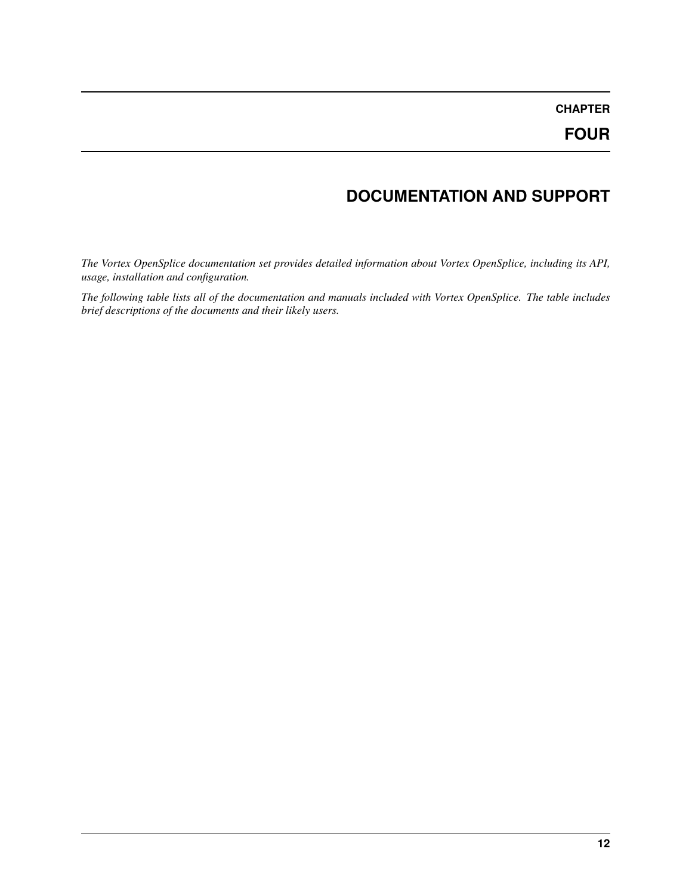# CHAPTER FOUR

# DOCUMENTATION AND SUPPORT

*The Vortex OpenSplice documentation set provides detailed information about Vortex OpenSplice, including its API, usage, installation and configuration.*

*The following table lists all of the documentation and manuals included with Vortex OpenSplice. The table includes brief descriptions of the documents and their likely users.*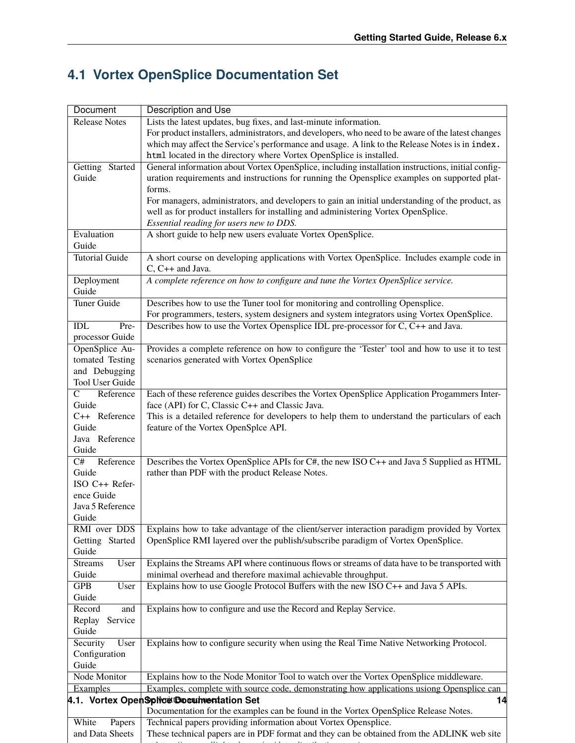## 4.1 Vortex OpenSplice Documentation Set

| Document | Description and Use |
|---|---|
| Release Notes | Lists the latest updates, bug fixes, and last-minute information.<br>For product installers, administrators, and developers, who need to be aware of the latest changes which may affect the Service's performance and usage. A link to the Release Notes is in `index.html` located in the directory where Vortex OpenSplice is installed. |
| Getting Started Guide | General information about Vortex OpenSplice, including installation instructions, initial configuration requirements and instructions for running the Opensplice examples on supported platforms.<br>For managers, administrators, and developers to gain an initial understanding of the product, as well as for product installers for installing and administering Vortex OpenSplice.<br>*Essential reading for users new to DDS.* |
| Evaluation Guide | A short guide to help new users evaluate Vortex OpenSplice. |
| Tutorial Guide | A short course on developing applications with Vortex OpenSplice. Includes example code in C, C++ and Java. |
| Deployment Guide | *A complete reference on how to configure and tune the Vortex OpenSplice service.* |
| Tuner Guide | Describes how to use the Tuner tool for monitoring and controlling Opensplice.<br>For programmers, testers, system designers and system integrators using Vortex OpenSplice. |
| IDL Pre-processor Guide | Describes how to use the Vortex Opensplice IDL pre-processor for C, C++ and Java. |
| OpenSplice Automated Testing and Debugging Tool User Guide | Provides a complete reference on how to configure the 'Tester' tool and how to use it to test scenarios generated with Vortex OpenSplice |
| C Reference Guide<br>C++ Reference Guide<br>Java Reference Guide | Each of these reference guides describes the Vortex OpenSplice Application Progammers Interface (API) for C, Classic C++ and Classic Java.<br>This is a detailed reference for developers to help them to understand the particulars of each feature of the Vortex OpenSplce API. |
| C# Reference Guide<br>ISO C++ Reference Guide<br>Java 5 Reference Guide | Describes the Vortex OpenSplice APIs for C#, the new ISO C++ and Java 5 Supplied as HTML rather than PDF with the product Release Notes. |
| RMI over DDS Getting Started Guide | Explains how to take advantage of the client/server interaction paradigm provided by Vortex OpenSplice RMI layered over the publish/subscribe paradigm of Vortex OpenSplice. |
| Streams User Guide | Explains the Streams API where continuous flows or streams of data have to be transported with minimal overhead and therefore maximal achievable throughput. |
| GPB User Guide | Explains how to use Google Protocol Buffers with the new ISO C++ and Java 5 APIs. |
| Record and Replay Service Guide | Explains how to configure and use the Record and Replay Service. |
| Security User Configuration Guide | Explains how to configure security when using the Real Time Native Networking Protocol. |
| Node Monitor | Explains how to the Node Monitor Tool to watch over the Vortex OpenSplice middleware. |
| Examples | Examples, complete with source code, demonstrating how applications usiong Opensplice can be written and used.<br>Documentation for the examples can be found in the Vortex OpenSplice Release Notes. |
| White Papers and Data Sheets | Technical papers providing information about Vortex Opensplice.<br>These technical papers are in PDF format and they can be obtained from the ADLINK web site |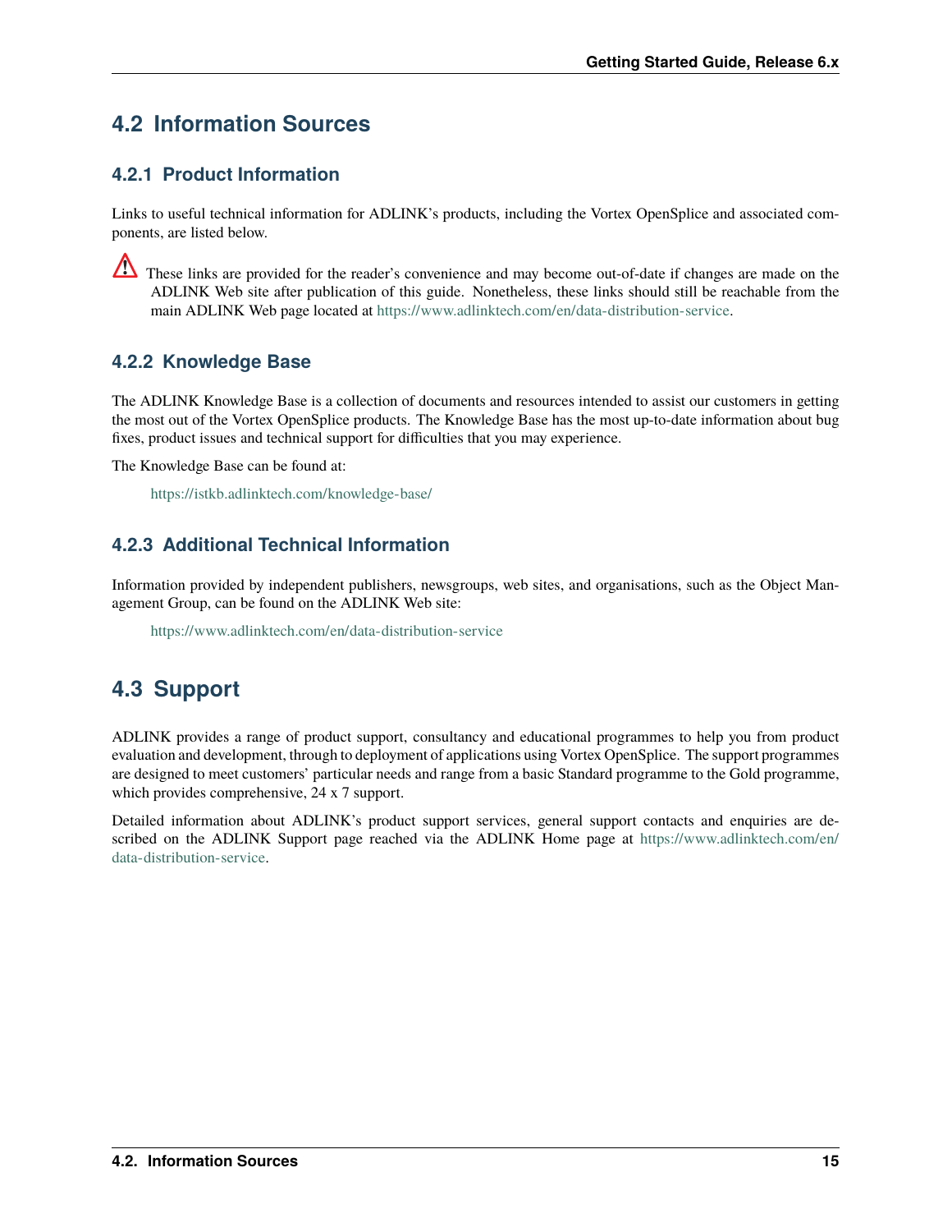## 4.2 Information Sources

### 4.2.1 Product Information

Links to useful technical information for ADLINK's products, including the Vortex OpenSplice and associated components, are listed below.

⚠ These links are provided for the reader's convenience and may become out-of-date if changes are made on the ADLINK Web site after publication of this guide. Nonetheless, these links should still be reachable from the main ADLINK Web page located at https://www.adlinktech.com/en/data-distribution-service.

### 4.2.2 Knowledge Base

The ADLINK Knowledge Base is a collection of documents and resources intended to assist our customers in getting the most out of the Vortex OpenSplice products. The Knowledge Base has the most up-to-date information about bug fixes, product issues and technical support for difficulties that you may experience.

The Knowledge Base can be found at:

https://istkb.adlinktech.com/knowledge-base/

### 4.2.3 Additional Technical Information

Information provided by independent publishers, newsgroups, web sites, and organisations, such as the Object Management Group, can be found on the ADLINK Web site:

https://www.adlinktech.com/en/data-distribution-service

## 4.3 Support

ADLINK provides a range of product support, consultancy and educational programmes to help you from product evaluation and development, through to deployment of applications using Vortex OpenSplice. The support programmes are designed to meet customers' particular needs and range from a basic Standard programme to the Gold programme, which provides comprehensive, 24 x 7 support.

Detailed information about ADLINK's product support services, general support contacts and enquiries are described on the ADLINK Support page reached via the ADLINK Home page at https://www.adlinktech.com/en/data-distribution-service.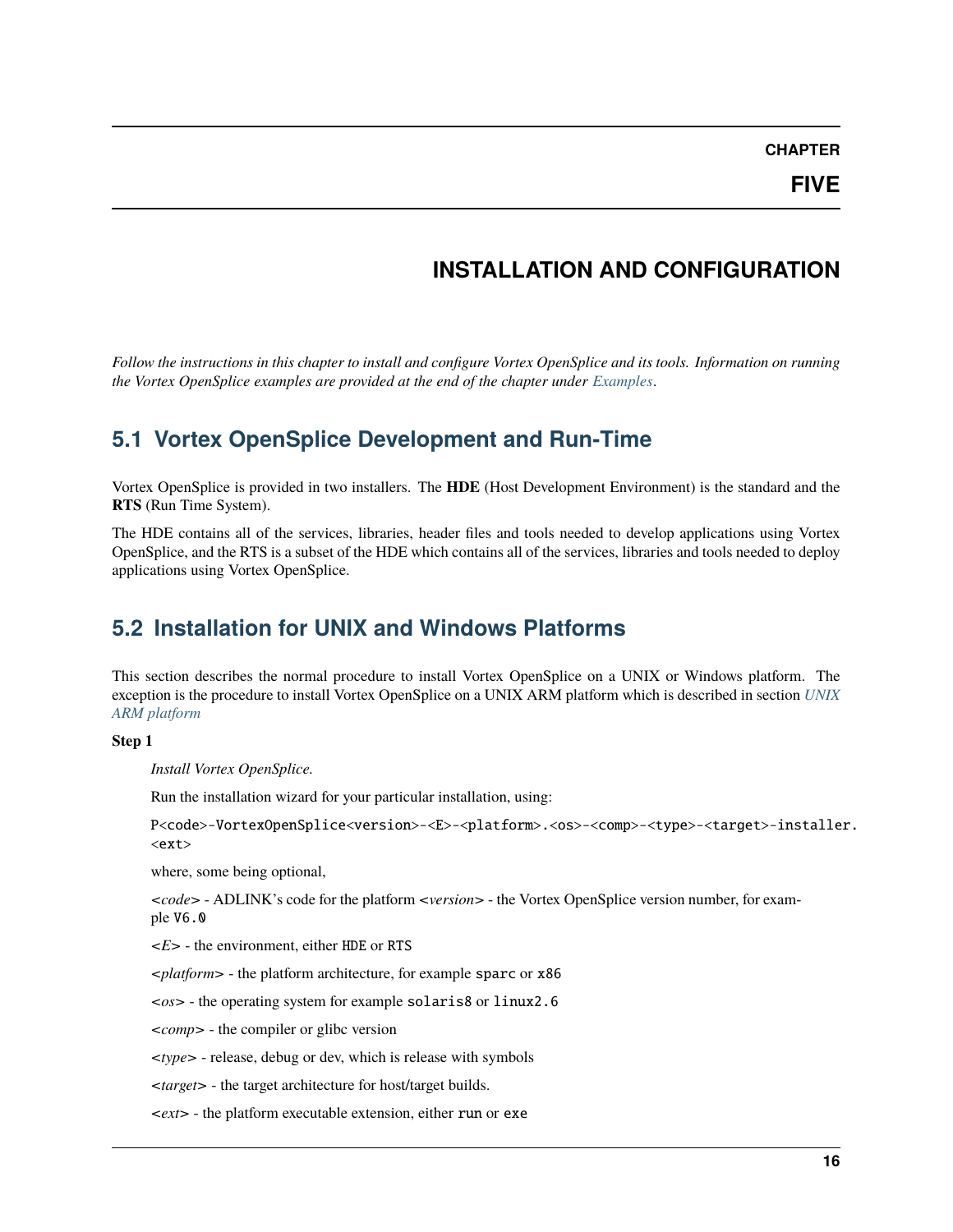# CHAPTER FIVE

# INSTALLATION AND CONFIGURATION

*Follow the instructions in this chapter to install and configure Vortex OpenSplice and its tools. Information on running the Vortex OpenSplice examples are provided at the end of the chapter under Examples.*

## 5.1 Vortex OpenSplice Development and Run-Time

Vortex OpenSplice is provided in two installers. The **HDE** (Host Development Environment) is the standard and the **RTS** (Run Time System).

The HDE contains all of the services, libraries, header files and tools needed to develop applications using Vortex OpenSplice, and the RTS is a subset of the HDE which contains all of the services, libraries and tools needed to deploy applications using Vortex OpenSplice.

## 5.2 Installation for UNIX and Windows Platforms

This section describes the normal procedure to install Vortex OpenSplice on a UNIX or Windows platform. The exception is the procedure to install Vortex OpenSplice on a UNIX ARM platform which is described in section *UNIX ARM platform*

**Step 1**

*Install Vortex OpenSplice.*

Run the installation wizard for your particular installation, using:

`P<code>-VortexOpenSplice<version>-<E>-<platform>.<os>-<comp>-<type>-<target>-installer.<ext>`

where, some being optional,

<*code*> - ADLINK's code for the platform <*version*> - the Vortex OpenSplice version number, for example `V6.0`

<*E*> - the environment, either `HDE` or `RTS`

<*platform*> - the platform architecture, for example `sparc` or `x86`

<*os*> - the operating system for example `solaris8` or `linux2.6`

<*comp*> - the compiler or glibc version

<*type*> - release, debug or dev, which is release with symbols

<*target*> - the target architecture for host/target builds.

<*ext*> - the platform executable extension, either `run` or `exe`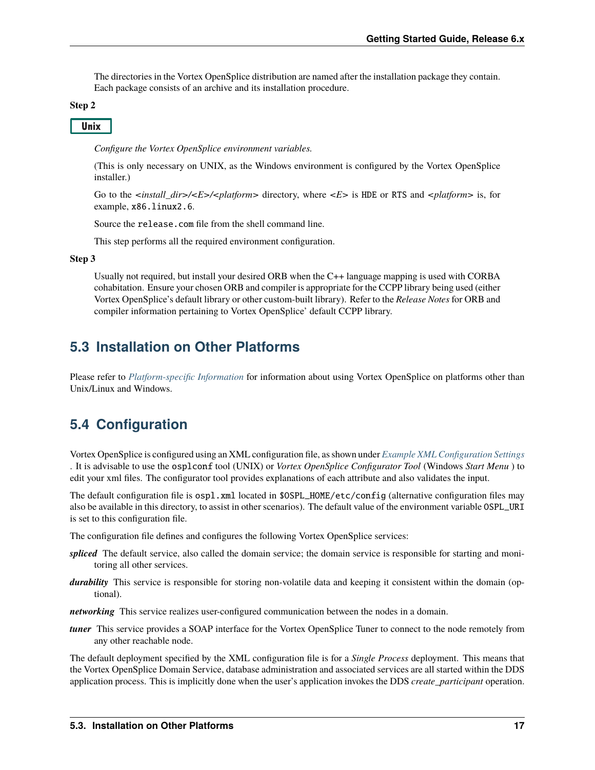The directories in the Vortex OpenSplice distribution are named after the installation package they contain. Each package consists of an archive and its installation procedure.

**Step 2**

Unix

*Configure the Vortex OpenSplice environment variables.*

(This is only necessary on UNIX, as the Windows environment is configured by the Vortex OpenSplice installer.)

Go to the *<install_dir>/<E>/<platform>* directory, where *<E>* is `HDE` or `RTS` and *<platform>* is, for example, `x86.linux2.6`.

Source the `release.com` file from the shell command line.

This step performs all the required environment configuration.

**Step 3**

Usually not required, but install your desired ORB when the C++ language mapping is used with CORBA cohabitation. Ensure your chosen ORB and compiler is appropriate for the CCPP library being used (either Vortex OpenSplice's default library or other custom-built library). Refer to the *Release Notes* for ORB and compiler information pertaining to Vortex OpenSplice' default CCPP library.

## 5.3 Installation on Other Platforms

Please refer to *Platform-specific Information* for information about using Vortex OpenSplice on platforms other than Unix/Linux and Windows.

## 5.4 Configuration

Vortex OpenSplice is configured using an XML configuration file, as shown under *Example XML Configuration Settings* . It is advisable to use the `osplconf` tool (UNIX) or *Vortex OpenSplice Configurator Tool* (Windows *Start Menu* ) to edit your xml files. The configurator tool provides explanations of each attribute and also validates the input.

The default configuration file is `ospl.xml` located in `$OSPL_HOME/etc/config` (alternative configuration files may also be available in this directory, to assist in other scenarios). The default value of the environment variable `OSPL_URI` is set to this configuration file.

The configuration file defines and configures the following Vortex OpenSplice services:

***spliced*** The default service, also called the domain service; the domain service is responsible for starting and monitoring all other services.

***durability*** This service is responsible for storing non-volatile data and keeping it consistent within the domain (optional).

***networking*** This service realizes user-configured communication between the nodes in a domain.

***tuner*** This service provides a SOAP interface for the Vortex OpenSplice Tuner to connect to the node remotely from any other reachable node.

The default deployment specified by the XML configuration file is for a *Single Process* deployment. This means that the Vortex OpenSplice Domain Service, database administration and associated services are all started within the DDS application process. This is implicitly done when the user's application invokes the DDS *create_participant* operation.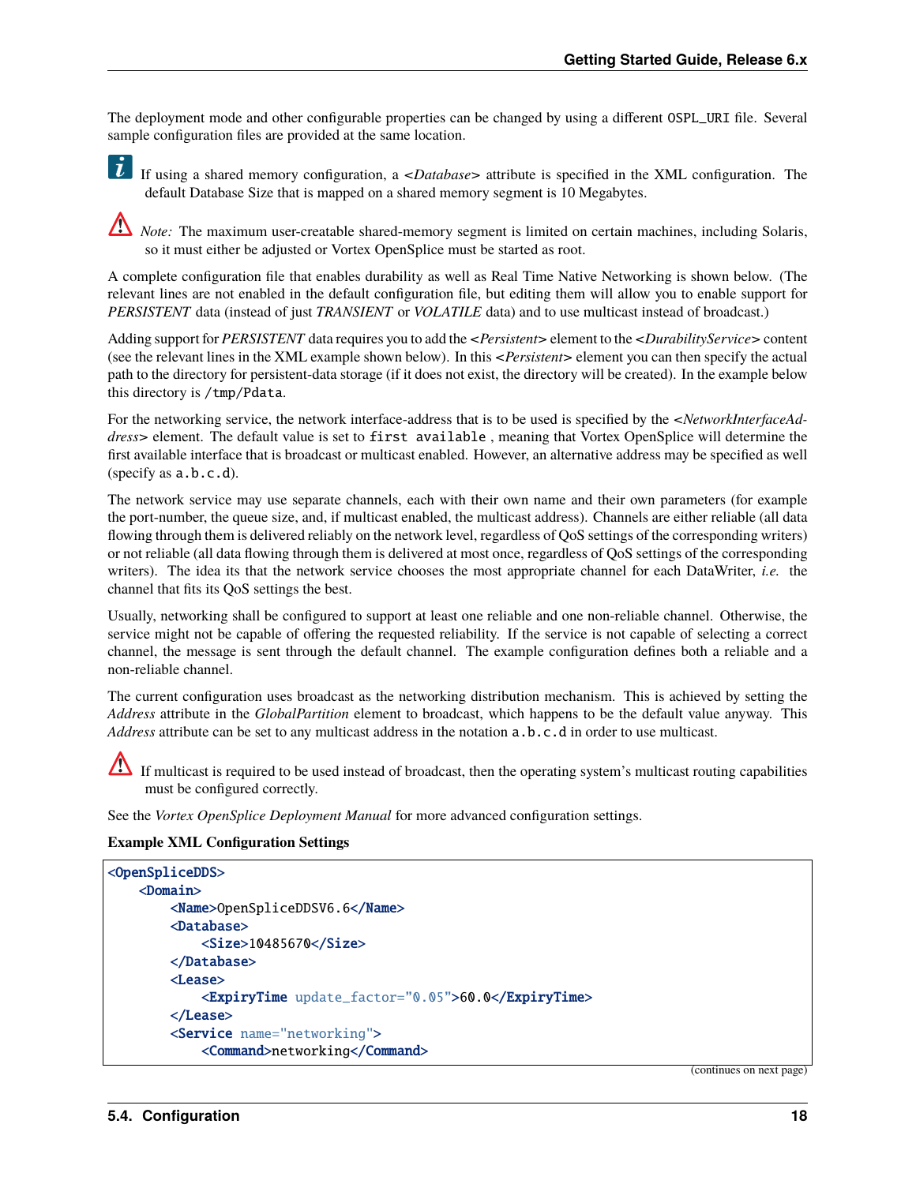The deployment mode and other configurable properties can be changed by using a different `OSPL_URI` file. Several sample configuration files are provided at the same location.

If using a shared memory configuration, a *<Database>* attribute is specified in the XML configuration. The default Database Size that is mapped on a shared memory segment is 10 Megabytes.

*Note:* The maximum user-creatable shared-memory segment is limited on certain machines, including Solaris, so it must either be adjusted or Vortex OpenSplice must be started as root.

A complete configuration file that enables durability as well as Real Time Native Networking is shown below. (The relevant lines are not enabled in the default configuration file, but editing them will allow you to enable support for *PERSISTENT* data (instead of just *TRANSIENT* or *VOLATILE* data) and to use multicast instead of broadcast.)

Adding support for *PERSISTENT* data requires you to add the *<Persistent>* element to the *<DurabilityService>* content (see the relevant lines in the XML example shown below). In this *<Persistent>* element you can then specify the actual path to the directory for persistent-data storage (if it does not exist, the directory will be created). In the example below this directory is `/tmp/Pdata`.

For the networking service, the network interface-address that is to be used is specified by the *<NetworkInterfaceAddress>* element. The default value is set to `first available`, meaning that Vortex OpenSplice will determine the first available interface that is broadcast or multicast enabled. However, an alternative address may be specified as well (specify as `a.b.c.d`).

The network service may use separate channels, each with their own name and their own parameters (for example the port-number, the queue size, and, if multicast enabled, the multicast address). Channels are either reliable (all data flowing through them is delivered reliably on the network level, regardless of QoS settings of the corresponding writers) or not reliable (all data flowing through them is delivered at most once, regardless of QoS settings of the corresponding writers). The idea its that the network service chooses the most appropriate channel for each DataWriter, *i.e.* the channel that fits its QoS settings the best.

Usually, networking shall be configured to support at least one reliable and one non-reliable channel. Otherwise, the service might not be capable of offering the requested reliability. If the service is not capable of selecting a correct channel, the message is sent through the default channel. The example configuration defines both a reliable and a non-reliable channel.

The current configuration uses broadcast as the networking distribution mechanism. This is achieved by setting the *Address* attribute in the *GlobalPartition* element to broadcast, which happens to be the default value anyway. This *Address* attribute can be set to any multicast address in the notation `a.b.c.d` in order to use multicast.

If multicast is required to be used instead of broadcast, then the operating system's multicast routing capabilities must be configured correctly.

See the *Vortex OpenSplice Deployment Manual* for more advanced configuration settings.

**Example XML Configuration Settings**

```
<OpenSpliceDDS>
    <Domain>
        <Name>OpenSpliceDDSV6.6</Name>
        <Database>
            <Size>10485670</Size>
        </Database>
        <Lease>
            <ExpiryTime update_factor="0.05">60.0</ExpiryTime>
        </Lease>
        <Service name="networking">
            <Command>networking</Command>
```

(continues on next page)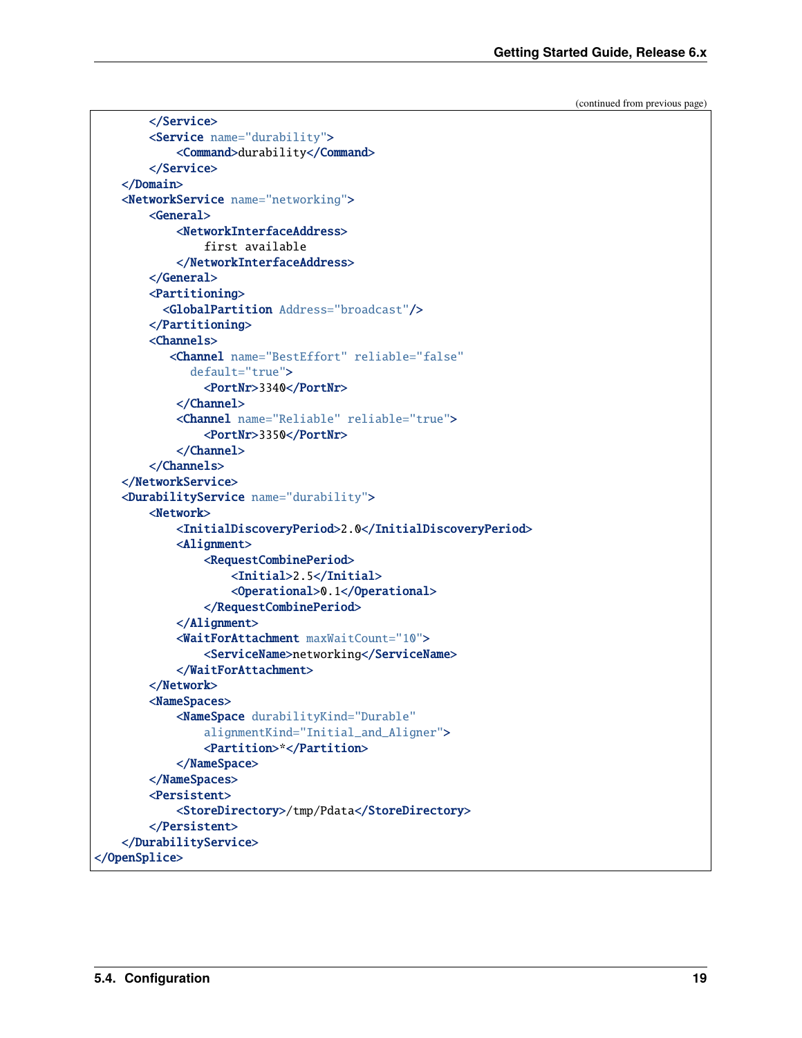(continued from previous page)

```
        </Service>
        <Service name="durability">
            <Command>durability</Command>
        </Service>
    </Domain>
    <NetworkService name="networking">
        <General>
            <NetworkInterfaceAddress>
                first available
            </NetworkInterfaceAddress>
        </General>
        <Partitioning>
          <GlobalPartition Address="broadcast"/>
        </Partitioning>
        <Channels>
           <Channel name="BestEffort" reliable="false"
              default="true">
                <PortNr>3340</PortNr>
            </Channel>
            <Channel name="Reliable" reliable="true">
                <PortNr>3350</PortNr>
            </Channel>
        </Channels>
    </NetworkService>
    <DurabilityService name="durability">
        <Network>
            <InitialDiscoveryPeriod>2.0</InitialDiscoveryPeriod>
            <Alignment>
                <RequestCombinePeriod>
                    <Initial>2.5</Initial>
                    <Operational>0.1</Operational>
                </RequestCombinePeriod>
            </Alignment>
            <WaitForAttachment maxWaitCount="10">
                <ServiceName>networking</ServiceName>
            </WaitForAttachment>
        </Network>
        <NameSpaces>
            <NameSpace durabilityKind="Durable"
                alignmentKind="Initial_and_Aligner">
                <Partition>*</Partition>
            </NameSpace>
        </NameSpaces>
        <Persistent>
            <StoreDirectory>/tmp/Pdata</StoreDirectory>
        </Persistent>
    </DurabilityService>
</OpenSplice>
```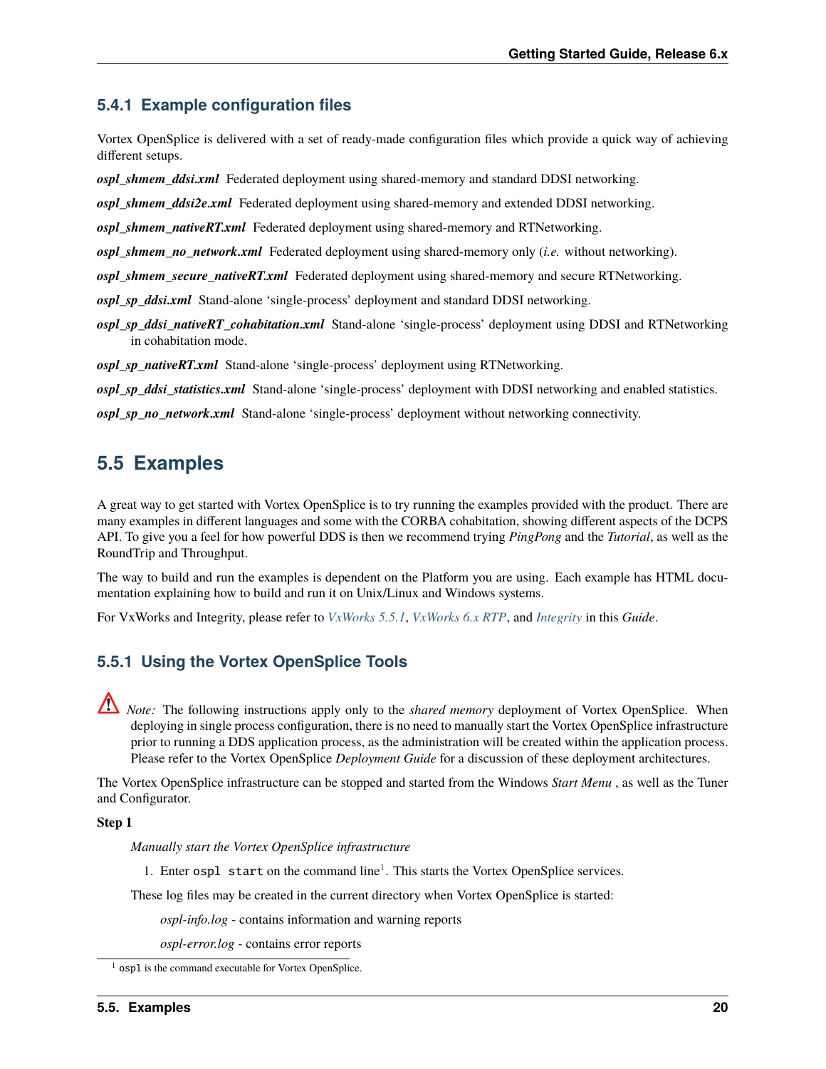### 5.4.1 Example configuration files

Vortex OpenSplice is delivered with a set of ready-made configuration files which provide a quick way of achieving different setups.

***ospl_shmem_ddsi.xml*** Federated deployment using shared-memory and standard DDSI networking.

***ospl_shmem_ddsi2e.xml*** Federated deployment using shared-memory and extended DDSI networking.

***ospl_shmem_nativeRT.xml*** Federated deployment using shared-memory and RTNetworking.

***ospl_shmem_no_network.xml*** Federated deployment using shared-memory only (*i.e.* without networking).

***ospl_shmem_secure_nativeRT.xml*** Federated deployment using shared-memory and secure RTNetworking.

***ospl_sp_ddsi.xml*** Stand-alone 'single-process' deployment and standard DDSI networking.

***ospl_sp_ddsi_nativeRT_cohabitation.xml*** Stand-alone 'single-process' deployment using DDSI and RTNetworking in cohabitation mode.

***ospl_sp_nativeRT.xml*** Stand-alone 'single-process' deployment using RTNetworking.

***ospl_sp_ddsi_statistics.xml*** Stand-alone 'single-process' deployment with DDSI networking and enabled statistics.

***ospl_sp_no_network.xml*** Stand-alone 'single-process' deployment without networking connectivity.

## 5.5 Examples

A great way to get started with Vortex OpenSplice is to try running the examples provided with the product. There are many examples in different languages and some with the CORBA cohabitation, showing different aspects of the DCPS API. To give you a feel for how powerful DDS is then we recommend trying *PingPong* and the *Tutorial*, as well as the RoundTrip and Throughput.

The way to build and run the examples is dependent on the Platform you are using. Each example has HTML documentation explaining how to build and run it on Unix/Linux and Windows systems.

For VxWorks and Integrity, please refer to *VxWorks 5.5.1*, *VxWorks 6.x RTP*, and *Integrity* in this *Guide*.

### 5.5.1 Using the Vortex OpenSplice Tools

*Note:* The following instructions apply only to the *shared memory* deployment of Vortex OpenSplice. When deploying in single process configuration, there is no need to manually start the Vortex OpenSplice infrastructure prior to running a DDS application process, as the administration will be created within the application process. Please refer to the Vortex OpenSplice *Deployment Guide* for a discussion of these deployment architectures.

The Vortex OpenSplice infrastructure can be stopped and started from the Windows *Start Menu* , as well as the Tuner and Configurator.

**Step 1**

*Manually start the Vortex OpenSplice infrastructure*

1. Enter `ospl start` on the command line[1]. This starts the Vortex OpenSplice services.

These log files may be created in the current directory when Vortex OpenSplice is started:

*ospl-info.log* - contains information and warning reports

*ospl-error.log* - contains error reports

[1] `ospl` is the command executable for Vortex OpenSplice.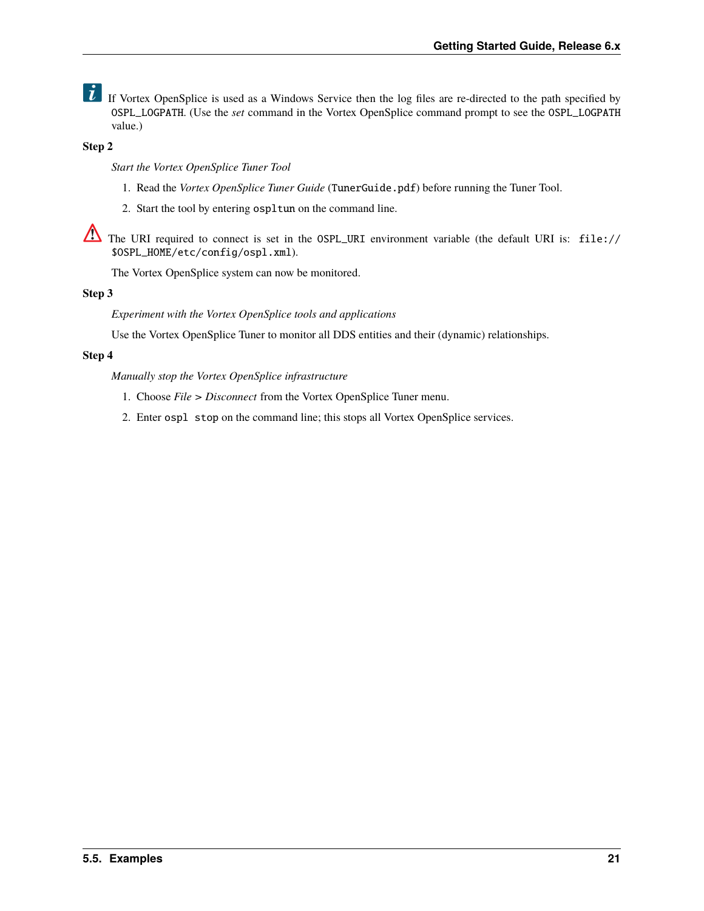If Vortex OpenSplice is used as a Windows Service then the log files are re-directed to the path specified by `OSPL_LOGPATH`. (Use the *set* command in the Vortex OpenSplice command prompt to see the `OSPL_LOGPATH` value.)

**Step 2**

*Start the Vortex OpenSplice Tuner Tool*

1. Read the *Vortex OpenSplice Tuner Guide* (`TunerGuide.pdf`) before running the Tuner Tool.
2. Start the tool by entering `ospltun` on the command line.

The URI required to connect is set in the `OSPL_URI` environment variable (the default URI is: `file://$OSPL_HOME/etc/config/ospl.xml`).

The Vortex OpenSplice system can now be monitored.

**Step 3**

*Experiment with the Vortex OpenSplice tools and applications*

Use the Vortex OpenSplice Tuner to monitor all DDS entities and their (dynamic) relationships.

**Step 4**

*Manually stop the Vortex OpenSplice infrastructure*

1. Choose *File* > *Disconnect* from the Vortex OpenSplice Tuner menu.
2. Enter `ospl stop` on the command line; this stops all Vortex OpenSplice services.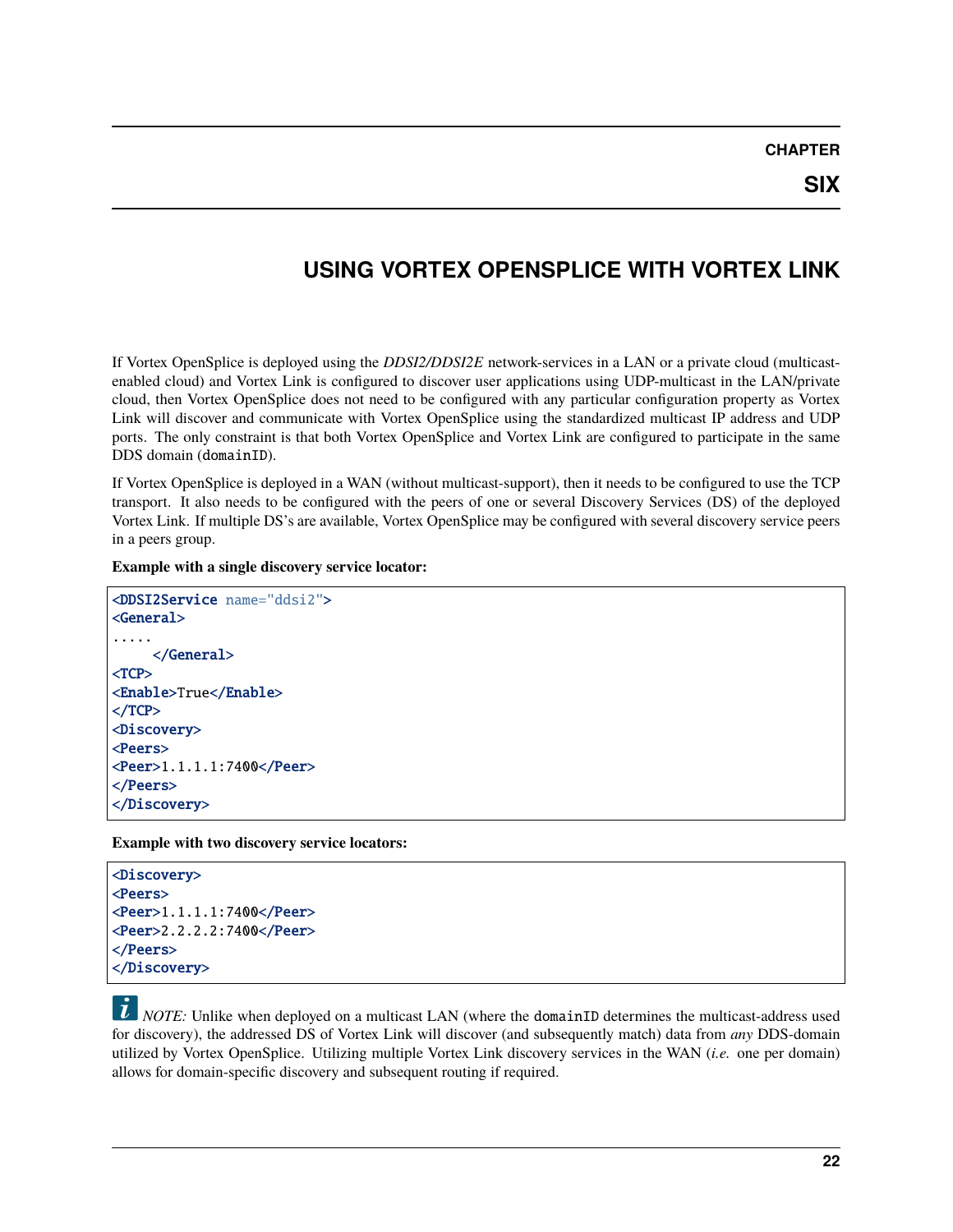# CHAPTER SIX

# USING VORTEX OPENSPLICE WITH VORTEX LINK

If Vortex OpenSplice is deployed using the *DDSI2/DDSI2E* network-services in a LAN or a private cloud (multicast-enabled cloud) and Vortex Link is configured to discover user applications using UDP-multicast in the LAN/private cloud, then Vortex OpenSplice does not need to be configured with any particular configuration property as Vortex Link will discover and communicate with Vortex OpenSplice using the standardized multicast IP address and UDP ports. The only constraint is that both Vortex OpenSplice and Vortex Link are configured to participate in the same DDS domain (`domainID`).

If Vortex OpenSplice is deployed in a WAN (without multicast-support), then it needs to be configured to use the TCP transport. It also needs to be configured with the peers of one or several Discovery Services (DS) of the deployed Vortex Link. If multiple DS's are available, Vortex OpenSplice may be configured with several discovery service peers in a peers group.

**Example with a single discovery service locator:**

```
<DDSI2Service name="ddsi2">
<General>
.....
     </General>
<TCP>
<Enable>True</Enable>
</TCP>
<Discovery>
<Peers>
<Peer>1.1.1.1:7400</Peer>
</Peers>
</Discovery>
```

**Example with two discovery service locators:**

```
<Discovery>
<Peers>
<Peer>1.1.1.1:7400</Peer>
<Peer>2.2.2.2:7400</Peer>
</Peers>
</Discovery>
```

*NOTE:* Unlike when deployed on a multicast LAN (where the `domainID` determines the multicast-address used for discovery), the addressed DS of Vortex Link will discover (and subsequently match) data from *any* DDS-domain utilized by Vortex OpenSplice. Utilizing multiple Vortex Link discovery services in the WAN (*i.e.* one per domain) allows for domain-specific discovery and subsequent routing if required.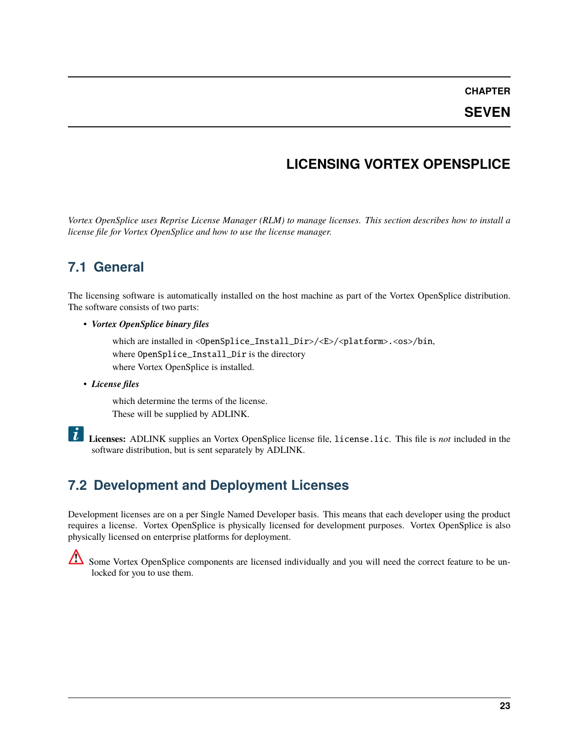# CHAPTER SEVEN

# LICENSING VORTEX OPENSPLICE

*Vortex OpenSplice uses Reprise License Manager (RLM) to manage licenses. This section describes how to install a license file for Vortex OpenSplice and how to use the license manager.*

## 7.1 General

The licensing software is automatically installed on the host machine as part of the Vortex OpenSplice distribution. The software consists of two parts:

- ***Vortex OpenSplice binary files***

  which are installed in `<OpenSplice_Install_Dir>/<E>/<platform>.<os>/bin`,
  where `OpenSplice_Install_Dir` is the directory
  where Vortex OpenSplice is installed.

- ***License files***

  which determine the terms of the license.
  These will be supplied by ADLINK.

**Licenses:** ADLINK supplies an Vortex OpenSplice license file, `license.lic`. This file is *not* included in the software distribution, but is sent separately by ADLINK.

## 7.2 Development and Deployment Licenses

Development licenses are on a per Single Named Developer basis. This means that each developer using the product requires a license. Vortex OpenSplice is physically licensed for development purposes. Vortex OpenSplice is also physically licensed on enterprise platforms for deployment.

Some Vortex OpenSplice components are licensed individually and you will need the correct feature to be unlocked for you to use them.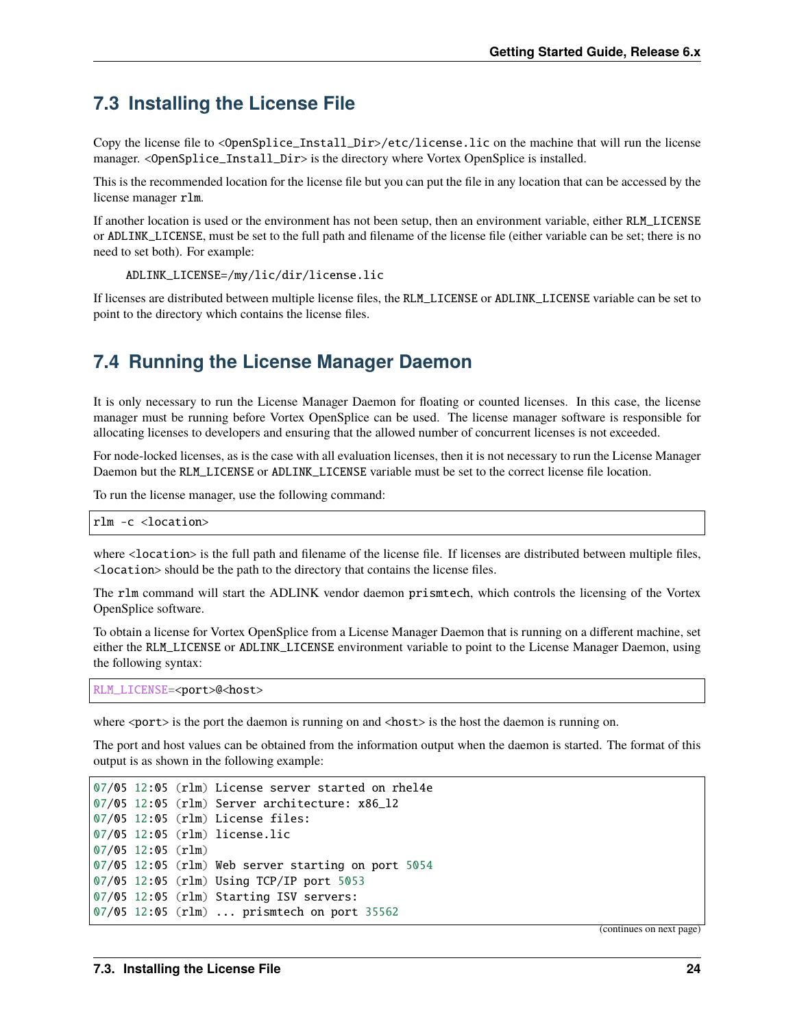## 7.3 Installing the License File

Copy the license file to `<OpenSplice_Install_Dir>/etc/license.lic` on the machine that will run the license manager. `<OpenSplice_Install_Dir>` is the directory where Vortex OpenSplice is installed.

This is the recommended location for the license file but you can put the file in any location that can be accessed by the license manager `rlm`.

If another location is used or the environment has not been setup, then an environment variable, either `RLM_LICENSE` or `ADLINK_LICENSE`, must be set to the full path and filename of the license file (either variable can be set; there is no need to set both). For example:

```
ADLINK_LICENSE=/my/lic/dir/license.lic
```

If licenses are distributed between multiple license files, the `RLM_LICENSE` or `ADLINK_LICENSE` variable can be set to point to the directory which contains the license files.

## 7.4 Running the License Manager Daemon

It is only necessary to run the License Manager Daemon for floating or counted licenses. In this case, the license manager must be running before Vortex OpenSplice can be used. The license manager software is responsible for allocating licenses to developers and ensuring that the allowed number of concurrent licenses is not exceeded.

For node-locked licenses, as is the case with all evaluation licenses, then it is not necessary to run the License Manager Daemon but the `RLM_LICENSE` or `ADLINK_LICENSE` variable must be set to the correct license file location.

To run the license manager, use the following command:

```
rlm -c <location>
```

where `<location>` is the full path and filename of the license file. If licenses are distributed between multiple files, `<location>` should be the path to the directory that contains the license files.

The `rlm` command will start the ADLINK vendor daemon `prismtech`, which controls the licensing of the Vortex OpenSplice software.

To obtain a license for Vortex OpenSplice from a License Manager Daemon that is running on a different machine, set either the `RLM_LICENSE` or `ADLINK_LICENSE` environment variable to point to the License Manager Daemon, using the following syntax:

```
RLM_LICENSE=<port>@<host>
```

where `<port>` is the port the daemon is running on and `<host>` is the host the daemon is running on.

The port and host values can be obtained from the information output when the daemon is started. The format of this output is as shown in the following example:

```
07/05 12:05 (rlm) License server started on rhel4e
07/05 12:05 (rlm) Server architecture: x86_l2
07/05 12:05 (rlm) License files:
07/05 12:05 (rlm) license.lic
07/05 12:05 (rlm)
07/05 12:05 (rlm) Web server starting on port 5054
07/05 12:05 (rlm) Using TCP/IP port 5053
07/05 12:05 (rlm) Starting ISV servers:
07/05 12:05 (rlm) ... prismtech on port 35562
```

(continues on next page)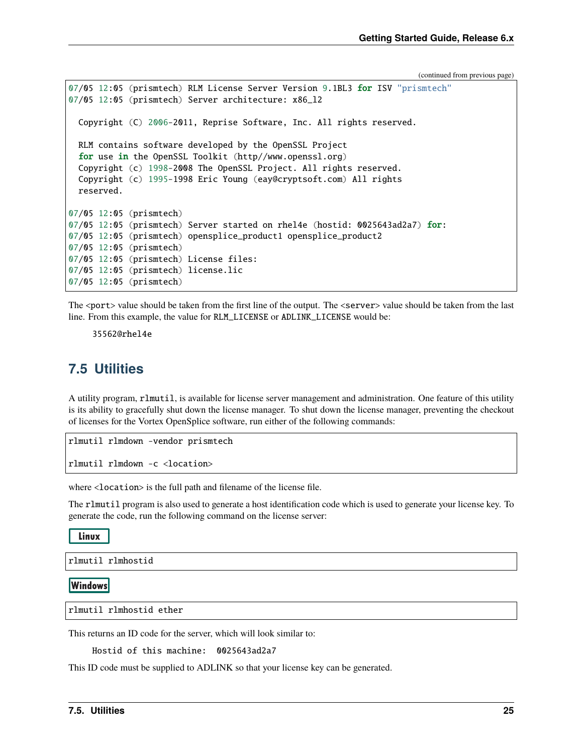(continued from previous page)

```
07/05 12:05 (prismtech) RLM License Server Version 9.1BL3 for ISV "prismtech"
07/05 12:05 (prismtech) Server architecture: x86_l2

  Copyright (C) 2006-2011, Reprise Software, Inc. All rights reserved.

  RLM contains software developed by the OpenSSL Project
  for use in the OpenSSL Toolkit (http//www.openssl.org)
  Copyright (c) 1998-2008 The OpenSSL Project. All rights reserved.
  Copyright (c) 1995-1998 Eric Young (eay@cryptsoft.com) All rights
  reserved.

07/05 12:05 (prismtech)
07/05 12:05 (prismtech) Server started on rhel4e (hostid: 0025643ad2a7) for:
07/05 12:05 (prismtech) opensplice_product1 opensplice_product2
07/05 12:05 (prismtech)
07/05 12:05 (prismtech) License files:
07/05 12:05 (prismtech) license.lic
07/05 12:05 (prismtech)
```

The `<port>` value should be taken from the first line of the output. The `<server>` value should be taken from the last line. From this example, the value for `RLM_LICENSE` or `ADLINK_LICENSE` would be:

```
35562@rhel4e
```

## 7.5 Utilities

A utility program, `rlmutil`, is available for license server management and administration. One feature of this utility is its ability to gracefully shut down the license manager. To shut down the license manager, preventing the checkout of licenses for the Vortex OpenSplice software, run either of the following commands:

```
rlmutil rlmdown -vendor prismtech

rlmutil rlmdown -c <location>
```

where `<location>` is the full path and filename of the license file.

The `rlmutil` program is also used to generate a host identification code which is used to generate your license key. To generate the code, run the following command on the license server:

**Linux**

```
rlmutil rlmhostid
```

**Windows**

```
rlmutil rlmhostid ether
```

This returns an ID code for the server, which will look similar to:

```
Hostid of this machine:  0025643ad2a7
```

This ID code must be supplied to ADLINK so that your license key can be generated.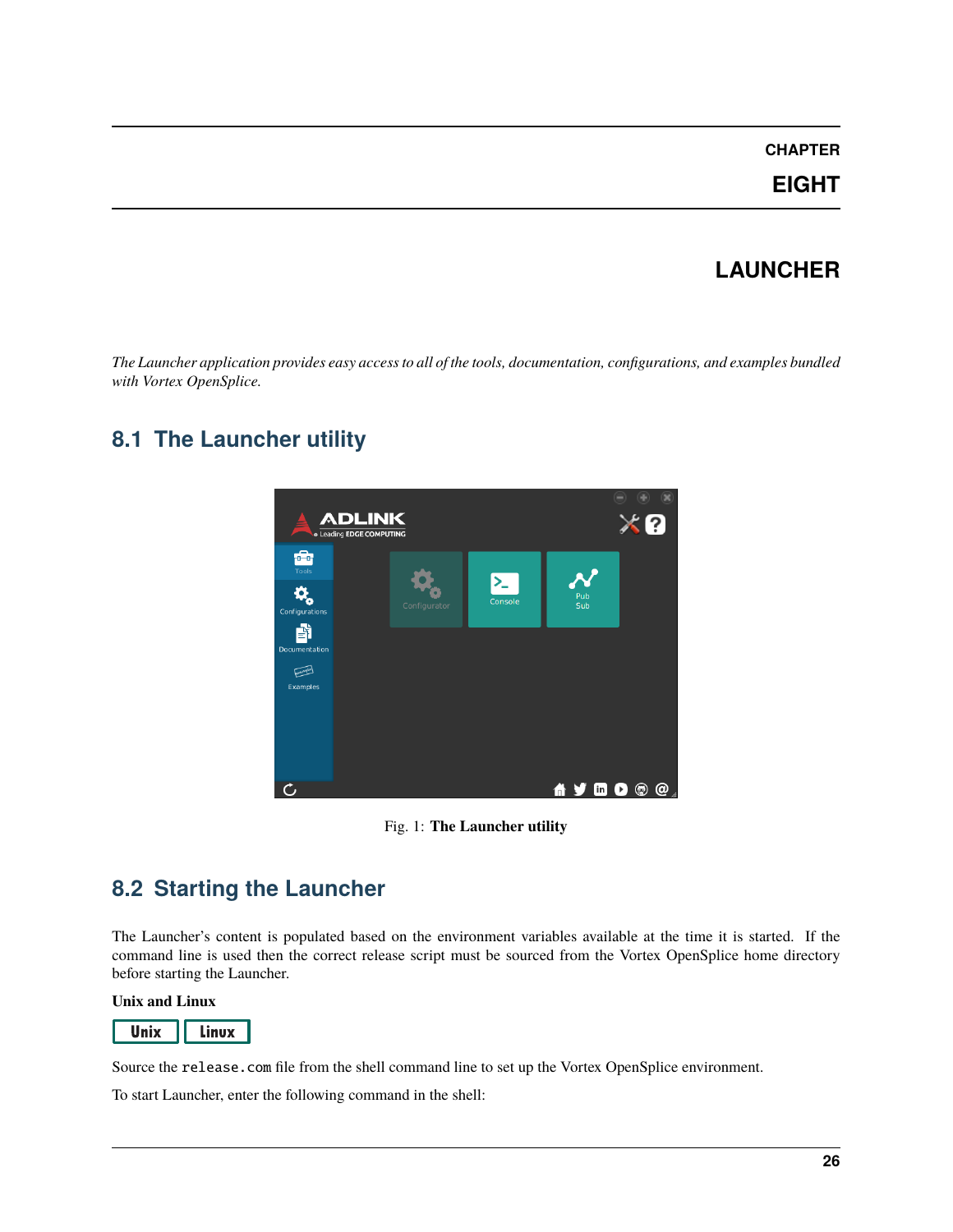# CHAPTER EIGHT

# LAUNCHER

*The Launcher application provides easy access to all of the tools, documentation, configurations, and examples bundled with Vortex OpenSplice.*

## 8.1 The Launcher utility

Fig. 1: **The Launcher utility**

## 8.2 Starting the Launcher

The Launcher's content is populated based on the environment variables available at the time it is started. If the command line is used then the correct release script must be sourced from the Vortex OpenSplice home directory before starting the Launcher.

**Unix and Linux**

Unix | Linux

Source the `release.com` file from the shell command line to set up the Vortex OpenSplice environment.

To start Launcher, enter the following command in the shell: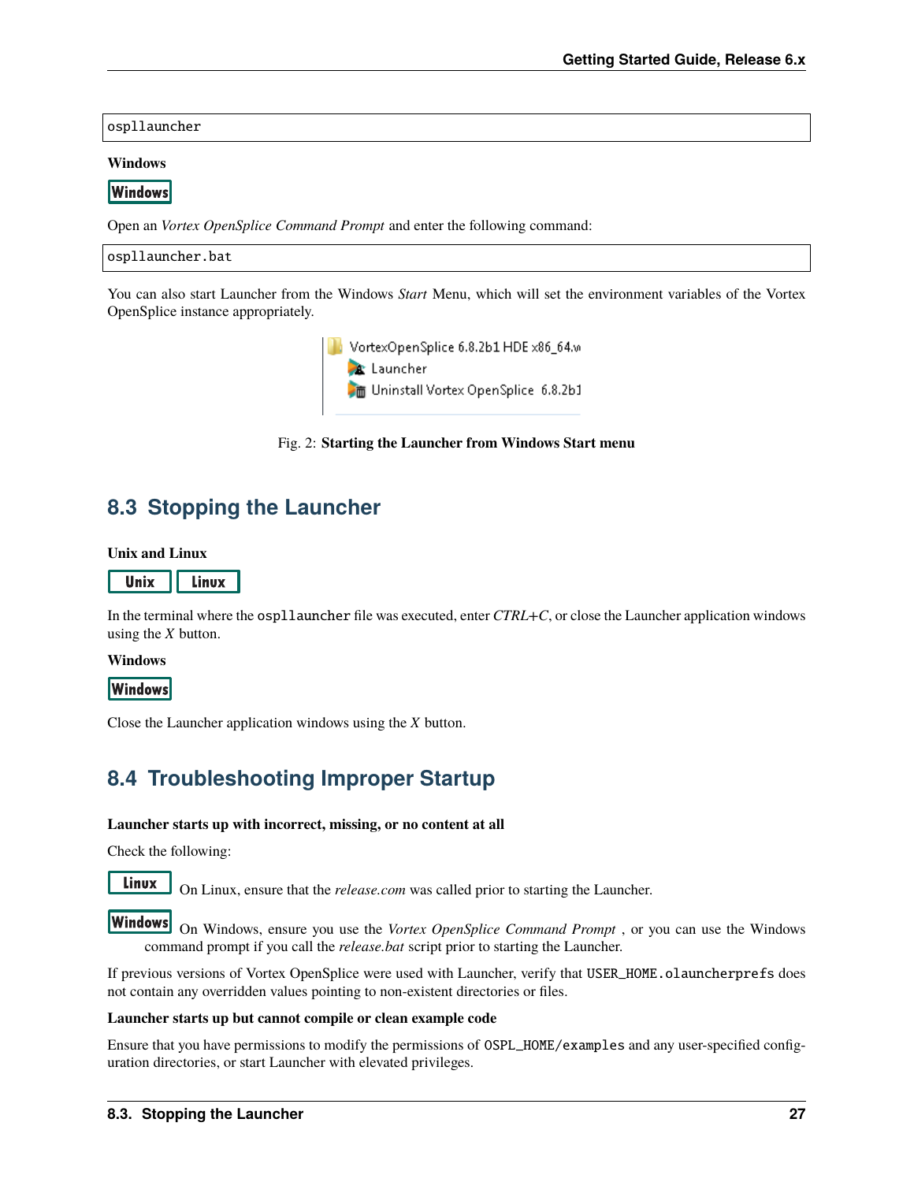```
ospllauncher
```

**Windows**

Windows

Open an *Vortex OpenSplice Command Prompt* and enter the following command:

```
ospllauncher.bat
```

You can also start Launcher from the Windows *Start* Menu, which will set the environment variables of the Vortex OpenSplice instance appropriately.

Fig. 2: **Starting the Launcher from Windows Start menu**

## 8.3 Stopping the Launcher

**Unix and Linux**

Unix Linux

In the terminal where the `ospllauncher` file was executed, enter *CTRL+C*, or close the Launcher application windows using the *X* button.

**Windows**

Windows

Close the Launcher application windows using the *X* button.

## 8.4 Troubleshooting Improper Startup

**Launcher starts up with incorrect, missing, or no content at all**

Check the following:

Linux On Linux, ensure that the *release.com* was called prior to starting the Launcher.

Windows On Windows, ensure you use the *Vortex OpenSplice Command Prompt* , or you can use the Windows command prompt if you call the *release.bat* script prior to starting the Launcher.

If previous versions of Vortex OpenSplice were used with Launcher, verify that `USER_HOME.olauncherprefs` does not contain any overridden values pointing to non-existent directories or files.

**Launcher starts up but cannot compile or clean example code**

Ensure that you have permissions to modify the permissions of `OSPL_HOME/examples` and any user-specified configuration directories, or start Launcher with elevated privileges.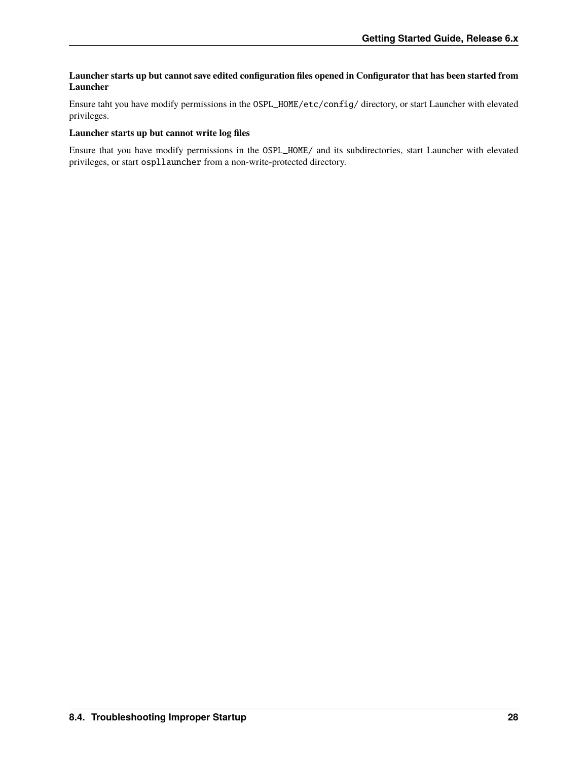**Launcher starts up but cannot save edited configuration files opened in Configurator that has been started from Launcher**

Ensure taht you have modify permissions in the `OSPL_HOME/etc/config/` directory, or start Launcher with elevated privileges.

**Launcher starts up but cannot write log files**

Ensure that you have modify permissions in the `OSPL_HOME/` and its subdirectories, start Launcher with elevated privileges, or start `ospllauncher` from a non-write-protected directory.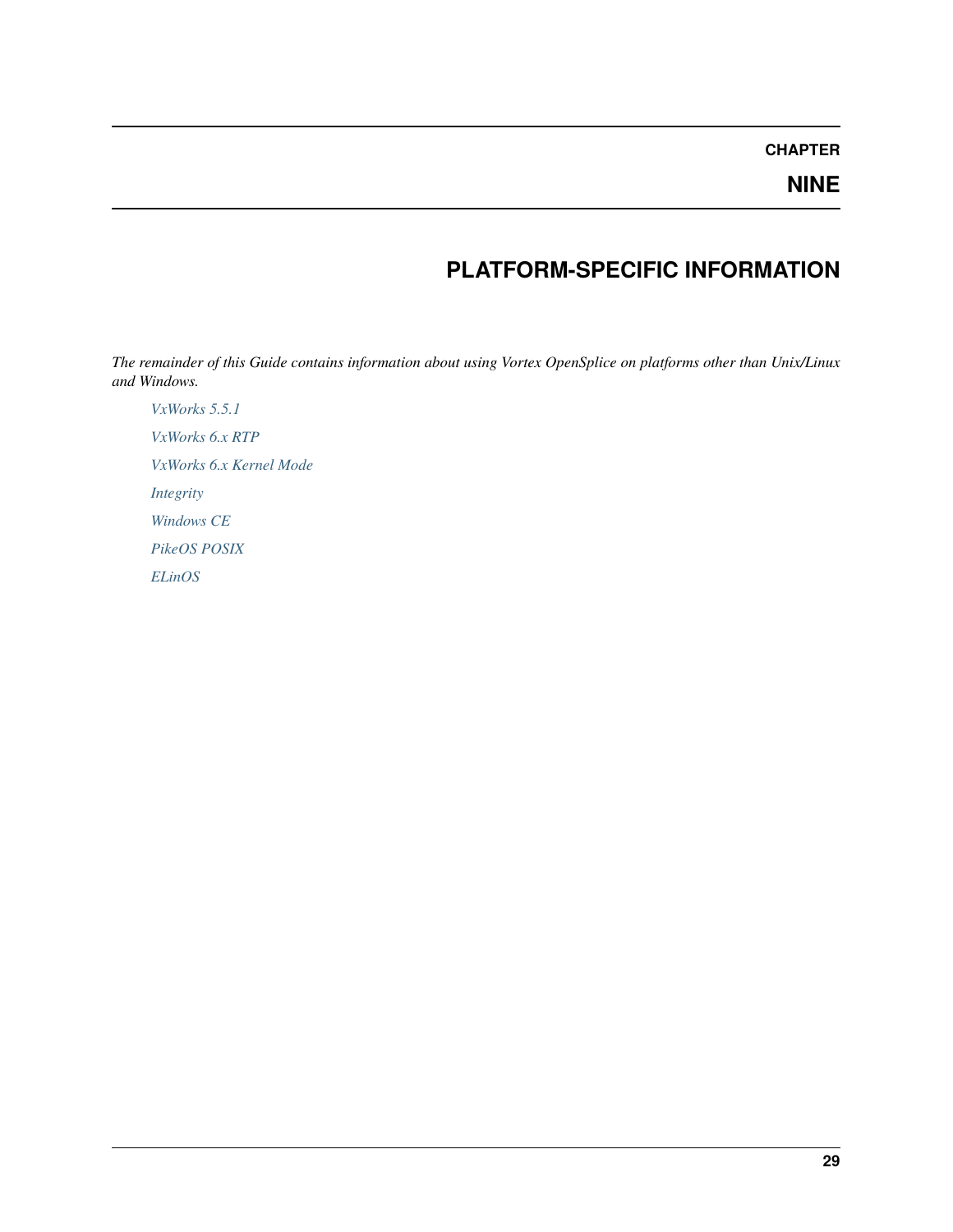# CHAPTER NINE

# PLATFORM-SPECIFIC INFORMATION

*The remainder of this Guide contains information about using Vortex OpenSplice on platforms other than Unix/Linux and Windows.*

*VxWorks 5.5.1*

*VxWorks 6.x RTP*

*VxWorks 6.x Kernel Mode*

*Integrity*

*Windows CE*

*PikeOS POSIX*

*ELinOS*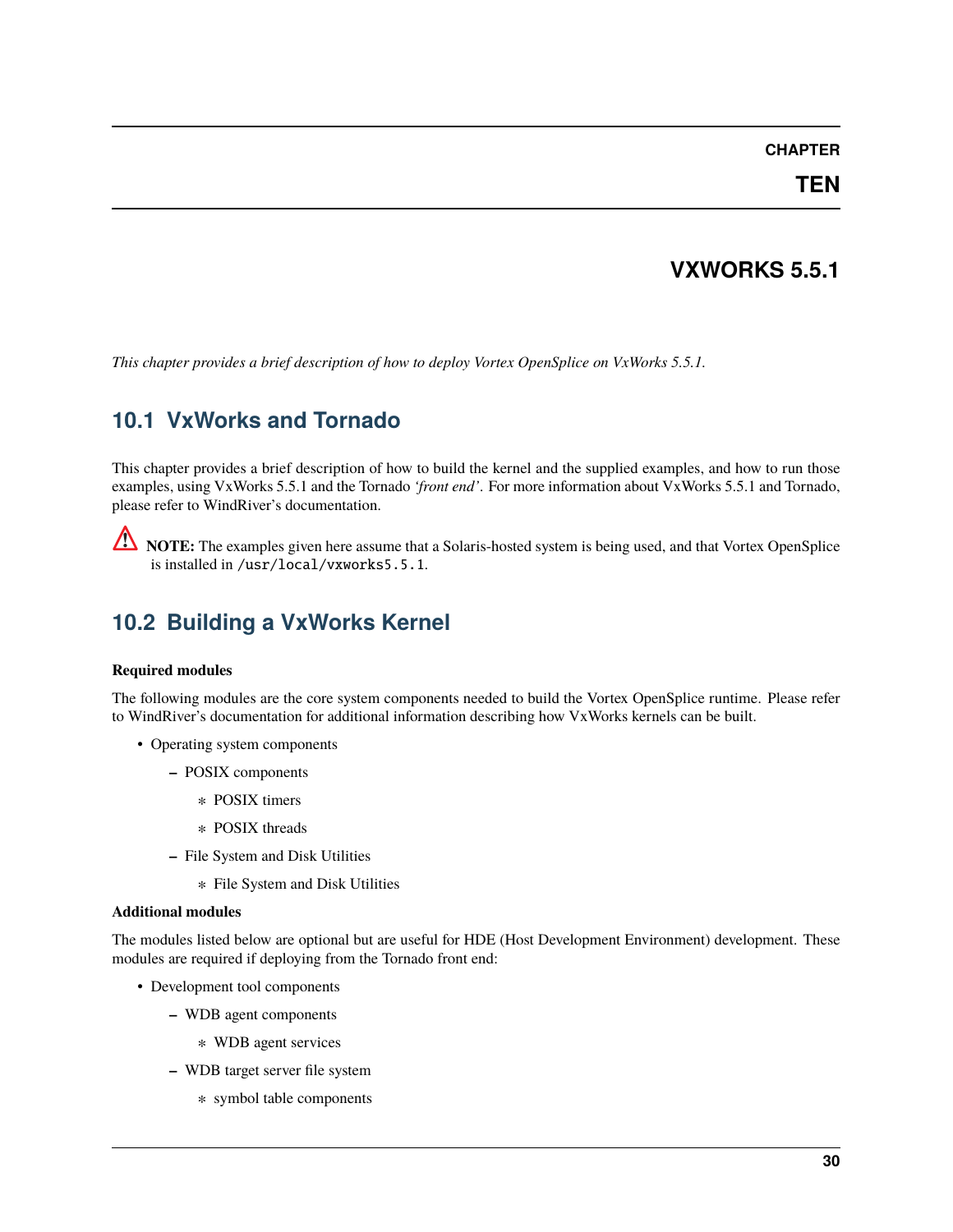# CHAPTER TEN

# VXWORKS 5.5.1

*This chapter provides a brief description of how to deploy Vortex OpenSplice on VxWorks 5.5.1.*

## 10.1 VxWorks and Tornado

This chapter provides a brief description of how to build the kernel and the supplied examples, and how to run those examples, using VxWorks 5.5.1 and the Tornado *'front end'*. For more information about VxWorks 5.5.1 and Tornado, please refer to WindRiver's documentation.

**NOTE:** The examples given here assume that a Solaris-hosted system is being used, and that Vortex OpenSplice is installed in `/usr/local/vxworks5.5.1`.

## 10.2 Building a VxWorks Kernel

**Required modules**

The following modules are the core system components needed to build the Vortex OpenSplice runtime. Please refer to WindRiver's documentation for additional information describing how VxWorks kernels can be built.

- Operating system components
  - POSIX components
    - POSIX timers
    - POSIX threads
  - File System and Disk Utilities
    - File System and Disk Utilities

**Additional modules**

The modules listed below are optional but are useful for HDE (Host Development Environment) development. These modules are required if deploying from the Tornado front end:

- Development tool components
  - WDB agent components
    - WDB agent services
  - WDB target server file system
    - symbol table components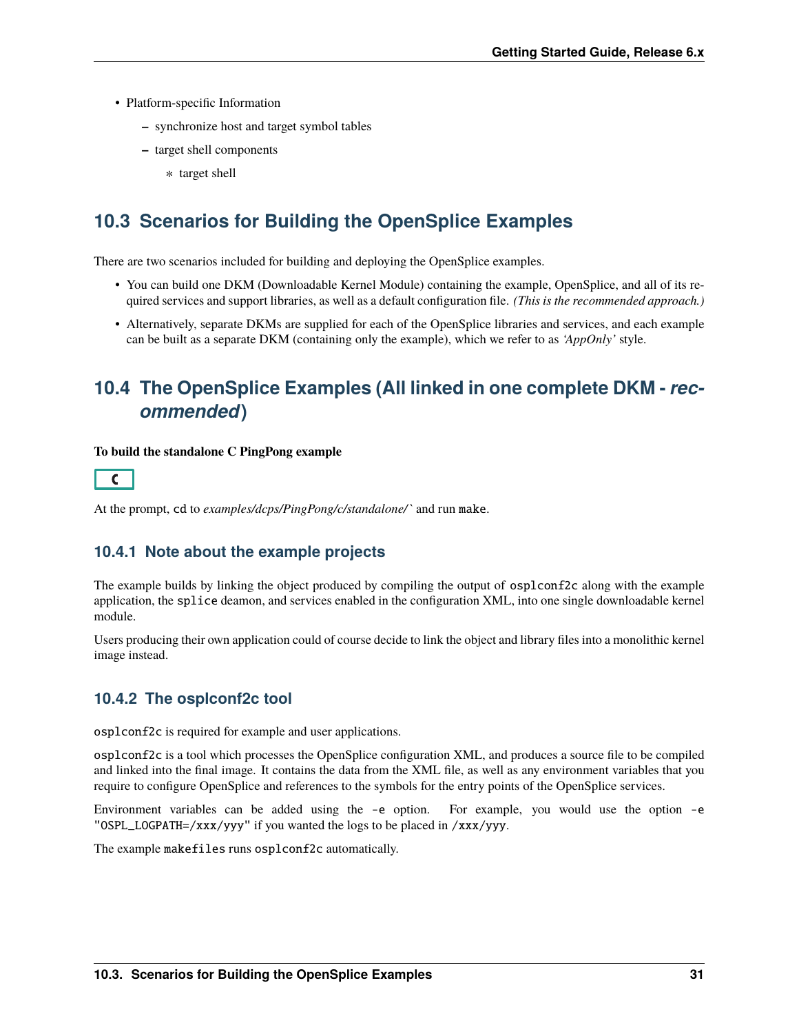- Platform-specific Information
  - synchronize host and target symbol tables
  - target shell components
    - target shell

## 10.3 Scenarios for Building the OpenSplice Examples

There are two scenarios included for building and deploying the OpenSplice examples.

- You can build one DKM (Downloadable Kernel Module) containing the example, OpenSplice, and all of its required services and support libraries, as well as a default configuration file. *(This is the recommended approach.)*
- Alternatively, separate DKMs are supplied for each of the OpenSplice libraries and services, and each example can be built as a separate DKM (containing only the example), which we refer to as *'AppOnly'* style.

## 10.4 The OpenSplice Examples (All linked in one complete DKM - *recommended*)

**To build the standalone C PingPong example**

C

At the prompt, `cd` to *examples/dcps/PingPong/c/standalone/`* and run `make`.

### 10.4.1 Note about the example projects

The example builds by linking the object produced by compiling the output of `osplconf2c` along with the example application, the `splice` deamon, and services enabled in the configuration XML, into one single downloadable kernel module.

Users producing their own application could of course decide to link the object and library files into a monolithic kernel image instead.

### 10.4.2 The osplconf2c tool

`osplconf2c` is required for example and user applications.

`osplconf2c` is a tool which processes the OpenSplice configuration XML, and produces a source file to be compiled and linked into the final image. It contains the data from the XML file, as well as any environment variables that you require to configure OpenSplice and references to the symbols for the entry points of the OpenSplice services.

Environment variables can be added using the `-e` option. For example, you would use the option `-e "OSPL_LOGPATH=/xxx/yyy"` if you wanted the logs to be placed in `/xxx/yyy`.

The example `makefiles` runs `osplconf2c` automatically.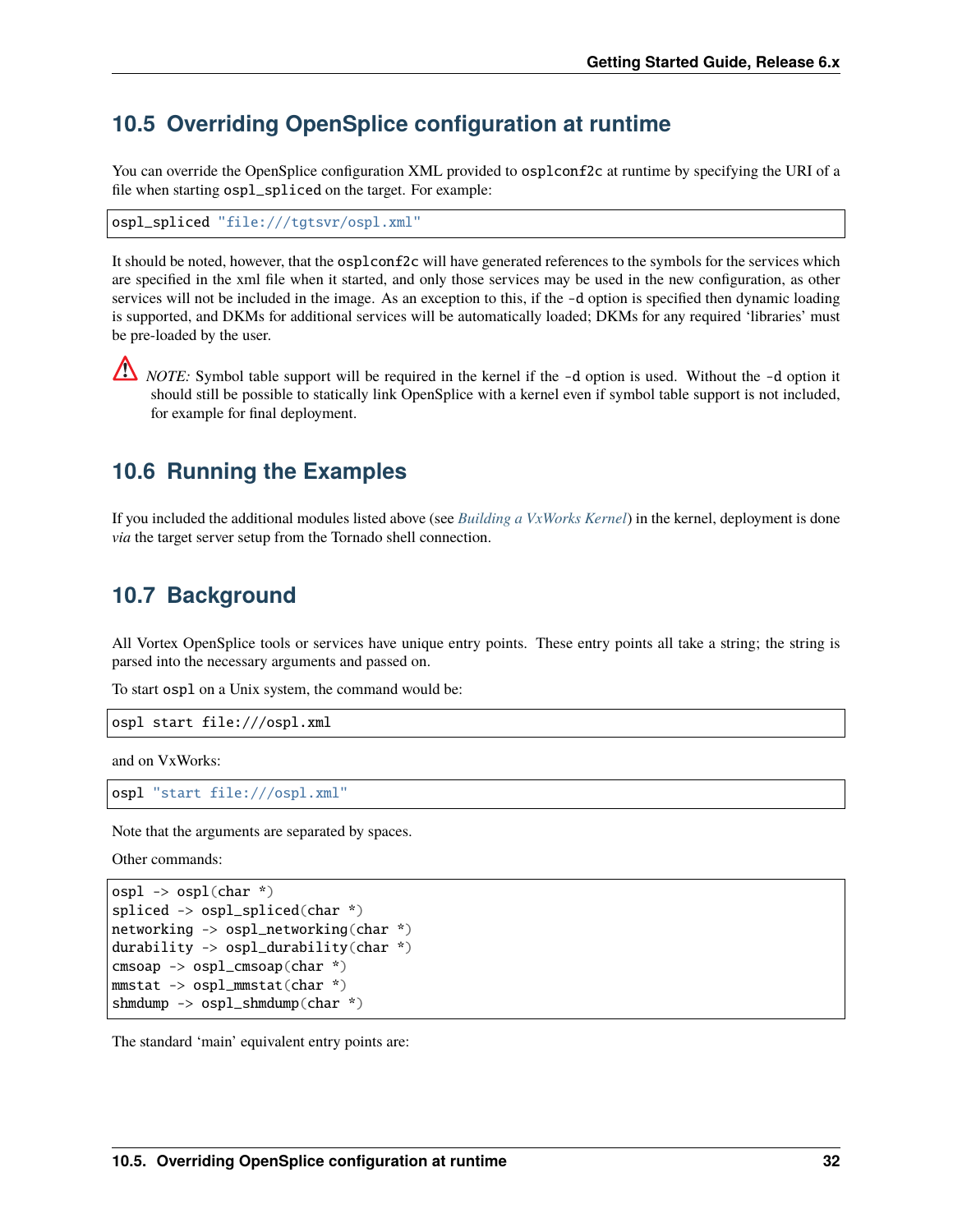## 10.5 Overriding OpenSplice configuration at runtime

You can override the OpenSplice configuration XML provided to `osplconf2c` at runtime by specifying the URI of a file when starting `ospl_spliced` on the target. For example:

```
ospl_spliced "file:///tgtsvr/ospl.xml"
```

It should be noted, however, that the `osplconf2c` will have generated references to the symbols for the services which are specified in the xml file when it started, and only those services may be used in the new configuration, as other services will not be included in the image. As an exception to this, if the `-d` option is specified then dynamic loading is supported, and DKMs for additional services will be automatically loaded; DKMs for any required 'libraries' must be pre-loaded by the user.

*NOTE:* Symbol table support will be required in the kernel if the `-d` option is used. Without the `-d` option it should still be possible to statically link OpenSplice with a kernel even if symbol table support is not included, for example for final deployment.

## 10.6 Running the Examples

If you included the additional modules listed above (see *Building a VxWorks Kernel*) in the kernel, deployment is done *via* the target server setup from the Tornado shell connection.

## 10.7 Background

All Vortex OpenSplice tools or services have unique entry points. These entry points all take a string; the string is parsed into the necessary arguments and passed on.

To start `ospl` on a Unix system, the command would be:

```
ospl start file:///ospl.xml
```

and on VxWorks:

```
ospl "start file:///ospl.xml"
```

Note that the arguments are separated by spaces.

Other commands:

```
ospl -> ospl(char *)
spliced -> ospl_spliced(char *)
networking -> ospl_networking(char *)
durability -> ospl_durability(char *)
cmsoap -> ospl_cmsoap(char *)
mmstat -> ospl_mmstat(char *)
shmdump -> ospl_shmdump(char *)
```

The standard 'main' equivalent entry points are: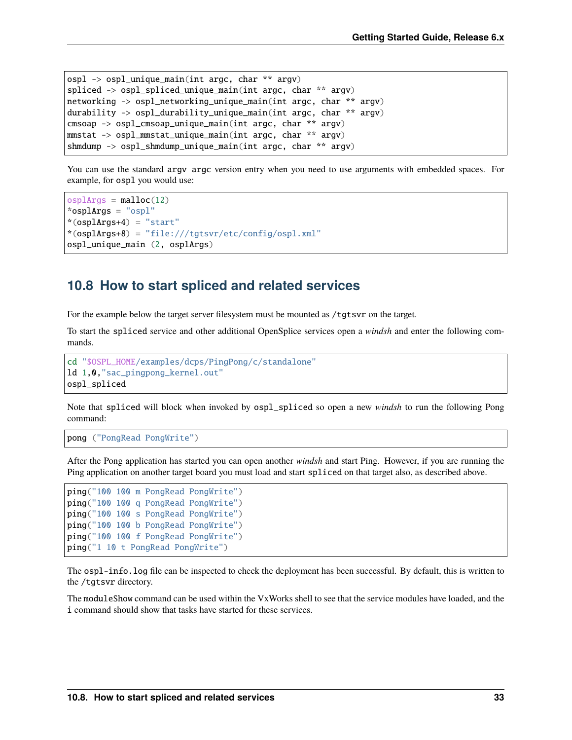```
ospl -> ospl_unique_main(int argc, char ** argv)
spliced -> ospl_spliced_unique_main(int argc, char ** argv)
networking -> ospl_networking_unique_main(int argc, char ** argv)
durability -> ospl_durability_unique_main(int argc, char ** argv)
cmsoap -> ospl_cmsoap_unique_main(int argc, char ** argv)
mmstat -> ospl_mmstat_unique_main(int argc, char ** argv)
shmdump -> ospl_shmdump_unique_main(int argc, char ** argv)
```

You can use the standard `argv argc` version entry when you need to use arguments with embedded spaces. For example, for `ospl` you would use:

```
osplArgs = malloc(12)
*osplArgs = "ospl"
*(osplArgs+4) = "start"
*(osplArgs+8) = "file:///tgtsvr/etc/config/ospl.xml"
ospl_unique_main (2, osplArgs)
```

## 10.8 How to start spliced and related services

For the example below the target server filesystem must be mounted as `/tgtsvr` on the target.

To start the `spliced` service and other additional OpenSplice services open a *windsh* and enter the following commands.

```
cd "$OSPL_HOME/examples/dcps/PingPong/c/standalone"
ld 1,0,"sac_pingpong_kernel.out"
ospl_spliced
```

Note that `spliced` will block when invoked by `ospl_spliced` so open a new *windsh* to run the following Pong command:

```
pong ("PongRead PongWrite")
```

After the Pong application has started you can open another *windsh* and start Ping. However, if you are running the Ping application on another target board you must load and start `spliced` on that target also, as described above.

```
ping("100 100 m PongRead PongWrite")
ping("100 100 q PongRead PongWrite")
ping("100 100 s PongRead PongWrite")
ping("100 100 b PongRead PongWrite")
ping("100 100 f PongRead PongWrite")
ping("1 10 t PongRead PongWrite")
```

The `ospl-info.log` file can be inspected to check the deployment has been successful. By default, this is written to the `/tgtsvr` directory.

The `moduleShow` command can be used within the VxWorks shell to see that the service modules have loaded, and the `i` command should show that tasks have started for these services.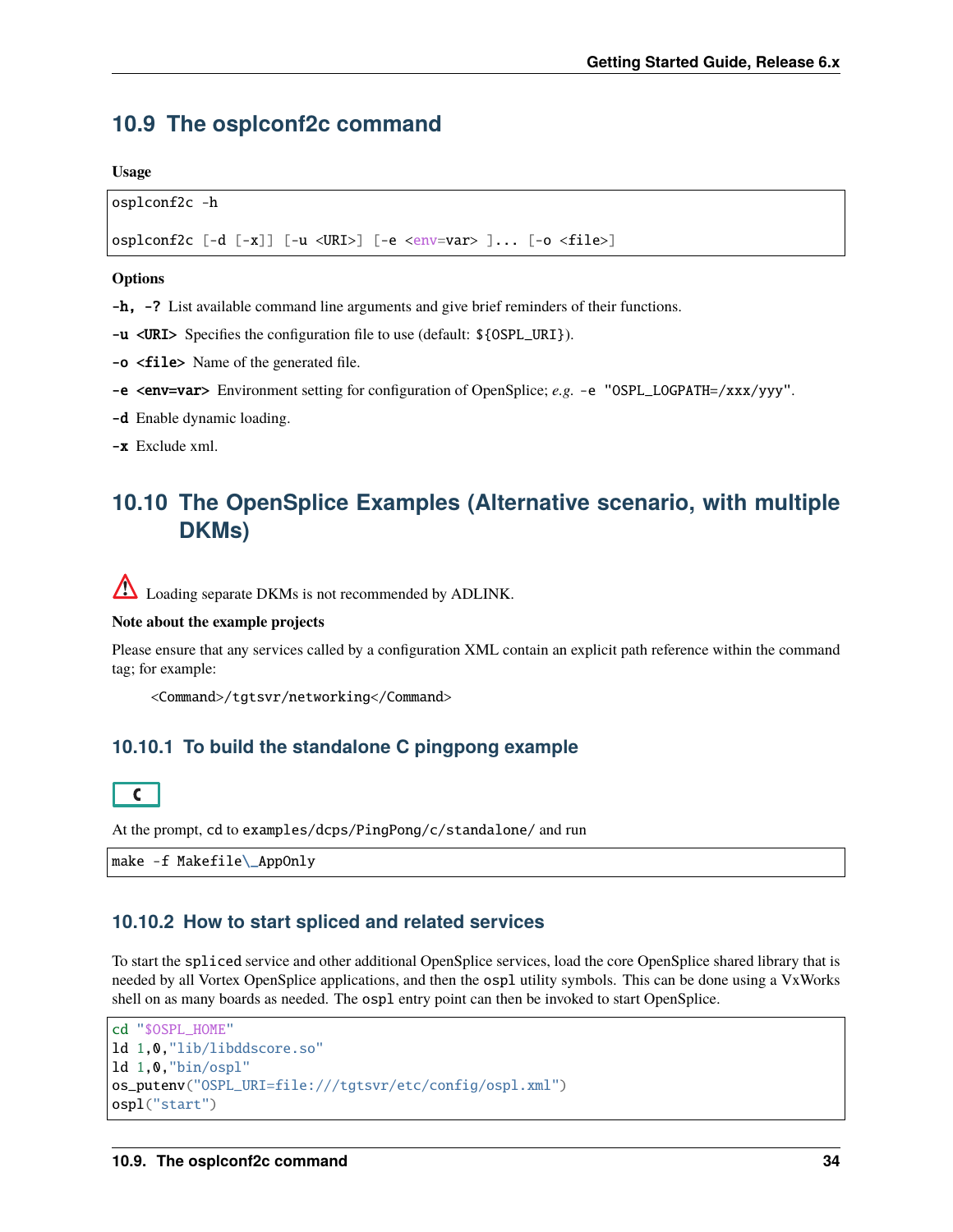## 10.9 The osplconf2c command

**Usage**

```
osplconf2c -h

osplconf2c [-d [-x]] [-u <URI>] [-e <env=var> ]... [-o <file>]
```

**Options**

**-h, -?** List available command line arguments and give brief reminders of their functions.

**-u <URI>** Specifies the configuration file to use (default: `${OSPL_URI}`).

**-o <file>** Name of the generated file.

**-e <env=var>** Environment setting for configuration of OpenSplice; *e.g.* `-e "OSPL_LOGPATH=/xxx/yyy"`.

**-d** Enable dynamic loading.

**-x** Exclude xml.

## 10.10 The OpenSplice Examples (Alternative scenario, with multiple DKMs)

Loading separate DKMs is not recommended by ADLINK.

**Note about the example projects**

Please ensure that any services called by a configuration XML contain an explicit path reference within the command tag; for example:

```
<Command>/tgtsvr/networking</Command>
```

### 10.10.1 To build the standalone C pingpong example

**C**

At the prompt, `cd` to `examples/dcps/PingPong/c/standalone/` and run

```
make -f Makefile\_AppOnly
```

### 10.10.2 How to start spliced and related services

To start the `spliced` service and other additional OpenSplice services, load the core OpenSplice shared library that is needed by all Vortex OpenSplice applications, and then the `ospl` utility symbols. This can be done using a VxWorks shell on as many boards as needed. The `ospl` entry point can then be invoked to start OpenSplice.

```
cd "$OSPL_HOME"
ld 1,0,"lib/libddscore.so"
ld 1,0,"bin/ospl"
os_putenv("OSPL_URI=file:///tgtsvr/etc/config/ospl.xml")
ospl("start")
```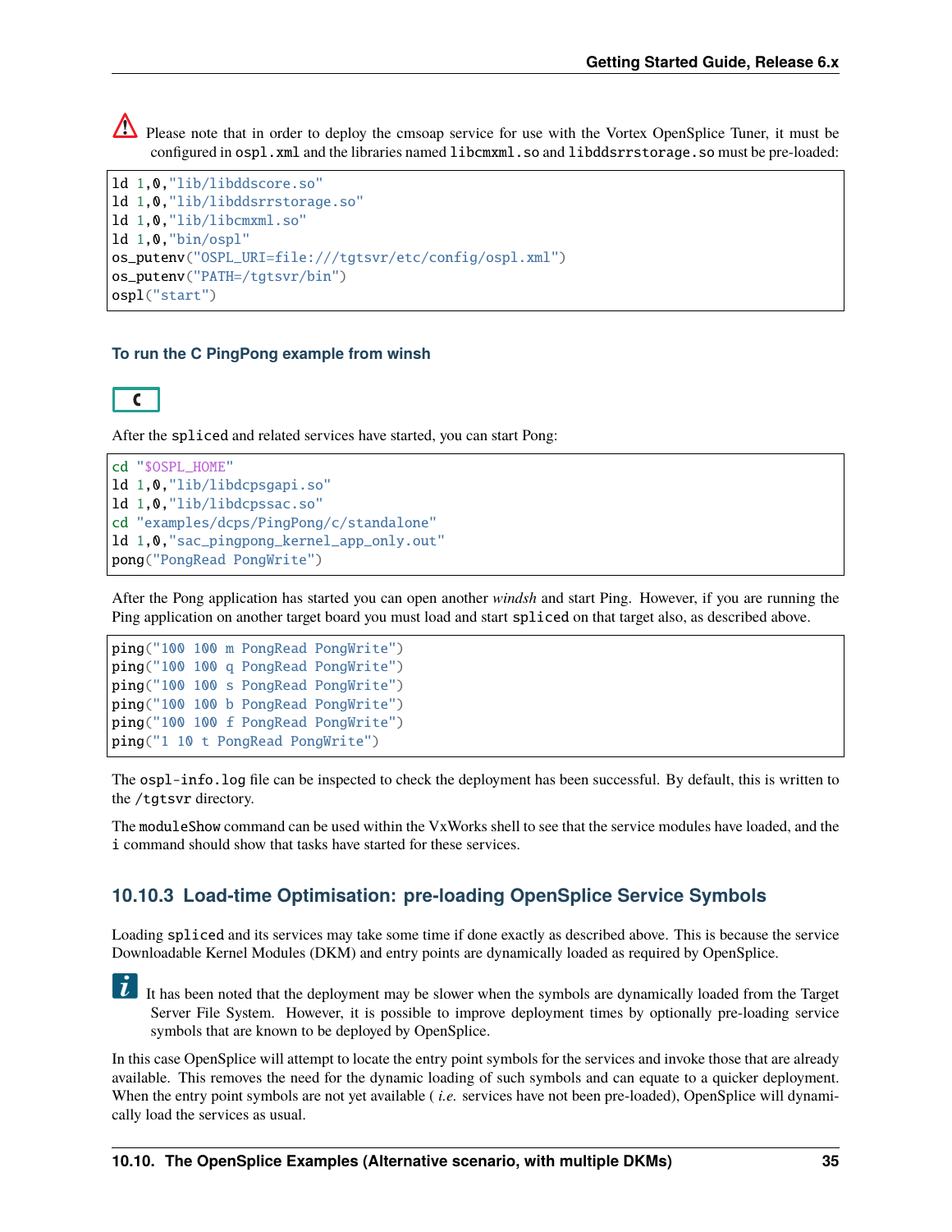**Warning:** Please note that in order to deploy the cmsoap service for use with the Vortex OpenSplice Tuner, it must be configured in `ospl.xml` and the libraries named `libcmxml.so` and `libddsrrstorage.so` must be pre-loaded:

```
ld 1,0,"lib/libddscore.so"
ld 1,0,"lib/libddsrrstorage.so"
ld 1,0,"lib/libcmxml.so"
ld 1,0,"bin/ospl"
os_putenv("OSPL_URI=file:///tgtsvr/etc/config/ospl.xml")
os_putenv("PATH=/tgtsvr/bin")
ospl("start")
```

#### To run the C PingPong example from winsh

C

After the `spliced` and related services have started, you can start Pong:

```
cd "$OSPL_HOME"
ld 1,0,"lib/libdcpsgapi.so"
ld 1,0,"lib/libdcpssac.so"
cd "examples/dcps/PingPong/c/standalone"
ld 1,0,"sac_pingpong_kernel_app_only.out"
pong("PongRead PongWrite")
```

After the Pong application has started you can open another *windsh* and start Ping. However, if you are running the Ping application on another target board you must load and start `spliced` on that target also, as described above.

```
ping("100 100 m PongRead PongWrite")
ping("100 100 q PongRead PongWrite")
ping("100 100 s PongRead PongWrite")
ping("100 100 b PongRead PongWrite")
ping("100 100 f PongRead PongWrite")
ping("1 10 t PongRead PongWrite")
```

The `ospl-info.log` file can be inspected to check the deployment has been successful. By default, this is written to the `/tgtsvr` directory.

The `moduleShow` command can be used within the VxWorks shell to see that the service modules have loaded, and the `i` command should show that tasks have started for these services.

### 10.10.3 Load-time Optimisation: pre-loading OpenSplice Service Symbols

Loading `spliced` and its services may take some time if done exactly as described above. This is because the service Downloadable Kernel Modules (DKM) and entry points are dynamically loaded as required by OpenSplice.

**Note:** It has been noted that the deployment may be slower when the symbols are dynamically loaded from the Target Server File System. However, it is possible to improve deployment times by optionally pre-loading service symbols that are known to be deployed by OpenSplice.

In this case OpenSplice will attempt to locate the entry point symbols for the services and invoke those that are already available. This removes the need for the dynamic loading of such symbols and can equate to a quicker deployment. When the entry point symbols are not yet available ( *i.e.* services have not been pre-loaded), OpenSplice will dynamically load the services as usual.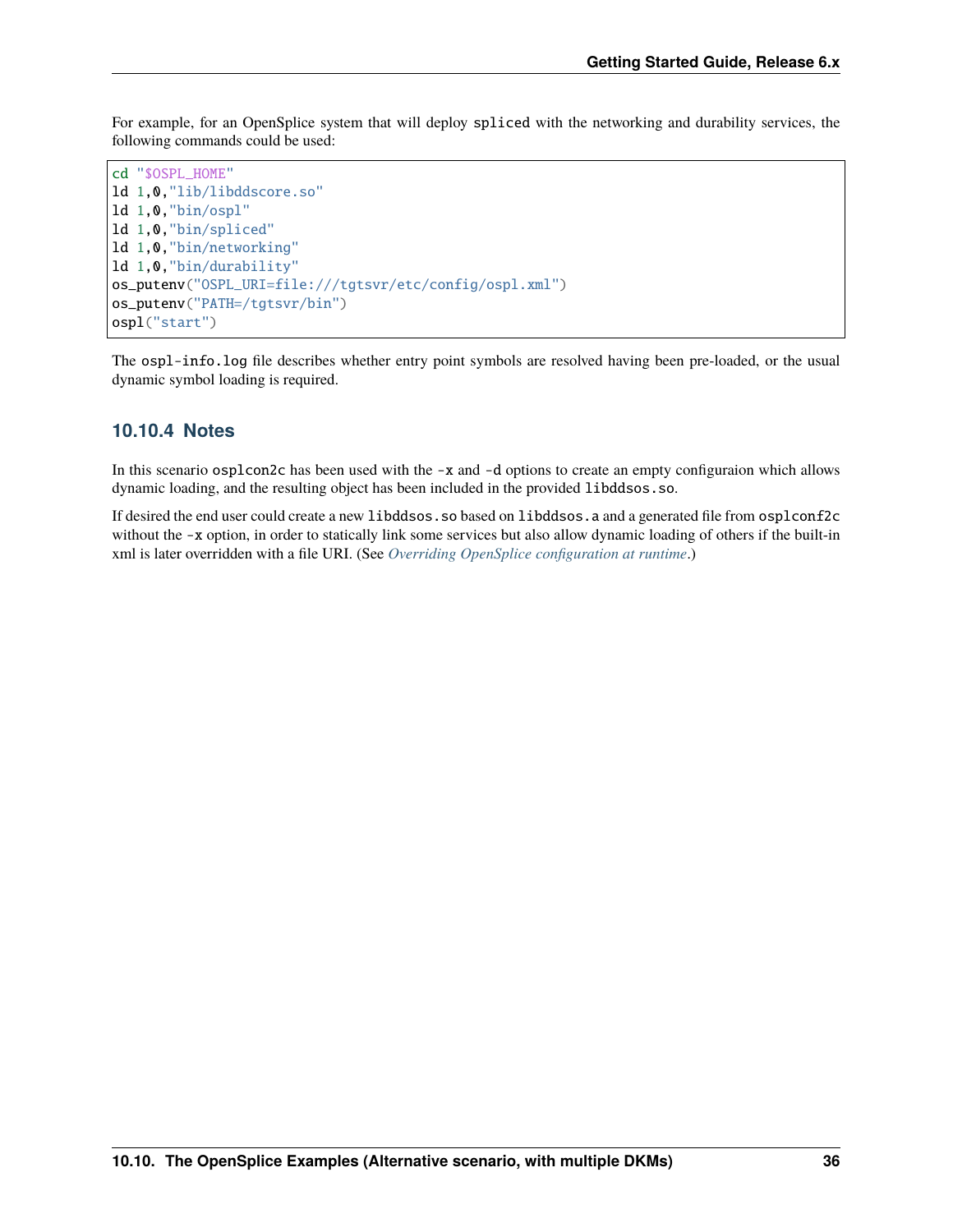For example, for an OpenSplice system that will deploy `spliced` with the networking and durability services, the following commands could be used:

```
cd "$OSPL_HOME"
ld 1,0,"lib/libddscore.so"
ld 1,0,"bin/ospl"
ld 1,0,"bin/spliced"
ld 1,0,"bin/networking"
ld 1,0,"bin/durability"
os_putenv("OSPL_URI=file:///tgtsvr/etc/config/ospl.xml")
os_putenv("PATH=/tgtsvr/bin")
ospl("start")
```

The `ospl-info.log` file describes whether entry point symbols are resolved having been pre-loaded, or the usual dynamic symbol loading is required.

### 10.10.4 Notes

In this scenario `osplcon2c` has been used with the `-x` and `-d` options to create an empty configuraion which allows dynamic loading, and the resulting object has been included in the provided `libddsos.so`.

If desired the end user could create a new `libddsos.so` based on `libddsos.a` and a generated file from `osplconf2c` without the `-x` option, in order to statically link some services but also allow dynamic loading of others if the built-in xml is later overridden with a file URI. (See *Overriding OpenSplice configuration at runtime*.)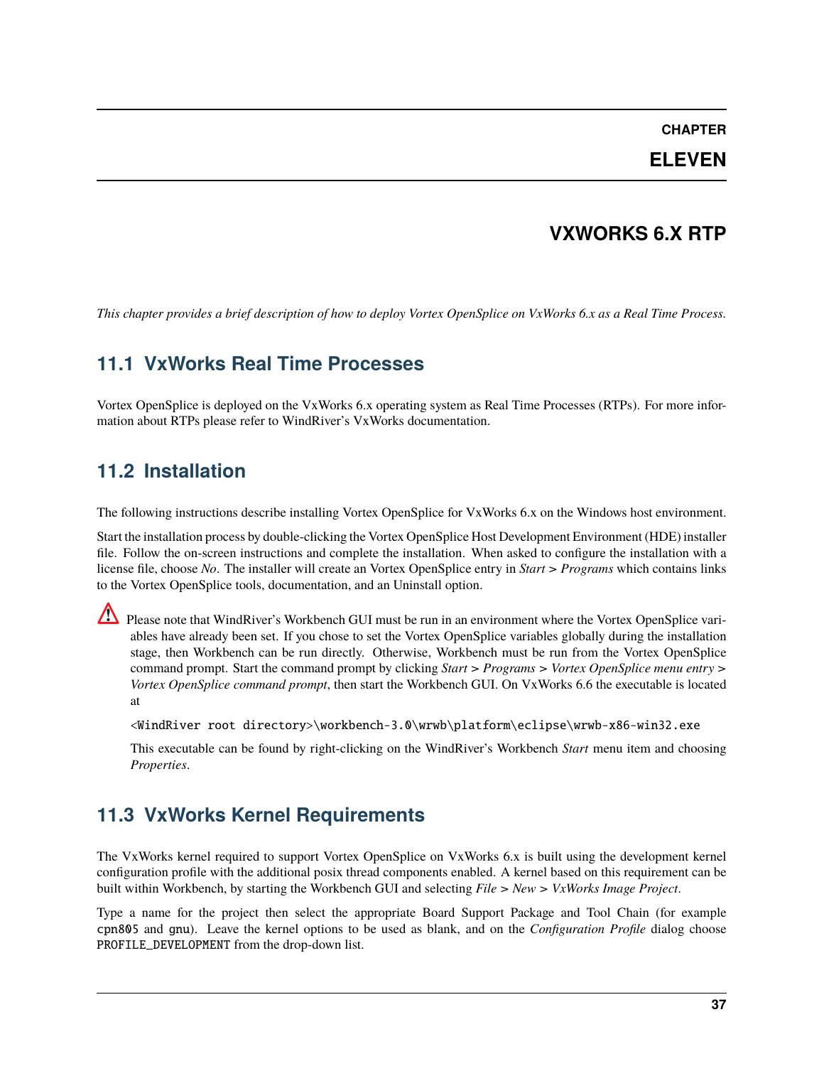# CHAPTER ELEVEN

# VXWORKS 6.X RTP

*This chapter provides a brief description of how to deploy Vortex OpenSplice on VxWorks 6.x as a Real Time Process.*

## 11.1 VxWorks Real Time Processes

Vortex OpenSplice is deployed on the VxWorks 6.x operating system as Real Time Processes (RTPs). For more information about RTPs please refer to WindRiver's VxWorks documentation.

## 11.2 Installation

The following instructions describe installing Vortex OpenSplice for VxWorks 6.x on the Windows host environment.

Start the installation process by double-clicking the Vortex OpenSplice Host Development Environment (HDE) installer file. Follow the on-screen instructions and complete the installation. When asked to configure the installation with a license file, choose *No*. The installer will create an Vortex OpenSplice entry in *Start* > *Programs* which contains links to the Vortex OpenSplice tools, documentation, and an Uninstall option.

> Please note that WindRiver's Workbench GUI must be run in an environment where the Vortex OpenSplice variables have already been set. If you chose to set the Vortex OpenSplice variables globally during the installation stage, then Workbench can be run directly. Otherwise, Workbench must be run from the Vortex OpenSplice command prompt. Start the command prompt by clicking *Start* > *Programs* > *Vortex OpenSplice menu entry* > *Vortex OpenSplice command prompt*, then start the Workbench GUI. On VxWorks 6.6 the executable is located at
>
> `<WindRiver root directory>\workbench-3.0\wrwb\platform\eclipse\wrwb-x86-win32.exe`
>
> This executable can be found by right-clicking on the WindRiver's Workbench *Start* menu item and choosing *Properties*.

## 11.3 VxWorks Kernel Requirements

The VxWorks kernel required to support Vortex OpenSplice on VxWorks 6.x is built using the development kernel configuration profile with the additional posix thread components enabled. A kernel based on this requirement can be built within Workbench, by starting the Workbench GUI and selecting *File* > *New* > *VxWorks Image Project*.

Type a name for the project then select the appropriate Board Support Package and Tool Chain (for example `cpn805` and `gnu`). Leave the kernel options to be used as blank, and on the *Configuration Profile* dialog choose `PROFILE_DEVELOPMENT` from the drop-down list.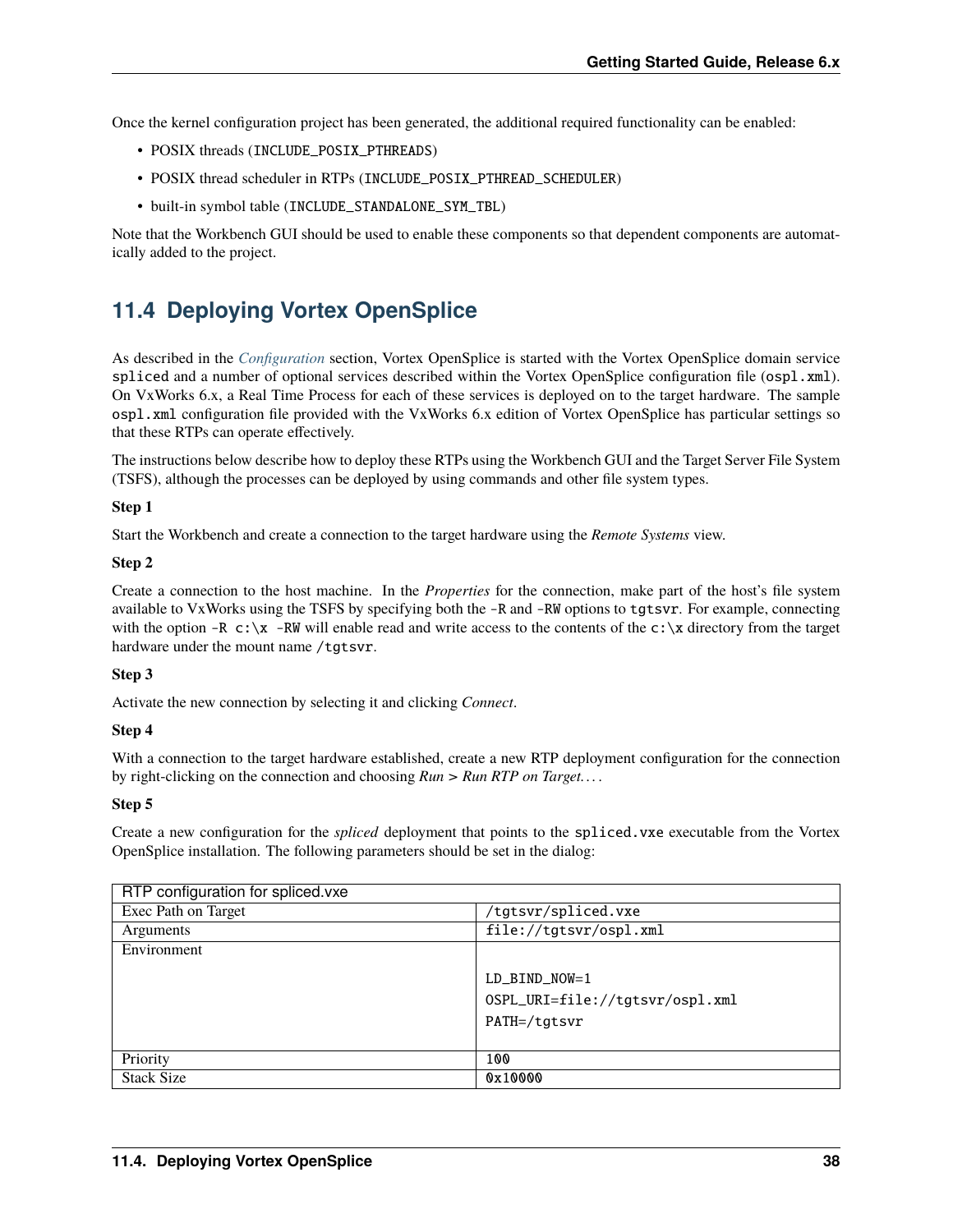Once the kernel configuration project has been generated, the additional required functionality can be enabled:

- POSIX threads (`INCLUDE_POSIX_PTHREADS`)
- POSIX thread scheduler in RTPs (`INCLUDE_POSIX_PTHREAD_SCHEDULER`)
- built-in symbol table (`INCLUDE_STANDALONE_SYM_TBL`)

Note that the Workbench GUI should be used to enable these components so that dependent components are automatically added to the project.

## 11.4 Deploying Vortex OpenSplice

As described in the *Configuration* section, Vortex OpenSplice is started with the Vortex OpenSplice domain service `spliced` and a number of optional services described within the Vortex OpenSplice configuration file (`ospl.xml`). On VxWorks 6.x, a Real Time Process for each of these services is deployed on to the target hardware. The sample `ospl.xml` configuration file provided with the VxWorks 6.x edition of Vortex OpenSplice has particular settings so that these RTPs can operate effectively.

The instructions below describe how to deploy these RTPs using the Workbench GUI and the Target Server File System (TSFS), although the processes can be deployed by using commands and other file system types.

**Step 1**

Start the Workbench and create a connection to the target hardware using the *Remote Systems* view.

**Step 2**

Create a connection to the host machine. In the *Properties* for the connection, make part of the host's file system available to VxWorks using the TSFS by specifying both the `-R` and `-RW` options to `tgtsvr`. For example, connecting with the option `-R c:\x -RW` will enable read and write access to the contents of the `c:\x` directory from the target hardware under the mount name `/tgtsvr`.

**Step 3**

Activate the new connection by selecting it and clicking *Connect*.

**Step 4**

With a connection to the target hardware established, create a new RTP deployment configuration for the connection by right-clicking on the connection and choosing *Run > Run RTP on Target. . .* .

**Step 5**

Create a new configuration for the *spliced* deployment that points to the `spliced.vxe` executable from the Vortex OpenSplice installation. The following parameters should be set in the dialog:

| RTP configuration for spliced.vxe | |
|---|---|
| Exec Path on Target | `/tgtsvr/spliced.vxe` |
| Arguments | `file://tgtsvr/ospl.xml` |
| Environment | `LD_BIND_NOW=1`<br>`OSPL_URI=file://tgtsvr/ospl.xml`<br>`PATH=/tgtsvr` |
| Priority | `100` |
| Stack Size | `0x10000` |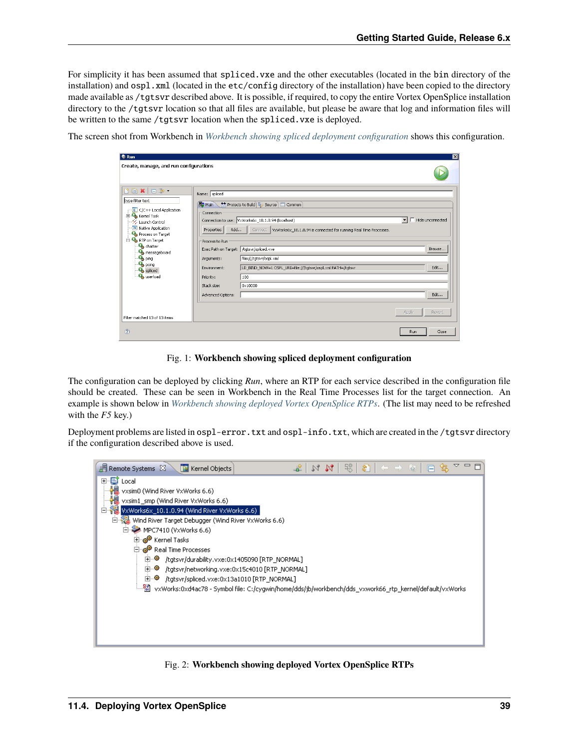For simplicity it has been assumed that `spliced.vxe` and the other executables (located in the `bin` directory of the installation) and `ospl.xml` (located in the `etc/config` directory of the installation) have been copied to the directory made available as `/tgtsvr` described above. It is possible, if required, to copy the entire Vortex OpenSplice installation directory to the `/tgtsvr` location so that all files are available, but please be aware that log and information files will be written to the same `/tgtsvr` location when the `spliced.vxe` is deployed.

The screen shot from Workbench in *Workbench showing spliced deployment configuration* shows this configuration.

Fig. 1: **Workbench showing spliced deployment configuration**

The configuration can be deployed by clicking *Run*, where an RTP for each service described in the configuration file should be created. These can be seen in Workbench in the Real Time Processes list for the target connection. An example is shown below in *Workbench showing deployed Vortex OpenSplice RTPs*. (The list may need to be refreshed with the *F5* key.)

Deployment problems are listed in `ospl-error.txt` and `ospl-info.txt`, which are created in the `/tgtsvr` directory if the configuration described above is used.

Fig. 2: **Workbench showing deployed Vortex OpenSplice RTPs**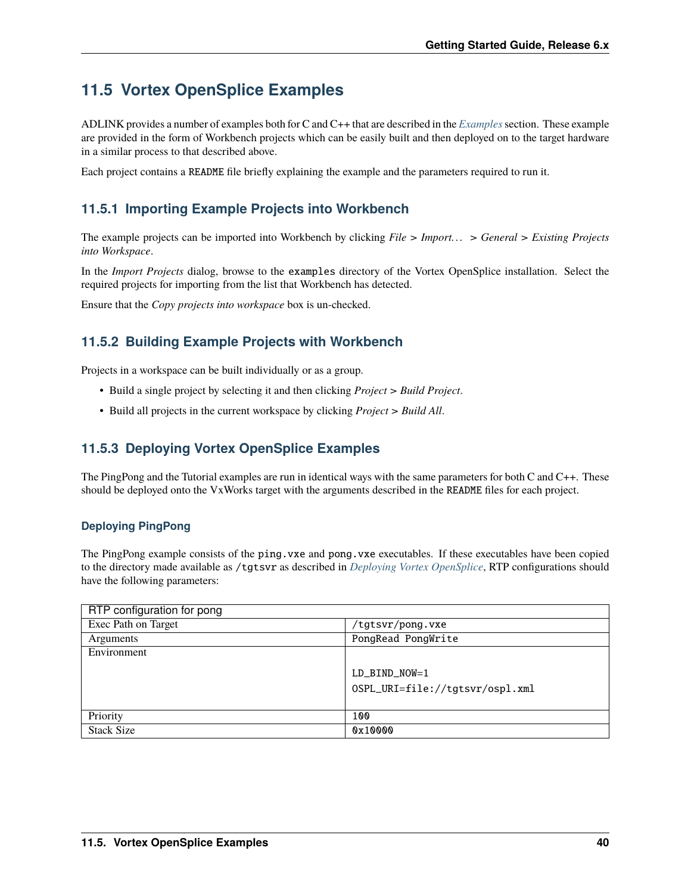## 11.5 Vortex OpenSplice Examples

ADLINK provides a number of examples both for C and C++ that are described in the *Examples* section. These example are provided in the form of Workbench projects which can be easily built and then deployed on to the target hardware in a similar process to that described above.

Each project contains a `README` file briefly explaining the example and the parameters required to run it.

### 11.5.1 Importing Example Projects into Workbench

The example projects can be imported into Workbench by clicking *File > Import… > General > Existing Projects into Workspace*.

In the *Import Projects* dialog, browse to the `examples` directory of the Vortex OpenSplice installation. Select the required projects for importing from the list that Workbench has detected.

Ensure that the *Copy projects into workspace* box is un-checked.

### 11.5.2 Building Example Projects with Workbench

Projects in a workspace can be built individually or as a group.

- Build a single project by selecting it and then clicking *Project > Build Project*.
- Build all projects in the current workspace by clicking *Project > Build All*.

### 11.5.3 Deploying Vortex OpenSplice Examples

The PingPong and the Tutorial examples are run in identical ways with the same parameters for both C and C++. These should be deployed onto the VxWorks target with the arguments described in the `README` files for each project.

#### Deploying PingPong

The PingPong example consists of the `ping.vxe` and `pong.vxe` executables. If these executables have been copied to the directory made available as `/tgtsvr` as described in *Deploying Vortex OpenSplice*, RTP configurations should have the following parameters:

| RTP configuration for pong | |
|---|---|
| Exec Path on Target | `/tgtsvr/pong.vxe` |
| Arguments | `PongRead PongWrite` |
| Environment | `LD_BIND_NOW=1`<br>`OSPL_URI=file://tgtsvr/ospl.xml` |
| Priority | `100` |
| Stack Size | `0x10000` |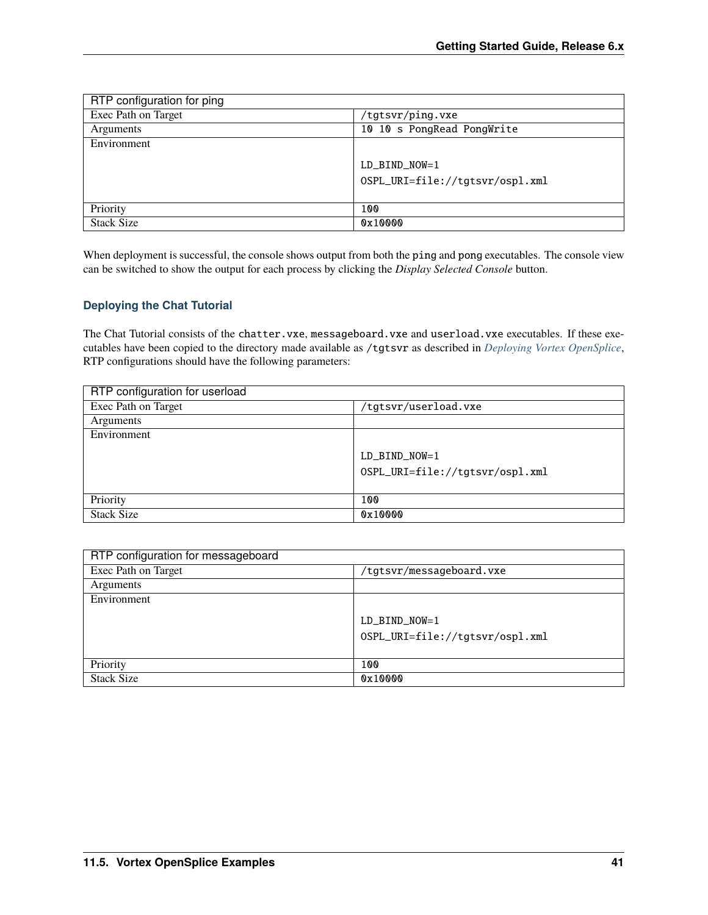| RTP configuration for ping | |
|---|---|
| Exec Path on Target | `/tgtsvr/ping.vxe` |
| Arguments | `10 10 s PongRead PongWrite` |
| Environment | `LD_BIND_NOW=1`<br>`OSPL_URI=file://tgtsvr/ospl.xml` |
| Priority | `100` |
| Stack Size | `0x10000` |

When deployment is successful, the console shows output from both the `ping` and `pong` executables. The console view can be switched to show the output for each process by clicking the *Display Selected Console* button.

### Deploying the Chat Tutorial

The Chat Tutorial consists of the `chatter.vxe`, `messageboard.vxe` and `userload.vxe` executables. If these executables have been copied to the directory made available as `/tgtsvr` as described in *Deploying Vortex OpenSplice*, RTP configurations should have the following parameters:

| RTP configuration for userload | |
|---|---|
| Exec Path on Target | `/tgtsvr/userload.vxe` |
| Arguments | |
| Environment | `LD_BIND_NOW=1`<br>`OSPL_URI=file://tgtsvr/ospl.xml` |
| Priority | `100` |
| Stack Size | `0x10000` |

| RTP configuration for messageboard | |
|---|---|
| Exec Path on Target | `/tgtsvr/messageboard.vxe` |
| Arguments | |
| Environment | `LD_BIND_NOW=1`<br>`OSPL_URI=file://tgtsvr/ospl.xml` |
| Priority | `100` |
| Stack Size | `0x10000` |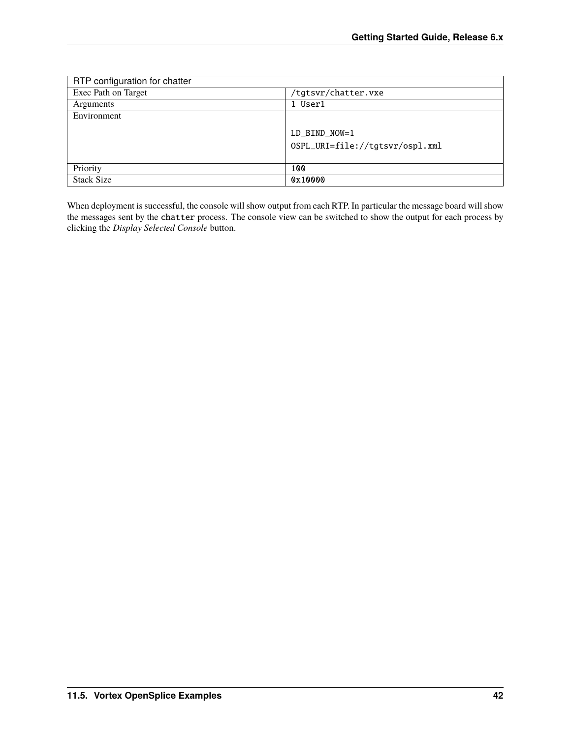| RTP configuration for chatter | |
|---|---|
| Exec Path on Target | `/tgtsvr/chatter.vxe` |
| Arguments | `1 User1` |
| Environment | `LD_BIND_NOW=1`<br>`OSPL_URI=file://tgtsvr/ospl.xml` |
| Priority | `100` |
| Stack Size | `0x10000` |

When deployment is successful, the console will show output from each RTP. In particular the message board will show the messages sent by the `chatter` process. The console view can be switched to show the output for each process by clicking the *Display Selected Console* button.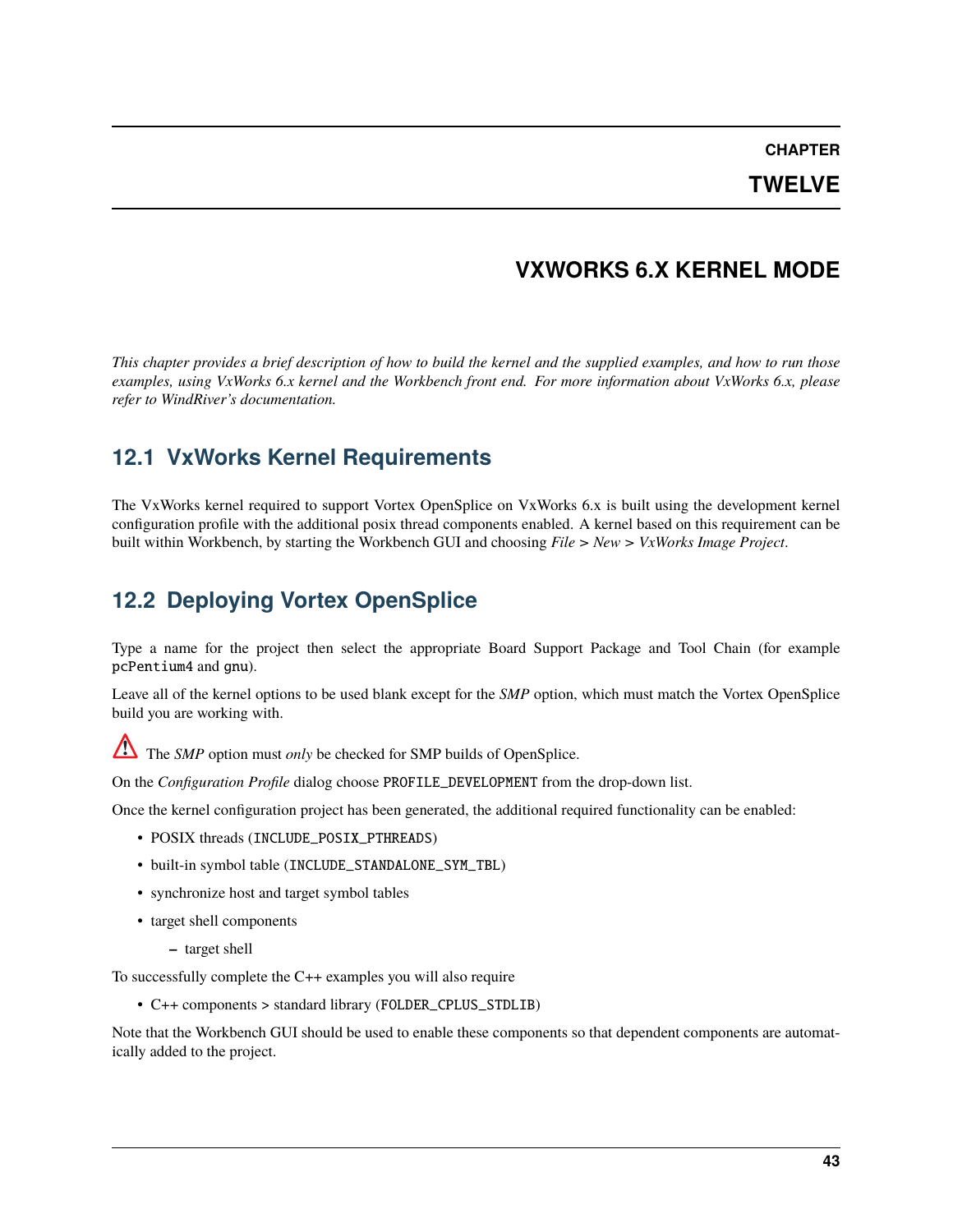# CHAPTER TWELVE

# VXWORKS 6.X KERNEL MODE

*This chapter provides a brief description of how to build the kernel and the supplied examples, and how to run those examples, using VxWorks 6.x kernel and the Workbench front end. For more information about VxWorks 6.x, please refer to WindRiver's documentation.*

## 12.1 VxWorks Kernel Requirements

The VxWorks kernel required to support Vortex OpenSplice on VxWorks 6.x is built using the development kernel configuration profile with the additional posix thread components enabled. A kernel based on this requirement can be built within Workbench, by starting the Workbench GUI and choosing *File* > *New* > *VxWorks Image Project*.

## 12.2 Deploying Vortex OpenSplice

Type a name for the project then select the appropriate Board Support Package and Tool Chain (for example `pcPentium4` and `gnu`).

Leave all of the kernel options to be used blank except for the *SMP* option, which must match the Vortex OpenSplice build you are working with.

⚠ The *SMP* option must *only* be checked for SMP builds of OpenSplice.

On the *Configuration Profile* dialog choose `PROFILE_DEVELOPMENT` from the drop-down list.

Once the kernel configuration project has been generated, the additional required functionality can be enabled:

- POSIX threads (`INCLUDE_POSIX_PTHREADS`)
- built-in symbol table (`INCLUDE_STANDALONE_SYM_TBL`)
- synchronize host and target symbol tables
- target shell components
  - target shell

To successfully complete the C++ examples you will also require

- C++ components > standard library (`FOLDER_CPLUS_STDLIB`)

Note that the Workbench GUI should be used to enable these components so that dependent components are automatically added to the project.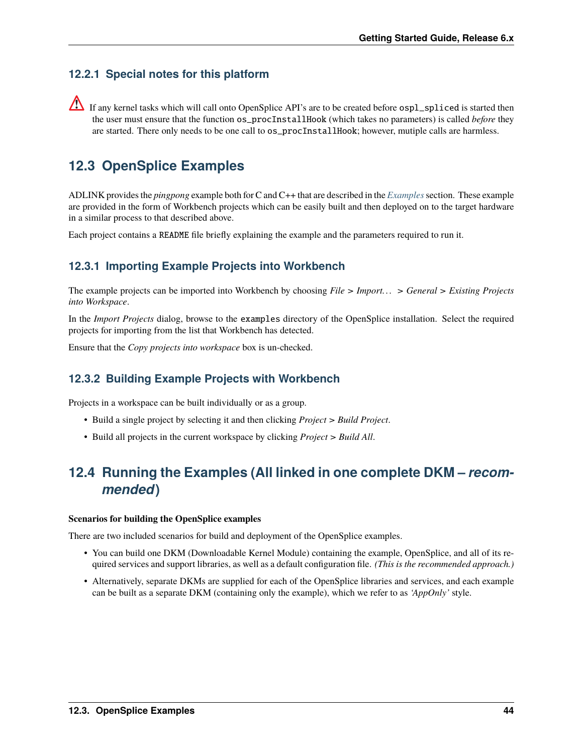### 12.2.1 Special notes for this platform

⚠ If any kernel tasks which will call onto OpenSplice API's are to be created before `ospl_spliced` is started then the user must ensure that the function `os_procInstallHook` (which takes no parameters) is called *before* they are started. There only needs to be one call to `os_procInstallHook`; however, mutiple calls are harmless.

## 12.3 OpenSplice Examples

ADLINK provides the *pingpong* example both for C and C++ that are described in the *Examples* section. These example are provided in the form of Workbench projects which can be easily built and then deployed on to the target hardware in a similar process to that described above.

Each project contains a `README` file briefly explaining the example and the parameters required to run it.

### 12.3.1 Importing Example Projects into Workbench

The example projects can be imported into Workbench by choosing *File > Import… > General > Existing Projects into Workspace*.

In the *Import Projects* dialog, browse to the `examples` directory of the OpenSplice installation. Select the required projects for importing from the list that Workbench has detected.

Ensure that the *Copy projects into workspace* box is un-checked.

### 12.3.2 Building Example Projects with Workbench

Projects in a workspace can be built individually or as a group.

- Build a single project by selecting it and then clicking *Project > Build Project*.
- Build all projects in the current workspace by clicking *Project > Build All*.

## 12.4 Running the Examples (All linked in one complete DKM – *recommended*)

**Scenarios for building the OpenSplice examples**

There are two included scenarios for build and deployment of the OpenSplice examples.

- You can build one DKM (Downloadable Kernel Module) containing the example, OpenSplice, and all of its required services and support libraries, as well as a default configuration file. *(This is the recommended approach.)*
- Alternatively, separate DKMs are supplied for each of the OpenSplice libraries and services, and each example can be built as a separate DKM (containing only the example), which we refer to as *'AppOnly'* style.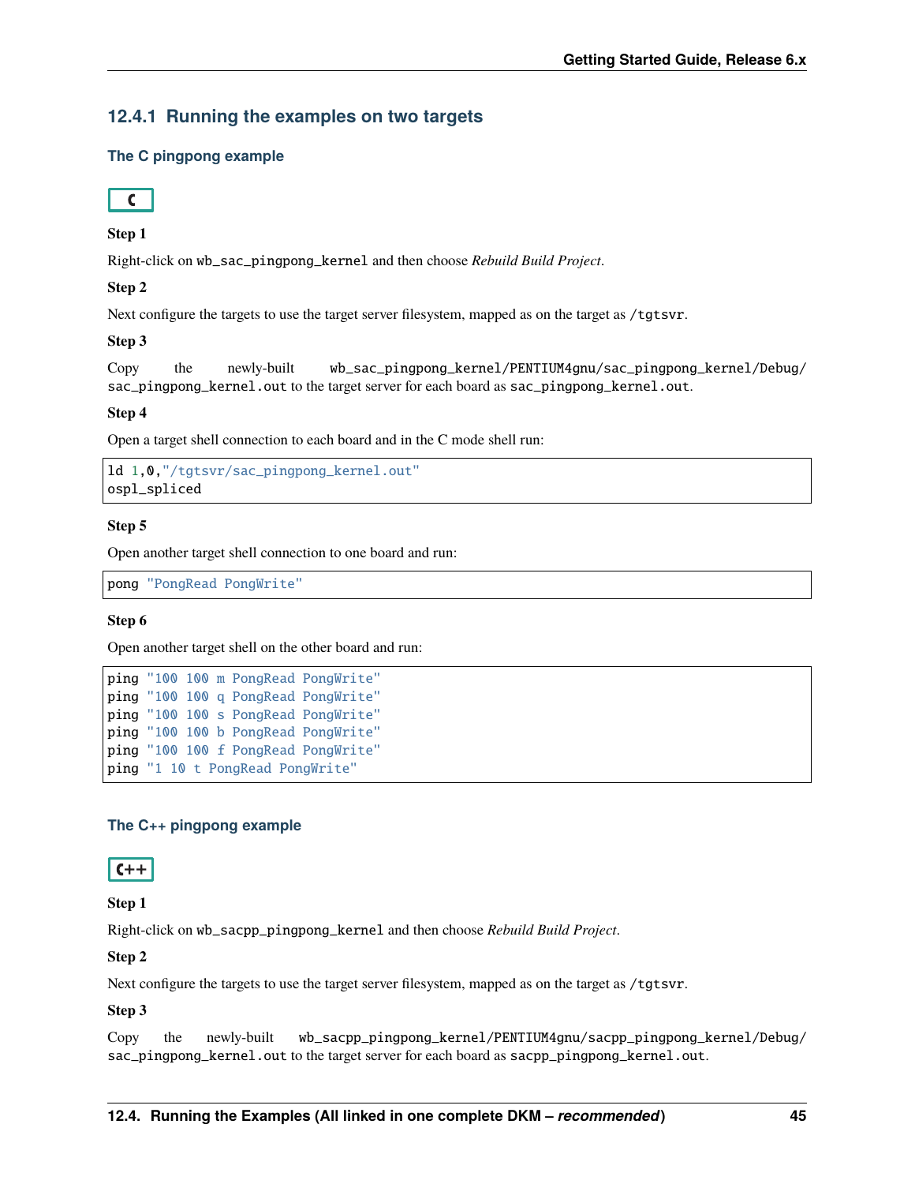### 12.4.1 Running the examples on two targets

#### The C pingpong example

**C**

**Step 1**

Right-click on wb_sac_pingpong_kernel and then choose *Rebuild Build Project*.

**Step 2**

Next configure the targets to use the target server filesystem, mapped as on the target as /tgtsvr.

**Step 3**

Copy the newly-built wb_sac_pingpong_kernel/PENTIUM4gnu/sac_pingpong_kernel/Debug/sac_pingpong_kernel.out to the target server for each board as sac_pingpong_kernel.out.

**Step 4**

Open a target shell connection to each board and in the C mode shell run:

```
ld 1,0,"/tgtsvr/sac_pingpong_kernel.out"
ospl_spliced
```

**Step 5**

Open another target shell connection to one board and run:

```
pong "PongRead PongWrite"
```

**Step 6**

Open another target shell on the other board and run:

```
ping "100 100 m PongRead PongWrite"
ping "100 100 q PongRead PongWrite"
ping "100 100 s PongRead PongWrite"
ping "100 100 b PongRead PongWrite"
ping "100 100 f PongRead PongWrite"
ping "1 10 t PongRead PongWrite"
```

#### The C++ pingpong example

**C++**

**Step 1**

Right-click on wb_sacpp_pingpong_kernel and then choose *Rebuild Build Project*.

**Step 2**

Next configure the targets to use the target server filesystem, mapped as on the target as /tgtsvr.

**Step 3**

Copy the newly-built wb_sacpp_pingpong_kernel/PENTIUM4gnu/sacpp_pingpong_kernel/Debug/sac_pingpong_kernel.out to the target server for each board as sacpp_pingpong_kernel.out.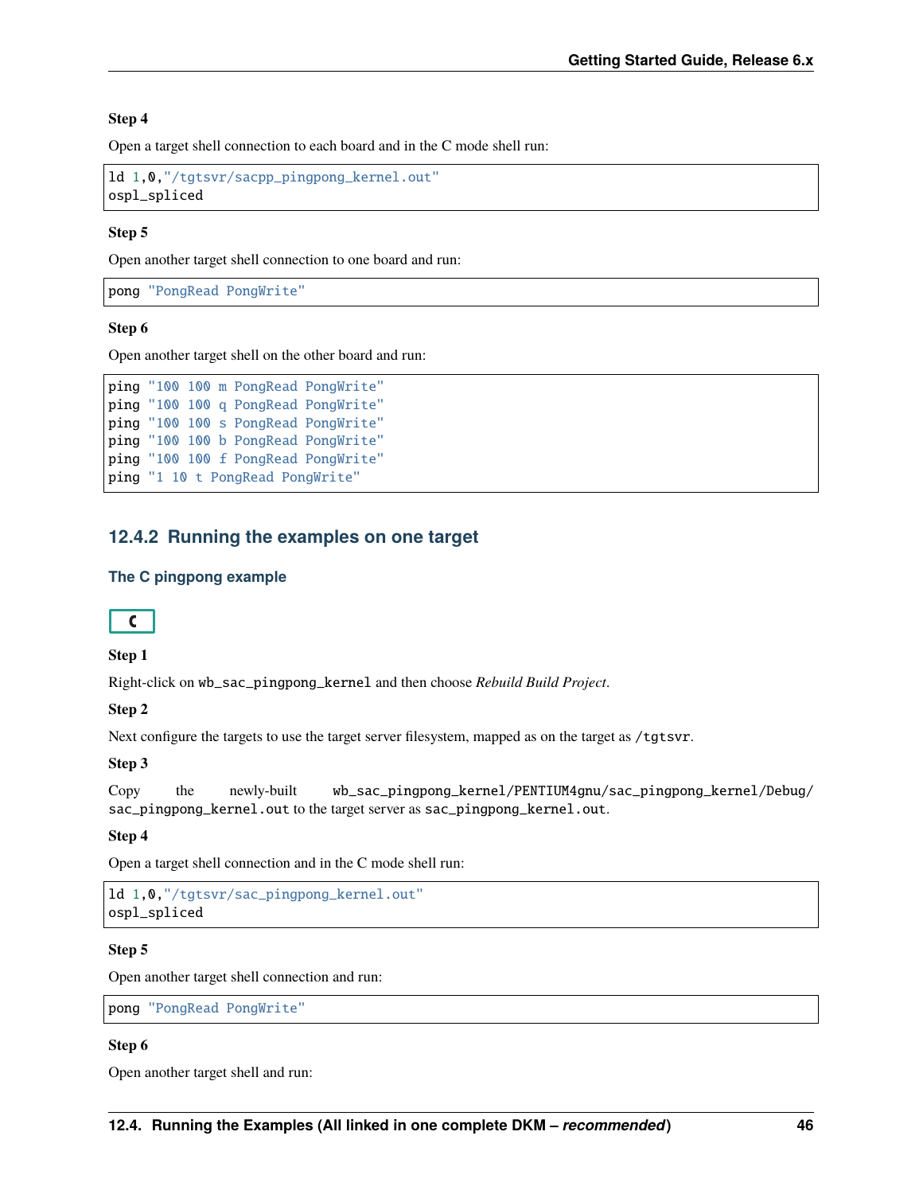**Step 4**

Open a target shell connection to each board and in the C mode shell run:

```
ld 1,0,"/tgtsvr/sacpp_pingpong_kernel.out"
ospl_spliced
```

**Step 5**

Open another target shell connection to one board and run:

```
pong "PongRead PongWrite"
```

**Step 6**

Open another target shell on the other board and run:

```
ping "100 100 m PongRead PongWrite"
ping "100 100 q PongRead PongWrite"
ping "100 100 s PongRead PongWrite"
ping "100 100 b PongRead PongWrite"
ping "100 100 f PongRead PongWrite"
ping "1 10 t PongRead PongWrite"
```

### 12.4.2 Running the examples on one target

#### The C pingpong example

C

**Step 1**

Right-click on `wb_sac_pingpong_kernel` and then choose *Rebuild Build Project*.

**Step 2**

Next configure the targets to use the target server filesystem, mapped as on the target as `/tgtsvr`.

**Step 3**

Copy the newly-built `wb_sac_pingpong_kernel/PENTIUM4gnu/sac_pingpong_kernel/Debug/sac_pingpong_kernel.out` to the target server as `sac_pingpong_kernel.out`.

**Step 4**

Open a target shell connection and in the C mode shell run:

```
ld 1,0,"/tgtsvr/sac_pingpong_kernel.out"
ospl_spliced
```

**Step 5**

Open another target shell connection and run:

```
pong "PongRead PongWrite"
```

**Step 6**

Open another target shell and run: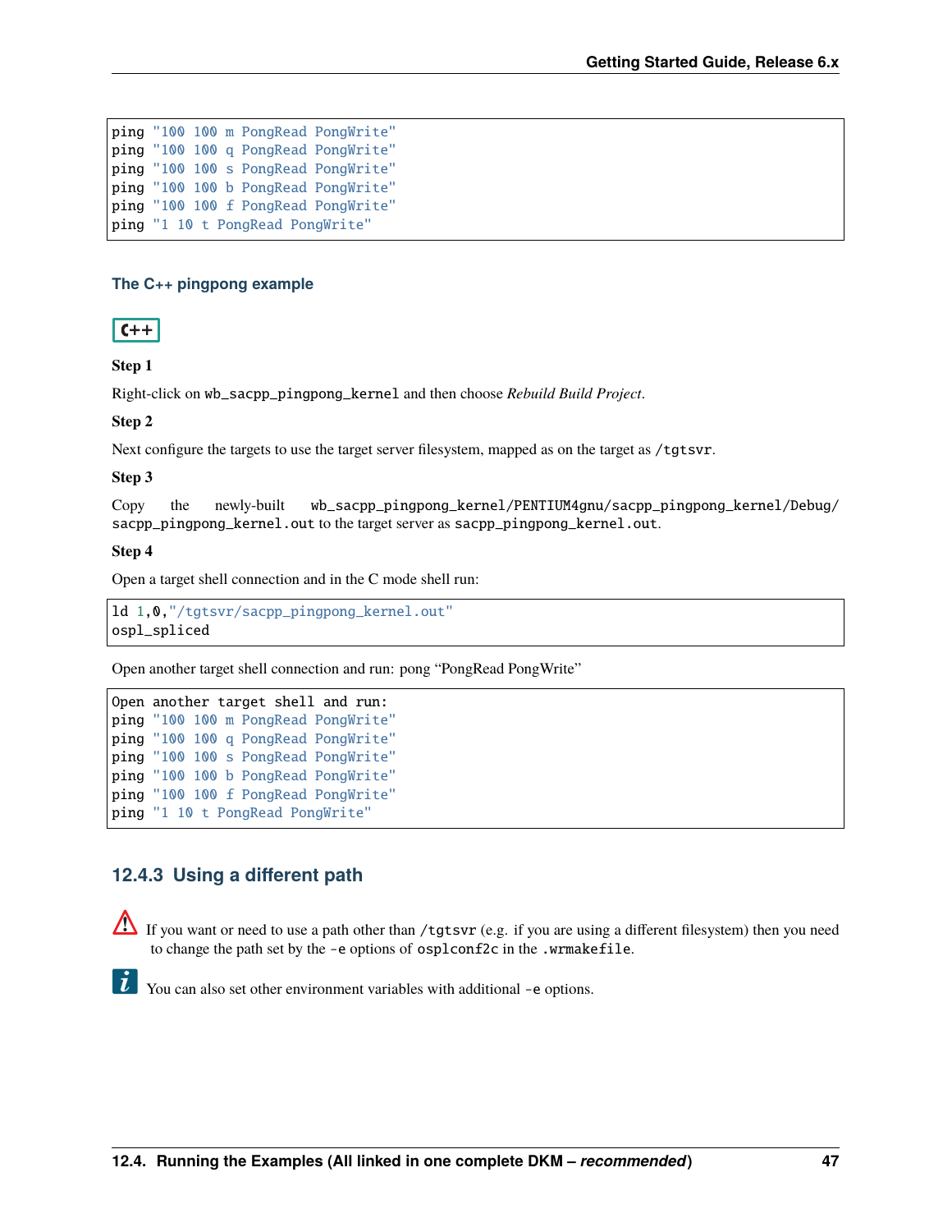```
ping "100 100 m PongRead PongWrite"
ping "100 100 q PongRead PongWrite"
ping "100 100 s PongRead PongWrite"
ping "100 100 b PongRead PongWrite"
ping "100 100 f PongRead PongWrite"
ping "1 10 t PongRead PongWrite"
```

### The C++ pingpong example

C++

**Step 1**

Right-click on `wb_sacpp_pingpong_kernel` and then choose *Rebuild Build Project*.

**Step 2**

Next configure the targets to use the target server filesystem, mapped as on the target as `/tgtsvr`.

**Step 3**

Copy the newly-built `wb_sacpp_pingpong_kernel/PENTIUM4gnu/sacpp_pingpong_kernel/Debug/sacpp_pingpong_kernel.out` to the target server as `sacpp_pingpong_kernel.out`.

**Step 4**

Open a target shell connection and in the C mode shell run:

```
ld 1,0,"/tgtsvr/sacpp_pingpong_kernel.out"
ospl_spliced
```

Open another target shell connection and run: pong “PongRead PongWrite”

```
Open another target shell and run:
ping "100 100 m PongRead PongWrite"
ping "100 100 q PongRead PongWrite"
ping "100 100 s PongRead PongWrite"
ping "100 100 b PongRead PongWrite"
ping "100 100 f PongRead PongWrite"
ping "1 10 t PongRead PongWrite"
```

## 12.4.3 Using a different path

If you want or need to use a path other than `/tgtsvr` (e.g. if you are using a different filesystem) then you need to change the path set by the `-e` options of `osplconf2c` in the `.wrmakefile`.

You can also set other environment variables with additional `-e` options.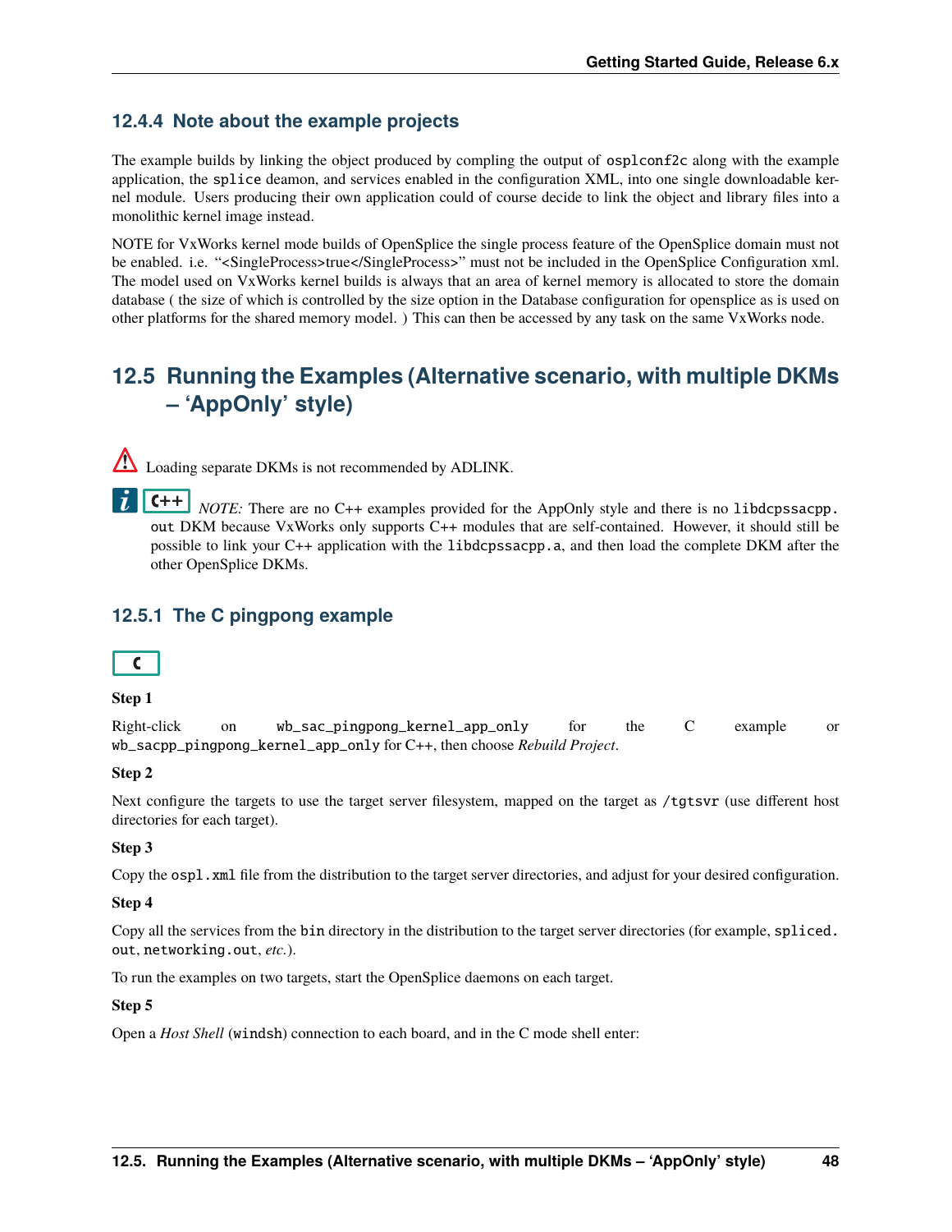### 12.4.4 Note about the example projects

The example builds by linking the object produced by compling the output of `osplconf2c` along with the example application, the `splice` deamon, and services enabled in the configuration XML, into one single downloadable kernel module. Users producing their own application could of course decide to link the object and library files into a monolithic kernel image instead.

NOTE for VxWorks kernel mode builds of OpenSplice the single process feature of the OpenSplice domain must not be enabled. i.e. "<SingleProcess>true</SingleProcess>" must not be included in the OpenSplice Configuration xml. The model used on VxWorks kernel builds is always that an area of kernel memory is allocated to store the domain database ( the size of which is controlled by the size option in the Database configuration for opensplice as is used on other platforms for the shared memory model. ) This can then be accessed by any task on the same VxWorks node.

## 12.5 Running the Examples (Alternative scenario, with multiple DKMs – 'AppOnly' style)

Loading separate DKMs is not recommended by ADLINK.

C++ *NOTE:* There are no C++ examples provided for the AppOnly style and there is no `libdcpssacpp.out` DKM because VxWorks only supports C++ modules that are self-contained. However, it should still be possible to link your C++ application with the `libdcpssacpp.a`, and then load the complete DKM after the other OpenSplice DKMs.

### 12.5.1 The C pingpong example

C

**Step 1**

Right-click on `wb_sac_pingpong_kernel_app_only` for the C example or `wb_sacpp_pingpong_kernel_app_only` for C++, then choose *Rebuild Project*.

**Step 2**

Next configure the targets to use the target server filesystem, mapped on the target as `/tgtsvr` (use different host directories for each target).

**Step 3**

Copy the `ospl.xml` file from the distribution to the target server directories, and adjust for your desired configuration.

**Step 4**

Copy all the services from the `bin` directory in the distribution to the target server directories (for example, `spliced.out`, `networking.out`, *etc.*).

To run the examples on two targets, start the OpenSplice daemons on each target.

**Step 5**

Open a *Host Shell* (`windsh`) connection to each board, and in the C mode shell enter: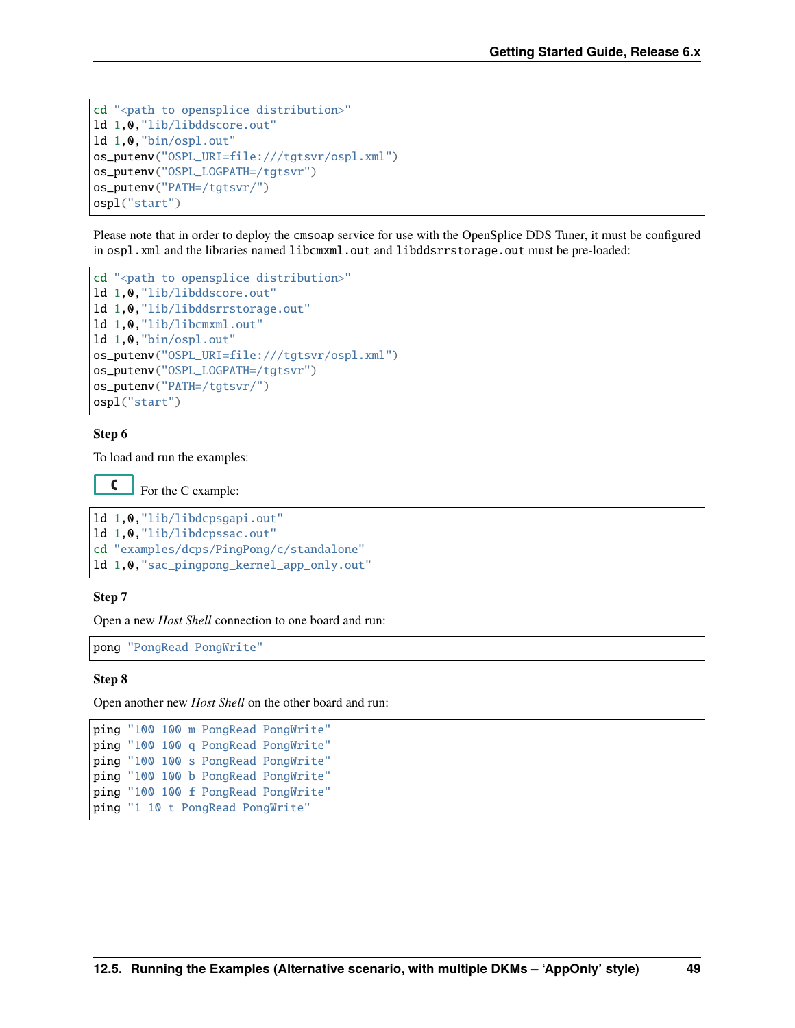```
cd "<path to opensplice distribution>"
ld 1,0,"lib/libddscore.out"
ld 1,0,"bin/ospl.out"
os_putenv("OSPL_URI=file:///tgtsvr/ospl.xml")
os_putenv("OSPL_LOGPATH=/tgtsvr")
os_putenv("PATH=/tgtsvr/")
ospl("start")
```

Please note that in order to deploy the `cmsoap` service for use with the OpenSplice DDS Tuner, it must be configured in `ospl.xml` and the libraries named `libcmxml.out` and `libddsrrstorage.out` must be pre-loaded:

```
cd "<path to opensplice distribution>"
ld 1,0,"lib/libddscore.out"
ld 1,0,"lib/libddsrrstorage.out"
ld 1,0,"lib/libcmxml.out"
ld 1,0,"bin/ospl.out"
os_putenv("OSPL_URI=file:///tgtsvr/ospl.xml")
os_putenv("OSPL_LOGPATH=/tgtsvr")
os_putenv("PATH=/tgtsvr/")
ospl("start")
```

**Step 6**

To load and run the examples:

**C** For the C example:

```
ld 1,0,"lib/libdcpsgapi.out"
ld 1,0,"lib/libdcpssac.out"
cd "examples/dcps/PingPong/c/standalone"
ld 1,0,"sac_pingpong_kernel_app_only.out"
```

**Step 7**

Open a new *Host Shell* connection to one board and run:

```
pong "PongRead PongWrite"
```

**Step 8**

Open another new *Host Shell* on the other board and run:

```
ping "100 100 m PongRead PongWrite"
ping "100 100 q PongRead PongWrite"
ping "100 100 s PongRead PongWrite"
ping "100 100 b PongRead PongWrite"
ping "100 100 f PongRead PongWrite"
ping "1 10 t PongRead PongWrite"
```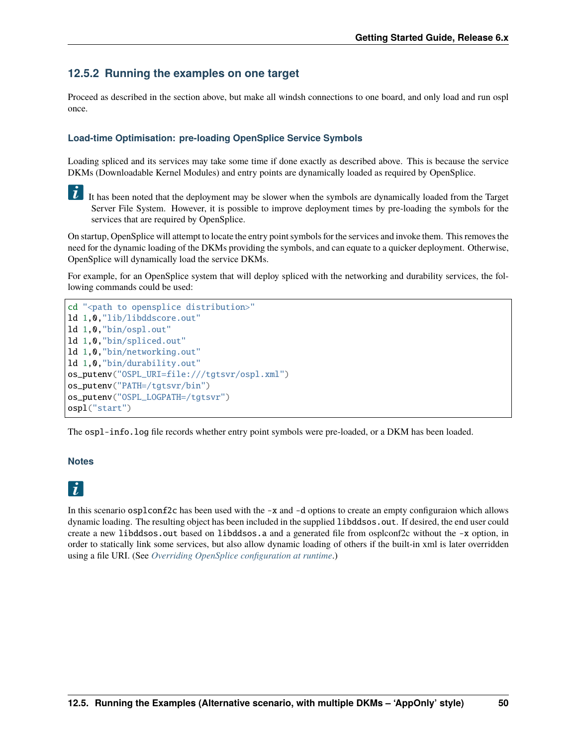### 12.5.2 Running the examples on one target

Proceed as described in the section above, but make all windsh connections to one board, and only load and run ospl once.

#### Load-time Optimisation: pre-loading OpenSplice Service Symbols

Loading spliced and its services may take some time if done exactly as described above. This is because the service DKMs (Downloadable Kernel Modules) and entry points are dynamically loaded as required by OpenSplice.

> It has been noted that the deployment may be slower when the symbols are dynamically loaded from the Target Server File System. However, it is possible to improve deployment times by pre-loading the symbols for the services that are required by OpenSplice.

On startup, OpenSplice will attempt to locate the entry point symbols for the services and invoke them. This removes the need for the dynamic loading of the DKMs providing the symbols, and can equate to a quicker deployment. Otherwise, OpenSplice will dynamically load the service DKMs.

For example, for an OpenSplice system that will deploy spliced with the networking and durability services, the following commands could be used:

```
cd "<path to opensplice distribution>"
ld 1,0,"lib/libddscore.out"
ld 1,0,"bin/ospl.out"
ld 1,0,"bin/spliced.out"
ld 1,0,"bin/networking.out"
ld 1,0,"bin/durability.out"
os_putenv("OSPL_URI=file:///tgtsvr/ospl.xml")
os_putenv("PATH=/tgtsvr/bin")
os_putenv("OSPL_LOGPATH=/tgtsvr")
ospl("start")
```

The `ospl-info.log` file records whether entry point symbols were pre-loaded, or a DKM has been loaded.

#### Notes

> In this scenario `osplconf2c` has been used with the `-x` and `-d` options to create an empty configuraion which allows dynamic loading. The resulting object has been included in the supplied `libddsos.out`. If desired, the end user could create a new `libddsos.out` based on `libddsos.a` and a generated file from osplconf2c without the `-x` option, in order to statically link some services, but also allow dynamic loading of others if the built-in xml is later overridden using a file URI. (See *Overriding OpenSplice configuration at runtime*.)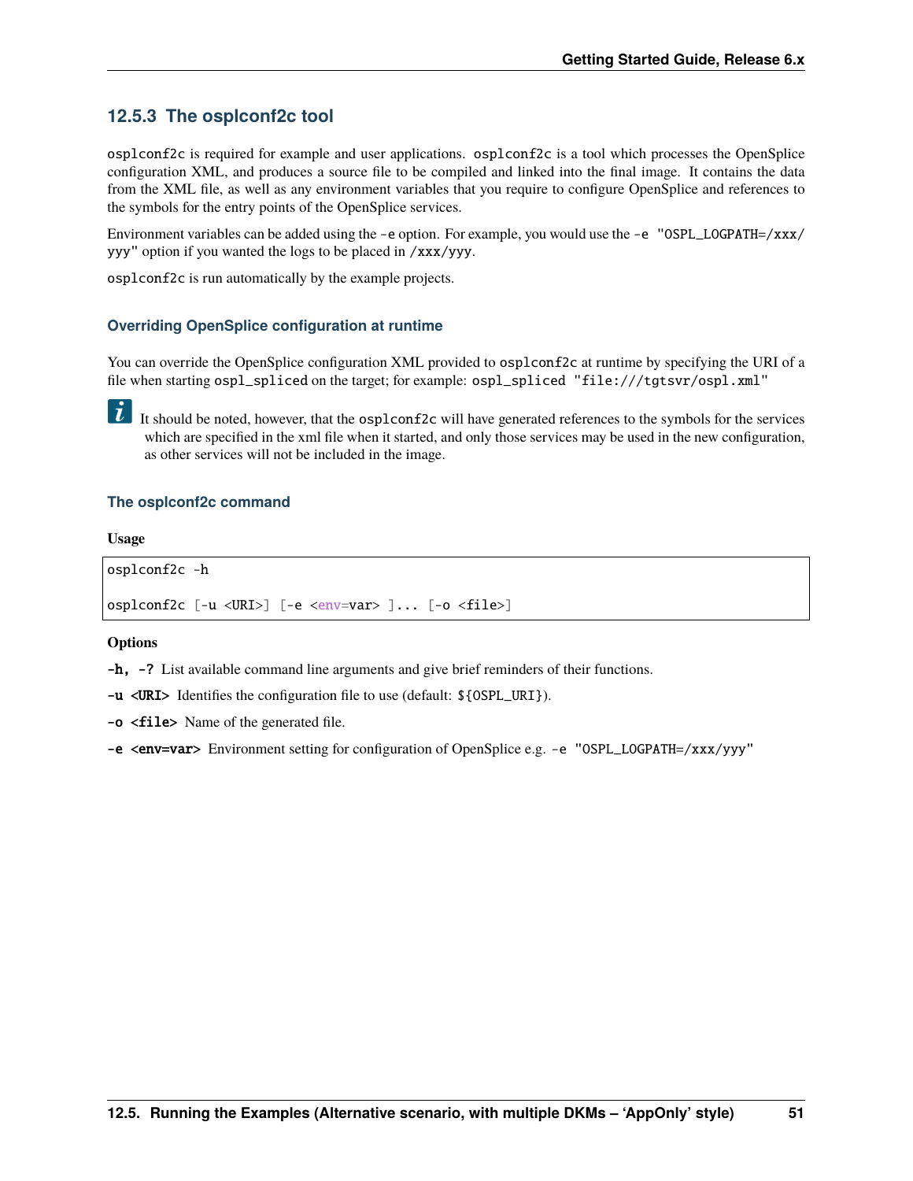### 12.5.3 The osplconf2c tool

`osplconf2c` is required for example and user applications. `osplconf2c` is a tool which processes the OpenSplice configuration XML, and produces a source file to be compiled and linked into the final image. It contains the data from the XML file, as well as any environment variables that you require to configure OpenSplice and references to the symbols for the entry points of the OpenSplice services.

Environment variables can be added using the `-e` option. For example, you would use the `-e "OSPL_LOGPATH=/xxx/yyy"` option if you wanted the logs to be placed in `/xxx/yyy`.

`osplconf2c` is run automatically by the example projects.

#### Overriding OpenSplice configuration at runtime

You can override the OpenSplice configuration XML provided to `osplconf2c` at runtime by specifying the URI of a file when starting `ospl_spliced` on the target; for example: `ospl_spliced "file:///tgtsvr/ospl.xml"`

> It should be noted, however, that the `osplconf2c` will have generated references to the symbols for the services which are specified in the xml file when it started, and only those services may be used in the new configuration, as other services will not be included in the image.

#### The osplconf2c command

**Usage**

```
osplconf2c -h

osplconf2c [-u <URI>] [-e <env=var> ]... [-o <file>]
```

**Options**

**-h, -?** List available command line arguments and give brief reminders of their functions.

**-u <URI>** Identifies the configuration file to use (default: `${OSPL_URI}`).

**-o <file>** Name of the generated file.

**-e <env=var>** Environment setting for configuration of OpenSplice e.g. `-e "OSPL_LOGPATH=/xxx/yyy"`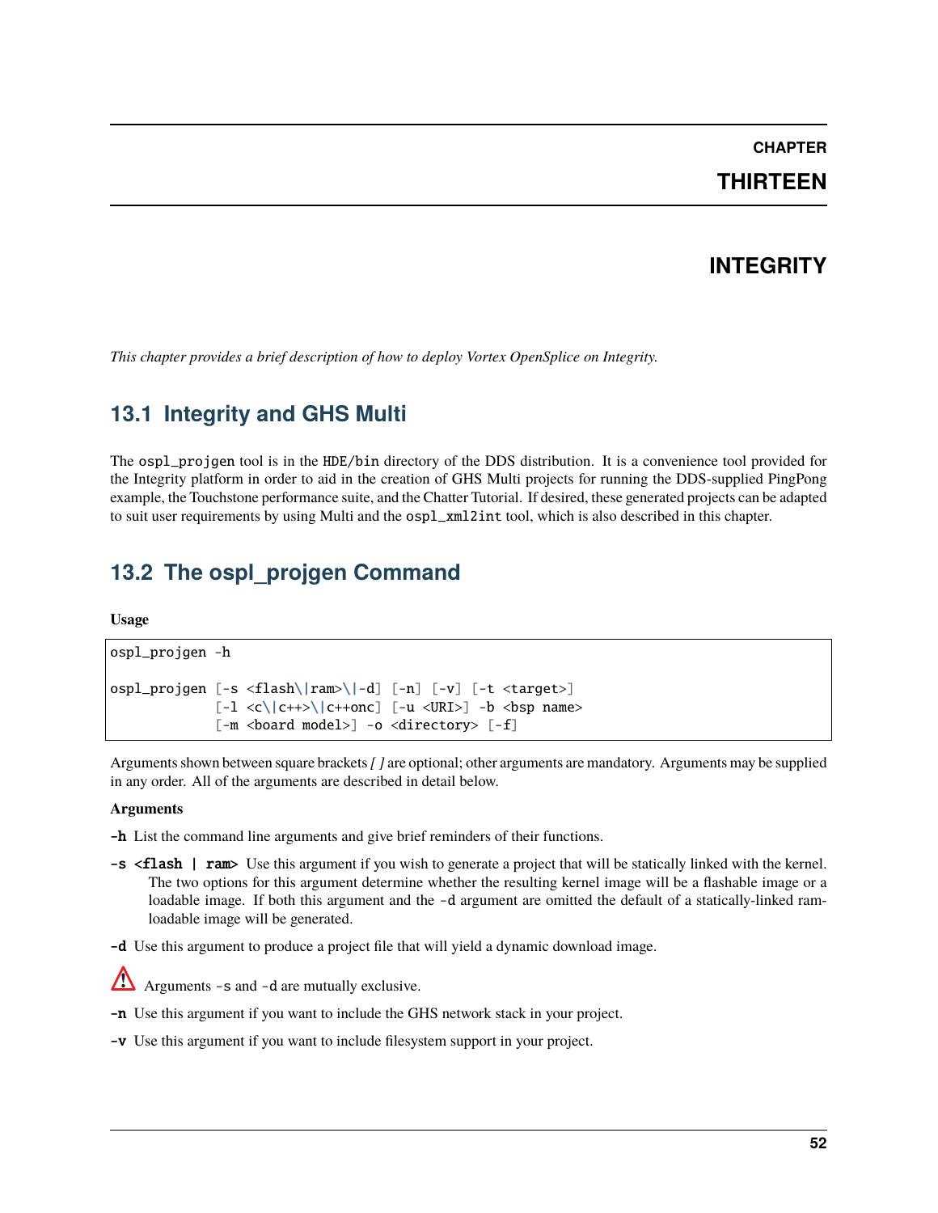# CHAPTER THIRTEEN

# INTEGRITY

*This chapter provides a brief description of how to deploy Vortex OpenSplice on Integrity.*

## 13.1 Integrity and GHS Multi

The `ospl_projgen` tool is in the `HDE/bin` directory of the DDS distribution. It is a convenience tool provided for the Integrity platform in order to aid in the creation of GHS Multi projects for running the DDS-supplied PingPong example, the Touchstone performance suite, and the Chatter Tutorial. If desired, these generated projects can be adapted to suit user requirements by using Multi and the `ospl_xml2int` tool, which is also described in this chapter.

## 13.2 The ospl_projgen Command

**Usage**

```
ospl_projgen -h

ospl_projgen [-s <flash\|ram>\|-d] [-n] [-v] [-t <target>]
             [-l <c\|c++>\|c++onc] [-u <URI>] -b <bsp name>
             [-m <board model>] -o <directory> [-f]
```

Arguments shown between square brackets *[ ]* are optional; other arguments are mandatory. Arguments may be supplied in any order. All of the arguments are described in detail below.

**Arguments**

**-h** List the command line arguments and give brief reminders of their functions.

**-s <flash | ram>** Use this argument if you wish to generate a project that will be statically linked with the kernel. The two options for this argument determine whether the resulting kernel image will be a flashable image or a loadable image. If both this argument and the `-d` argument are omitted the default of a statically-linked ram-loadable image will be generated.

**-d** Use this argument to produce a project file that will yield a dynamic download image.

⚠ Arguments `-s` and `-d` are mutually exclusive.

**-n** Use this argument if you want to include the GHS network stack in your project.

**-v** Use this argument if you want to include filesystem support in your project.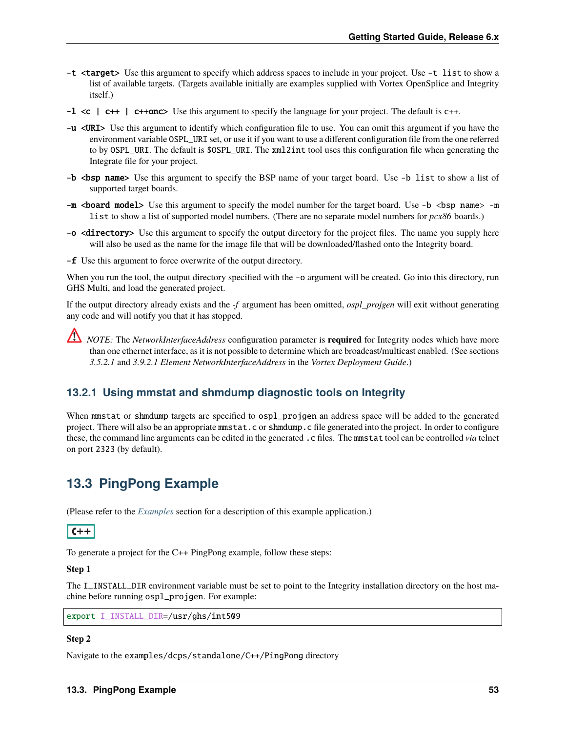**-t <target>** Use this argument to specify which address spaces to include in your project. Use `-t list` to show a list of available targets. (Targets available initially are examples supplied with Vortex OpenSplice and Integrity itself.)

**-l <c | c++ | c++onc>** Use this argument to specify the language for your project. The default is `c++`.

**-u <URI>** Use this argument to identify which configuration file to use. You can omit this argument if you have the environment variable `OSPL_URI` set, or use it if you want to use a different configuration file from the one referred to by `OSPL_URI`. The default is `$OSPL_URI`. The `xml2int` tool uses this configuration file when generating the Integrate file for your project.

**-b <bsp name>** Use this argument to specify the BSP name of your target board. Use `-b list` to show a list of supported target boards.

**-m <board model>** Use this argument to specify the model number for the target board. Use `-b <bsp name> -m list` to show a list of supported model numbers. (There are no separate model numbers for *pcx86* boards.)

**-o <directory>** Use this argument to specify the output directory for the project files. The name you supply here will also be used as the name for the image file that will be downloaded/flashed onto the Integrity board.

**-f** Use this argument to force overwrite of the output directory.

When you run the tool, the output directory specified with the `-o` argument will be created. Go into this directory, run GHS Multi, and load the generated project.

If the output directory already exists and the *-f* argument has been omitted, *ospl_projgen* will exit without generating any code and will notify you that it has stopped.

⚠ *NOTE:* The *NetworkInterfaceAddress* configuration parameter is **required** for Integrity nodes which have more than one ethernet interface, as it is not possible to determine which are broadcast/multicast enabled. (See sections *3.5.2.1* and *3.9.2.1 Element NetworkInterfaceAddress* in the *Vortex Deployment Guide*.)

### 13.2.1 Using mmstat and shmdump diagnostic tools on Integrity

When `mmstat` or `shmdump` targets are specified to `ospl_projgen` an address space will be added to the generated project. There will also be an appropriate `mmstat.c` or `shmdump.c` file generated into the project. In order to configure these, the command line arguments can be edited in the generated `.c` files. The `mmstat` tool can be controlled *via* telnet on port `2323` (by default).

## 13.3 PingPong Example

(Please refer to the *Examples* section for a description of this example application.)

**C++**

To generate a project for the C++ PingPong example, follow these steps:

**Step 1**

The `I_INSTALL_DIR` environment variable must be set to point to the Integrity installation directory on the host machine before running `ospl_projgen`. For example:

```
export I_INSTALL_DIR=/usr/ghs/int509
```

**Step 2**

Navigate to the `examples/dcps/standalone/C++/PingPong` directory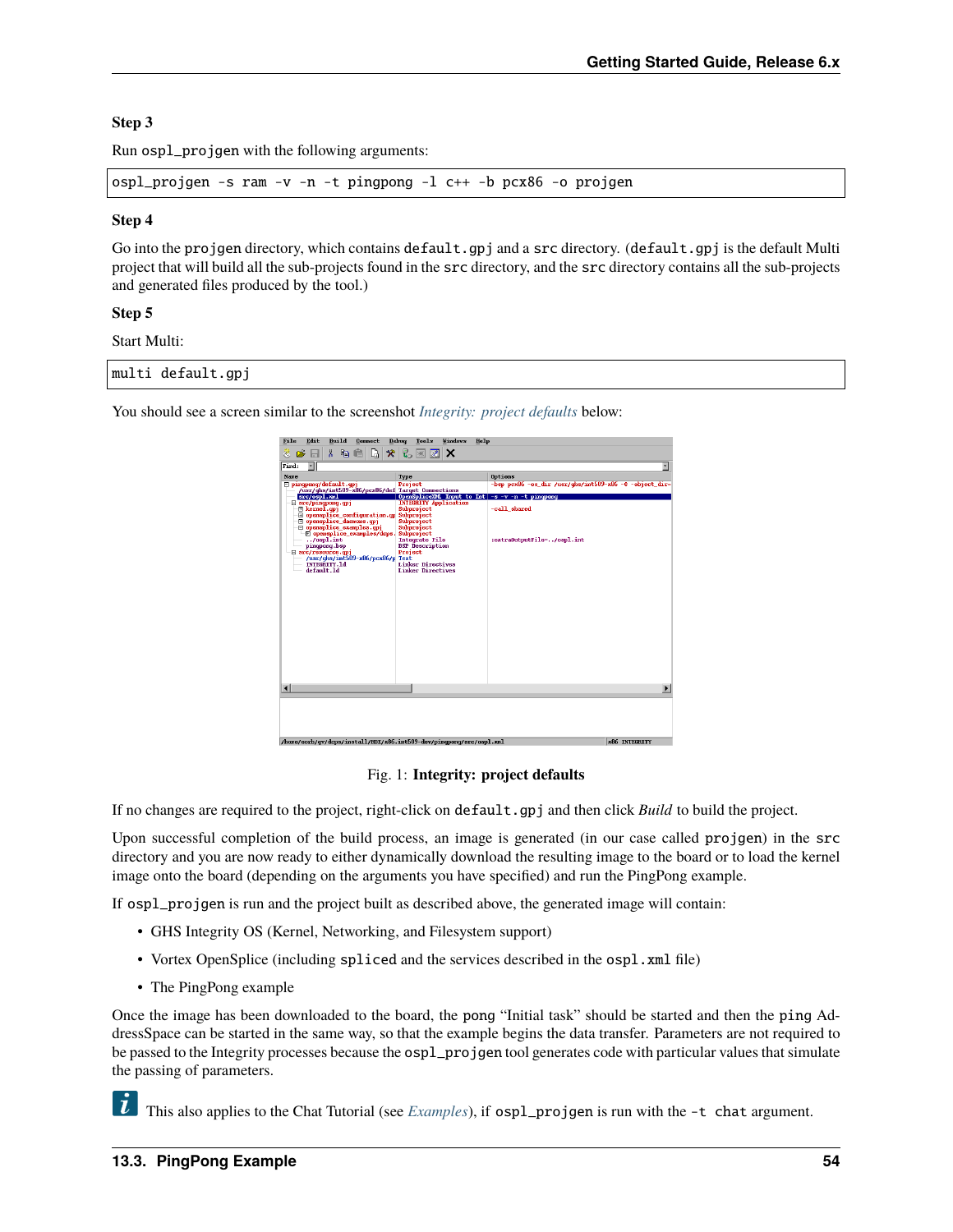### Step 3

Run `ospl_projgen` with the following arguments:

```
ospl_projgen -s ram -v -n -t pingpong -l c++ -b pcx86 -o projgen
```

### Step 4

Go into the `projgen` directory, which contains `default.gpj` and a `src` directory. (`default.gpj` is the default Multi project that will build all the sub-projects found in the `src` directory, and the `src` directory contains all the sub-projects and generated files produced by the tool.)

### Step 5

Start Multi:

```
multi default.gpj
```

You should see a screen similar to the screenshot *Integrity: project defaults* below:

Fig. 1: **Integrity: project defaults**

If no changes are required to the project, right-click on `default.gpj` and then click *Build* to build the project.

Upon successful completion of the build process, an image is generated (in our case called `projgen`) in the `src` directory and you are now ready to either dynamically download the resulting image to the board or to load the kernel image onto the board (depending on the arguments you have specified) and run the PingPong example.

If `ospl_projgen` is run and the project built as described above, the generated image will contain:

- GHS Integrity OS (Kernel, Networking, and Filesystem support)
- Vortex OpenSplice (including `spliced` and the services described in the `ospl.xml` file)
- The PingPong example

Once the image has been downloaded to the board, the `pong` "Initial task" should be started and then the `ping` AddressSpace can be started in the same way, so that the example begins the data transfer. Parameters are not required to be passed to the Integrity processes because the `ospl_projgen` tool generates code with particular values that simulate the passing of parameters.

This also applies to the Chat Tutorial (see *Examples*), if `ospl_projgen` is run with the `-t chat` argument.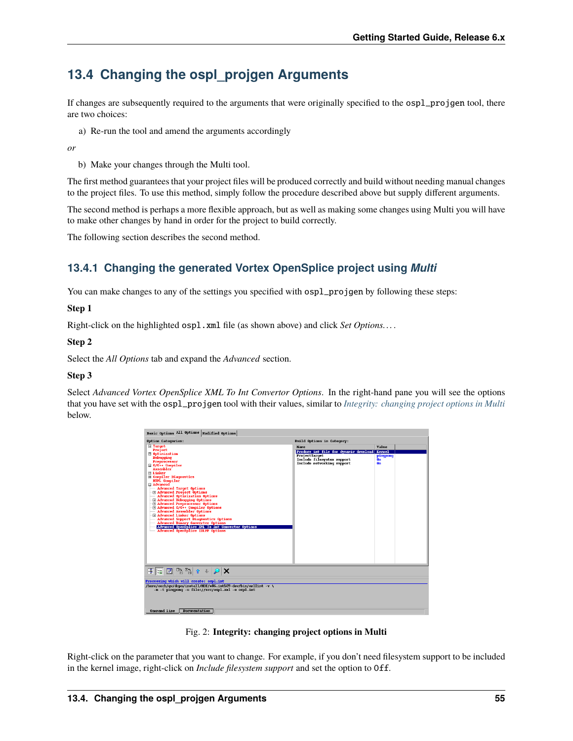## 13.4 Changing the ospl_projgen Arguments

If changes are subsequently required to the arguments that were originally specified to the ospl_projgen tool, there are two choices:

a) Re-run the tool and amend the arguments accordingly

*or*

b) Make your changes through the Multi tool.

The first method guarantees that your project files will be produced correctly and build without needing manual changes to the project files. To use this method, simply follow the procedure described above but supply different arguments.

The second method is perhaps a more flexible approach, but as well as making some changes using Multi you will have to make other changes by hand in order for the project to build correctly.

The following section describes the second method.

### 13.4.1 Changing the generated Vortex OpenSplice project using *Multi*

You can make changes to any of the settings you specified with ospl_projgen by following these steps:

**Step 1**

Right-click on the highlighted ospl.xml file (as shown above) and click *Set Options. . . .*

**Step 2**

Select the *All Options* tab and expand the *Advanced* section.

**Step 3**

Select *Advanced Vortex OpenSplice XML To Int Convertor Options*. In the right-hand pane you will see the options that you have set with the ospl_projgen tool with their values, similar to *Integrity: changing project options in Multi* below.

Fig. 2: **Integrity: changing project options in Multi**

Right-click on the parameter that you want to change. For example, if you don't need filesystem support to be included in the kernel image, right-click on *Include filesystem support* and set the option to Off.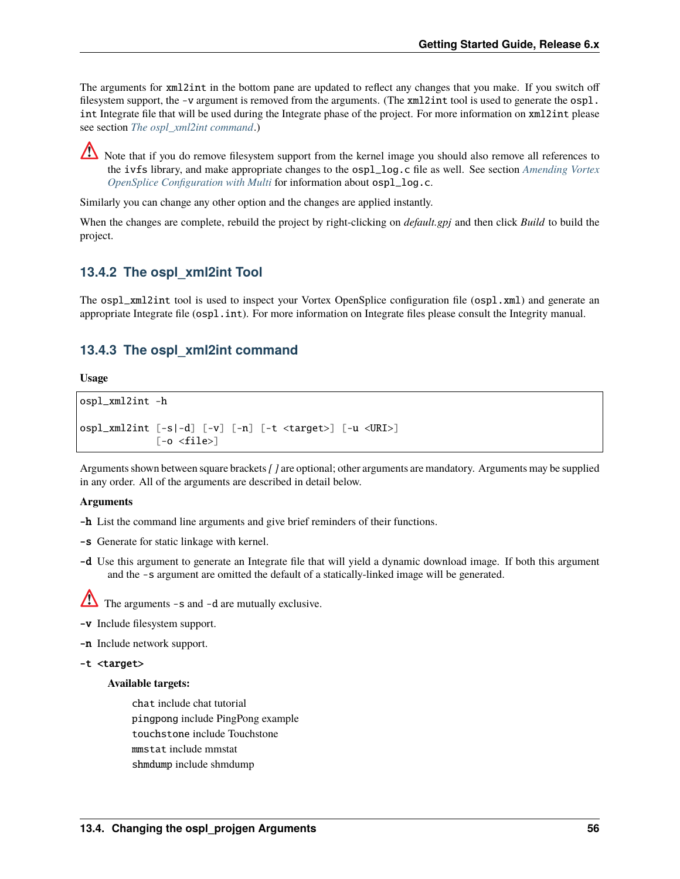The arguments for `xml2int` in the bottom pane are updated to reflect any changes that you make. If you switch off filesystem support, the `-v` argument is removed from the arguments. (The `xml2int` tool is used to generate the `ospl.int` Integrate file that will be used during the Integrate phase of the project. For more information on `xml2int` please see section *The ospl_xml2int command*.)

⚠ Note that if you do remove filesystem support from the kernel image you should also remove all references to the `ivfs` library, and make appropriate changes to the `ospl_log.c` file as well. See section *Amending Vortex OpenSplice Configuration with Multi* for information about `ospl_log.c`.

Similarly you can change any other option and the changes are applied instantly.

When the changes are complete, rebuild the project by right-clicking on *default.gpj* and then click *Build* to build the project.

### 13.4.2 The ospl_xml2int Tool

The `ospl_xml2int` tool is used to inspect your Vortex OpenSplice configuration file (`ospl.xml`) and generate an appropriate Integrate file (`ospl.int`). For more information on Integrate files please consult the Integrity manual.

### 13.4.3 The ospl_xml2int command

**Usage**

```
ospl_xml2int -h

ospl_xml2int [-s|-d] [-v] [-n] [-t <target>] [-u <URI>]
             [-o <file>]
```

Arguments shown between square brackets *[ ]* are optional; other arguments are mandatory. Arguments may be supplied in any order. All of the arguments are described in detail below.

**Arguments**

**-h** List the command line arguments and give brief reminders of their functions.

**-s** Generate for static linkage with kernel.

**-d** Use this argument to generate an Integrate file that will yield a dynamic download image. If both this argument and the `-s` argument are omitted the default of a statically-linked image will be generated.

⚠ The arguments `-s` and `-d` are mutually exclusive.

**-v** Include filesystem support.

**-n** Include network support.

**-t <target>**

**Available targets:**

`chat` include chat tutorial
`pingpong` include PingPong example
`touchstone` include Touchstone
`mmstat` include mmstat
`shmdump` include shmdump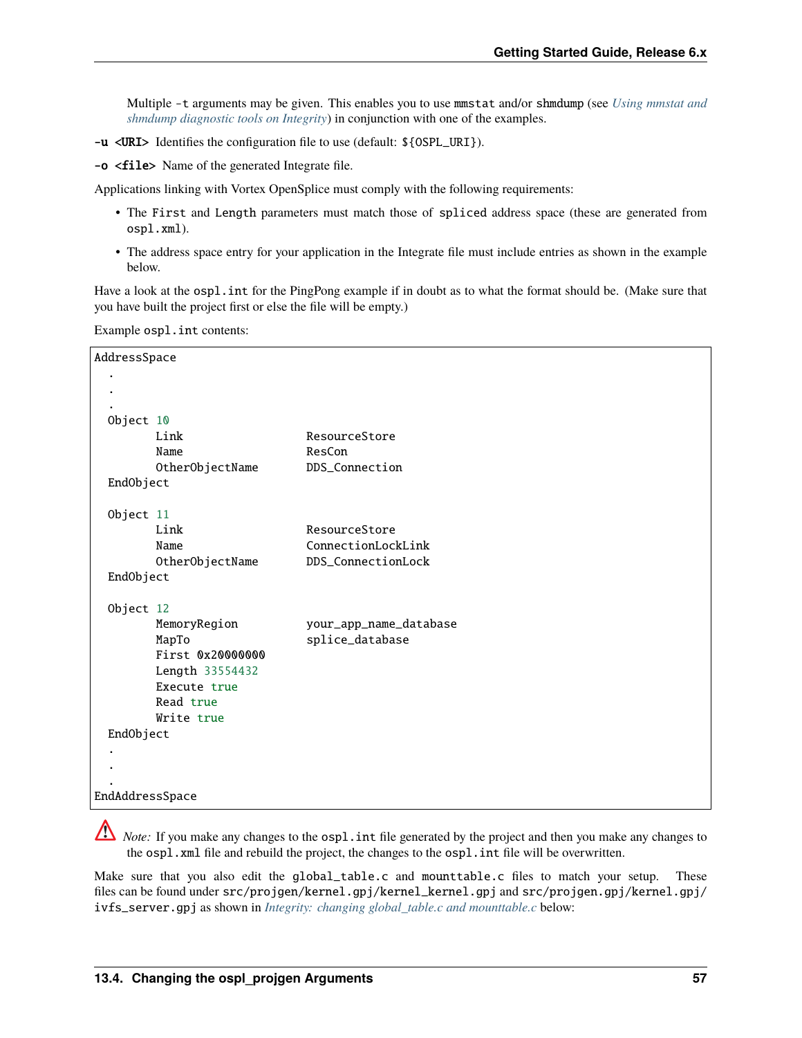Multiple `-t` arguments may be given. This enables you to use `mmstat` and/or `shmdump` (see *Using mmstat and shmdump diagnostic tools on Integrity*) in conjunction with one of the examples.

**-u <URI>** Identifies the configuration file to use (default: `${OSPL_URI}`).

**-o <file>** Name of the generated Integrate file.

Applications linking with Vortex OpenSplice must comply with the following requirements:

- The `First` and `Length` parameters must match those of `spliced` address space (these are generated from `ospl.xml`).
- The address space entry for your application in the Integrate file must include entries as shown in the example below.

Have a look at the `ospl.int` for the PingPong example if in doubt as to what the format should be. (Make sure that you have built the project first or else the file will be empty.)

Example `ospl.int` contents:

```
AddressSpace
  .
  .
  .
  Object 10
        Link                    ResourceStore
        Name                    ResCon
        OtherObjectName         DDS_Connection
  EndObject

  Object 11
        Link                    ResourceStore
        Name                    ConnectionLockLink
        OtherObjectName         DDS_ConnectionLock
  EndObject

  Object 12
        MemoryRegion            your_app_name_database
        MapTo                   splice_database
        First 0x20000000
        Length 33554432
        Execute true
        Read true
        Write true
  EndObject
  .
  .
  .
EndAddressSpace
```

*Note:* If you make any changes to the `ospl.int` file generated by the project and then you make any changes to the `ospl.xml` file and rebuild the project, the changes to the `ospl.int` file will be overwritten.

Make sure that you also edit the `global_table.c` and `mounttable.c` files to match your setup. These files can be found under `src/projgen/kernel.gpj/kernel_kernel.gpj` and `src/projgen.gpj/kernel.gpj/ivfs_server.gpj` as shown in *Integrity: changing global_table.c and mounttable.c* below: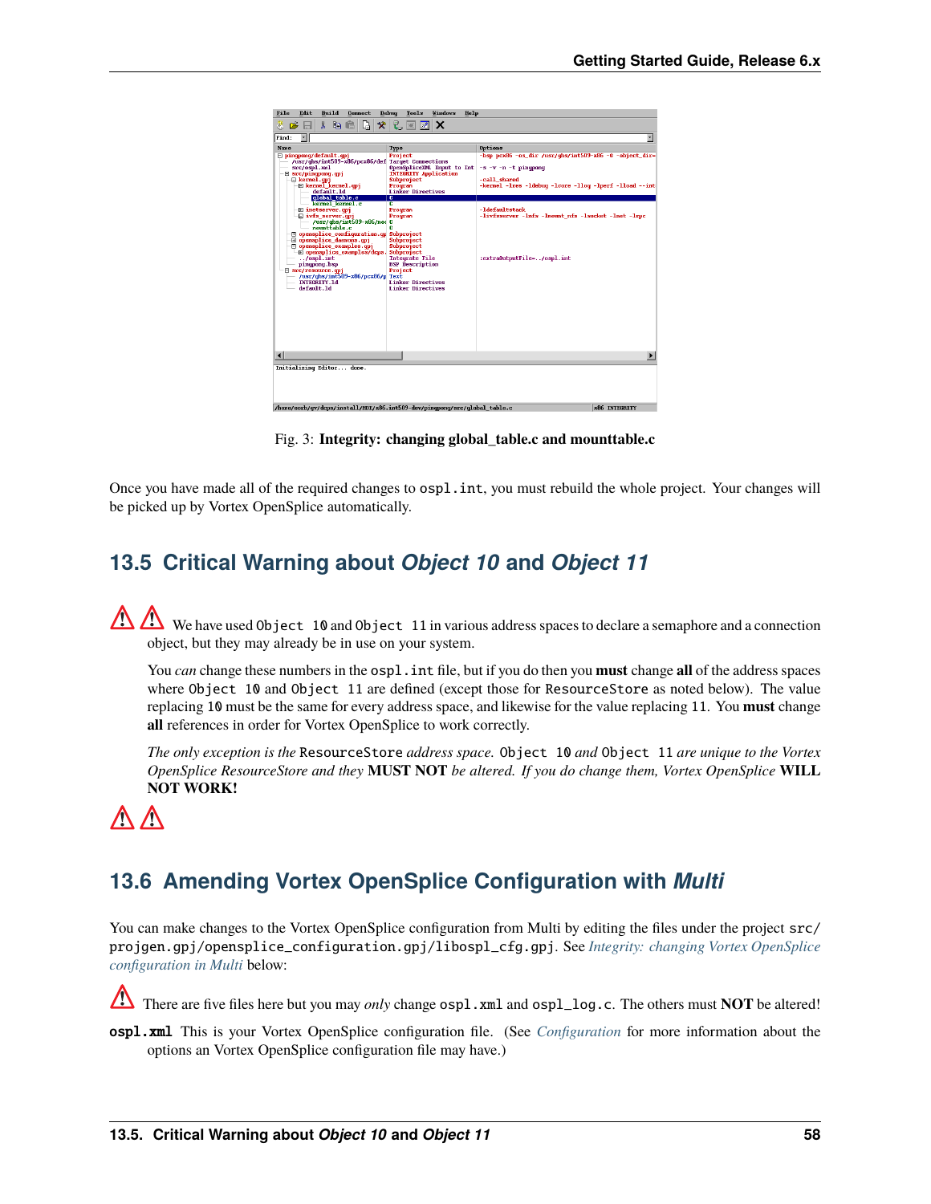Fig. 3: **Integrity: changing global_table.c and mounttable.c**

Once you have made all of the required changes to `ospl.int`, you must rebuild the whole project. Your changes will be picked up by Vortex OpenSplice automatically.

## 13.5 Critical Warning about *Object 10* and *Object 11*

⚠ ⚠ We have used `Object 10` and `Object 11` in various address spaces to declare a semaphore and a connection object, but they may already be in use on your system.

You *can* change these numbers in the `ospl.int` file, but if you do then you **must** change **all** of the address spaces where `Object 10` and `Object 11` are defined (except those for `ResourceStore` as noted below). The value replacing `10` must be the same for every address space, and likewise for the value replacing `11`. You **must** change **all** references in order for Vortex OpenSplice to work correctly.

*The only exception is the* `ResourceStore` *address space.* `Object 10` *and* `Object 11` *are unique to the Vortex OpenSplice ResourceStore and they* **MUST NOT** *be altered. If you do change them, Vortex OpenSplice* **WILL NOT WORK!**

⚠ ⚠

## 13.6 Amending Vortex OpenSplice Configuration with *Multi*

You can make changes to the Vortex OpenSplice configuration from Multi by editing the files under the project `src/projgen.gpj/opensplice_configuration.gpj/libospl_cfg.gpj`. See *Integrity: changing Vortex OpenSplice configuration in Multi* below:

⚠ There are five files here but you may *only* change `ospl.xml` and `ospl_log.c`. The others must **NOT** be altered!

**`ospl.xml`** This is your Vortex OpenSplice configuration file. (See *Configuration* for more information about the options an Vortex OpenSplice configuration file may have.)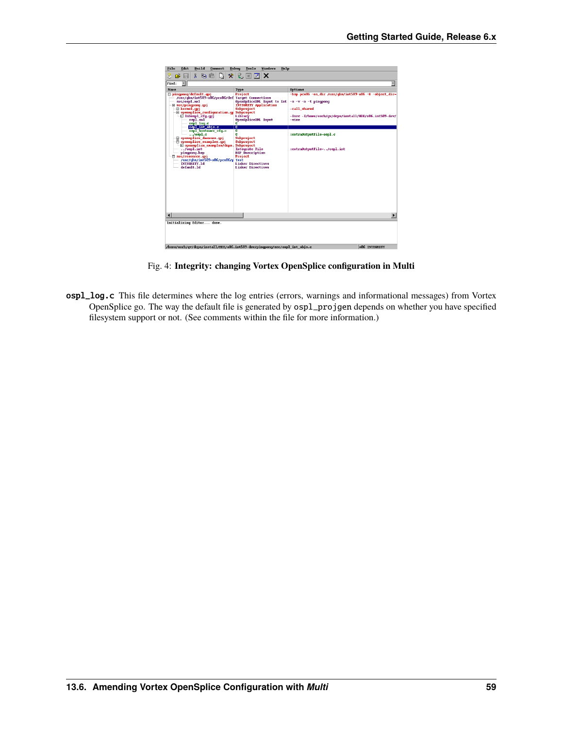Fig. 4: **Integrity: changing Vortex OpenSplice configuration in Multi**

**ospl_log.c** This file determines where the log entries (errors, warnings and informational messages) from Vortex OpenSplice go. The way the default file is generated by `ospl_projgen` depends on whether you have specified filesystem support or not. (See comments within the file for more information.)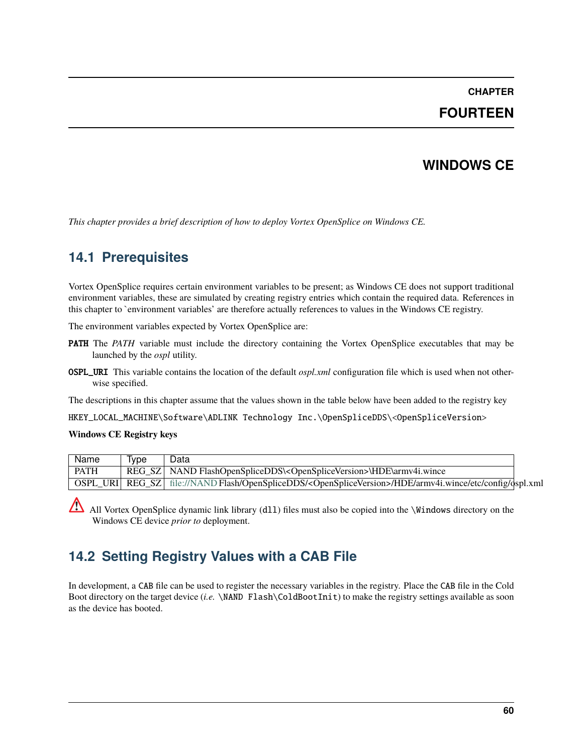# CHAPTER FOURTEEN

# WINDOWS CE

*This chapter provides a brief description of how to deploy Vortex OpenSplice on Windows CE.*

## 14.1 Prerequisites

Vortex OpenSplice requires certain environment variables to be present; as Windows CE does not support traditional environment variables, these are simulated by creating registry entries which contain the required data. References in this chapter to `environment variables' are therefore actually references to values in the Windows CE registry.

The environment variables expected by Vortex OpenSplice are:

**PATH** The *PATH* variable must include the directory containing the Vortex OpenSplice executables that may be launched by the *ospl* utility.

**OSPL_URI** This variable contains the location of the default *ospl.xml* configuration file which is used when not otherwise specified.

The descriptions in this chapter assume that the values shown in the table below have been added to the registry key

`HKEY_LOCAL_MACHINE\Software\ADLINK Technology Inc.\OpenSpliceDDS\<OpenSpliceVersion>`

**Windows CE Registry keys**

| Name | Type | Data |
|---|---|---|
| PATH | REG_SZ | NAND FlashOpenSpliceDDS\<OpenSpliceVersion>\HDE\armv4i.wince |
| OSPL_URI | REG_SZ | file://NAND Flash/OpenSpliceDDS/<OpenSpliceVersion>/HDE/armv4i.wince/etc/config/ospl.xml |

⚠ All Vortex OpenSplice dynamic link library (`dll`) files must also be copied into the `\Windows` directory on the Windows CE device *prior to* deployment.

## 14.2 Setting Registry Values with a CAB File

In development, a `CAB` file can be used to register the necessary variables in the registry. Place the `CAB` file in the Cold Boot directory on the target device (*i.e.* `\NAND Flash\ColdBootInit`) to make the registry settings available as soon as the device has booted.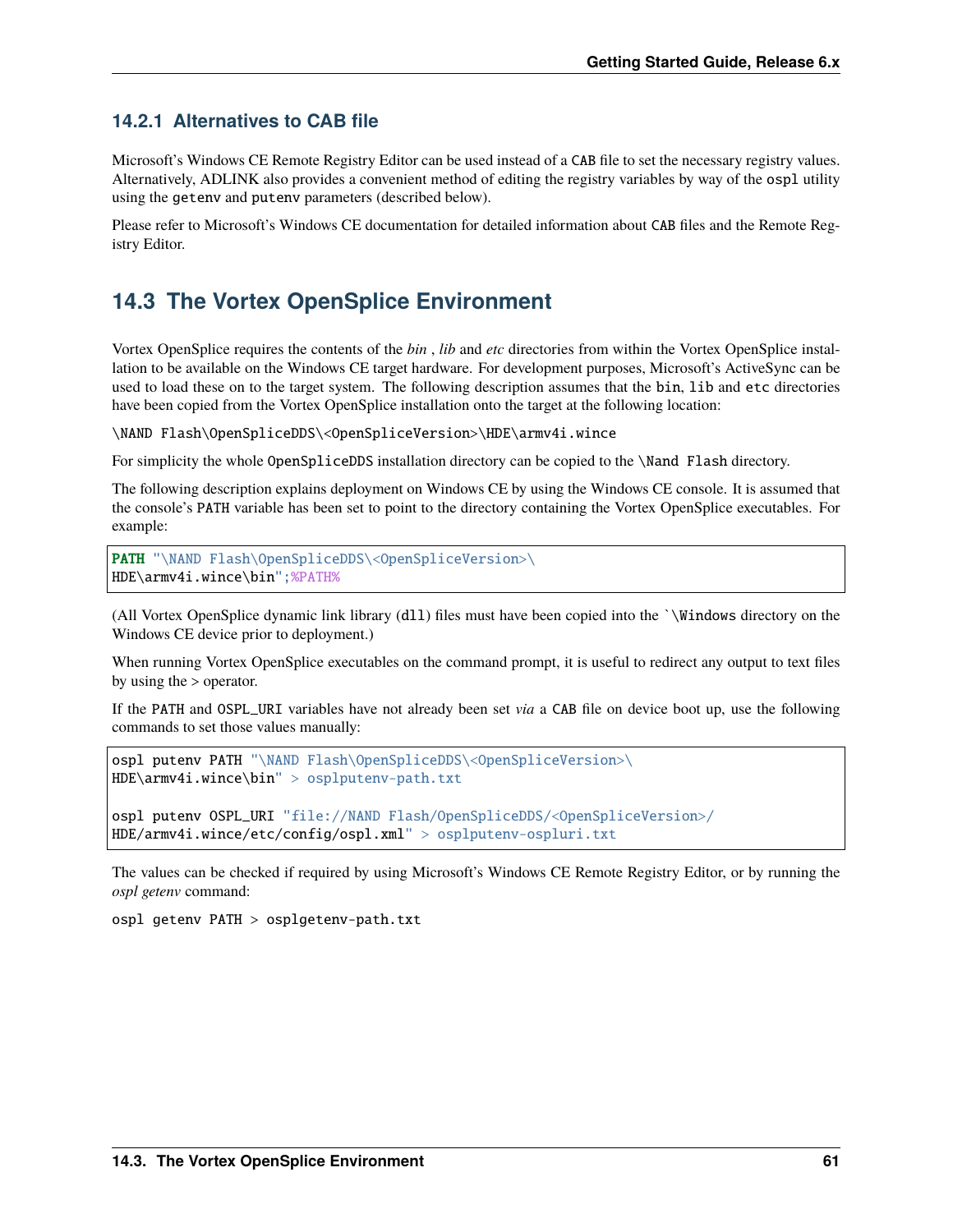### 14.2.1 Alternatives to CAB file

Microsoft's Windows CE Remote Registry Editor can be used instead of a `CAB` file to set the necessary registry values. Alternatively, ADLINK also provides a convenient method of editing the registry variables by way of the `ospl` utility using the `getenv` and `putenv` parameters (described below).

Please refer to Microsoft's Windows CE documentation for detailed information about `CAB` files and the Remote Registry Editor.

## 14.3 The Vortex OpenSplice Environment

Vortex OpenSplice requires the contents of the *bin* , *lib* and *etc* directories from within the Vortex OpenSplice installation to be available on the Windows CE target hardware. For development purposes, Microsoft's ActiveSync can be used to load these on to the target system. The following description assumes that the `bin`, `lib` and `etc` directories have been copied from the Vortex OpenSplice installation onto the target at the following location:

`\NAND Flash\OpenSpliceDDS\<OpenSpliceVersion>\HDE\armv4i.wince`

For simplicity the whole `OpenSpliceDDS` installation directory can be copied to the `\Nand Flash` directory.

The following description explains deployment on Windows CE by using the Windows CE console. It is assumed that the console's `PATH` variable has been set to point to the directory containing the Vortex OpenSplice executables. For example:

```
PATH "\NAND Flash\OpenSpliceDDS\<OpenSpliceVersion>\
HDE\armv4i.wince\bin";%PATH%
```

(All Vortex OpenSplice dynamic link library (`dll`) files must have been copied into the ``\Windows` directory on the Windows CE device prior to deployment.)

When running Vortex OpenSplice executables on the command prompt, it is useful to redirect any output to text files by using the > operator.

If the `PATH` and `OSPL_URI` variables have not already been set *via* a `CAB` file on device boot up, use the following commands to set those values manually:

```
ospl putenv PATH "\NAND Flash\OpenSpliceDDS\<OpenSpliceVersion>\
HDE\armv4i.wince\bin" > osplputenv-path.txt

ospl putenv OSPL_URI "file://NAND Flash/OpenSpliceDDS/<OpenSpliceVersion>/
HDE/armv4i.wince/etc/config/ospl.xml" > osplputenv-ospluri.txt
```

The values can be checked if required by using Microsoft's Windows CE Remote Registry Editor, or by running the *ospl getenv* command:

`ospl getenv PATH > osplgetenv-path.txt`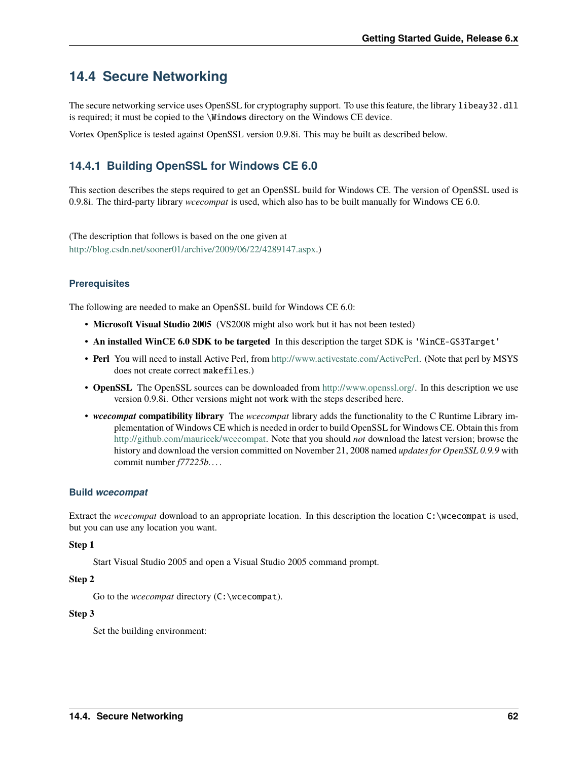## 14.4 Secure Networking

The secure networking service uses OpenSSL for cryptography support. To use this feature, the library `libeay32.dll` is required; it must be copied to the `\Windows` directory on the Windows CE device.

Vortex OpenSplice is tested against OpenSSL version 0.9.8i. This may be built as described below.

### 14.4.1 Building OpenSSL for Windows CE 6.0

This section describes the steps required to get an OpenSSL build for Windows CE. The version of OpenSSL used is 0.9.8i. The third-party library *wcecompat* is used, which also has to be built manually for Windows CE 6.0.

(The description that follows is based on the one given at http://blog.csdn.net/sooner01/archive/2009/06/22/4289147.aspx.)

#### Prerequisites

The following are needed to make an OpenSSL build for Windows CE 6.0:

- **Microsoft Visual Studio 2005** (VS2008 might also work but it has not been tested)
- **An installed WinCE 6.0 SDK to be targeted** In this description the target SDK is `'WinCE-GS3Target'`
- **Perl** You will need to install Active Perl, from http://www.activestate.com/ActivePerl. (Note that perl by MSYS does not create correct `makefiles`.)
- **OpenSSL** The OpenSSL sources can be downloaded from http://www.openssl.org/. In this description we use version 0.9.8i. Other versions might not work with the steps described here.
- ***wcecompat* compatibility library** The *wcecompat* library adds the functionality to the C Runtime Library implementation of Windows CE which is needed in order to build OpenSSL for Windows CE. Obtain this from http://github.com/mauricek/wcecompat. Note that you should *not* download the latest version; browse the history and download the version committed on November 21, 2008 named *updates for OpenSSL 0.9.9* with commit number *f77225b...*

#### Build *wcecompat*

Extract the *wcecompat* download to an appropriate location. In this description the location `C:\wcecompat` is used, but you can use any location you want.

**Step 1**

Start Visual Studio 2005 and open a Visual Studio 2005 command prompt.

**Step 2**

Go to the *wcecompat* directory (`C:\wcecompat`).

**Step 3**

Set the building environment: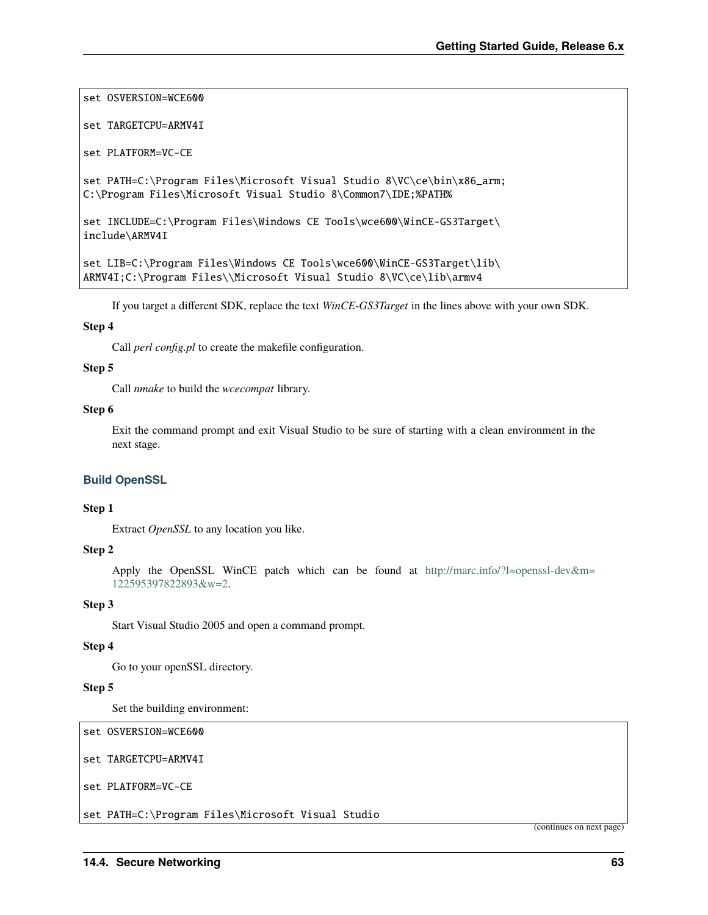```
set OSVERSION=WCE600

set TARGETCPU=ARMV4I

set PLATFORM=VC-CE

set PATH=C:\Program Files\Microsoft Visual Studio 8\VC\ce\bin\x86_arm;
C:\Program Files\Microsoft Visual Studio 8\Common7\IDE;%PATH%

set INCLUDE=C:\Program Files\Windows CE Tools\wce600\WinCE-GS3Target\
include\ARMV4I

set LIB=C:\Program Files\Windows CE Tools\wce600\WinCE-GS3Target\lib\
ARMV4I;C:\Program Files\\Microsoft Visual Studio 8\VC\ce\lib\armv4
```

If you target a different SDK, replace the text *WinCE-GS3Target* in the lines above with your own SDK.

**Step 4**

Call *perl config.pl* to create the makefile configuration.

**Step 5**

Call *nmake* to build the *wcecompat* library.

**Step 6**

Exit the command prompt and exit Visual Studio to be sure of starting with a clean environment in the next stage.

### Build OpenSSL

**Step 1**

Extract *OpenSSL* to any location you like.

**Step 2**

Apply the OpenSSL WinCE patch which can be found at http://marc.info/?l=openssl-dev&m=122595397822893&w=2.

**Step 3**

Start Visual Studio 2005 and open a command prompt.

**Step 4**

Go to your openSSL directory.

**Step 5**

Set the building environment:

```
set OSVERSION=WCE600

set TARGETCPU=ARMV4I

set PLATFORM=VC-CE

set PATH=C:\Program Files\Microsoft Visual Studio
```

(continues on next page)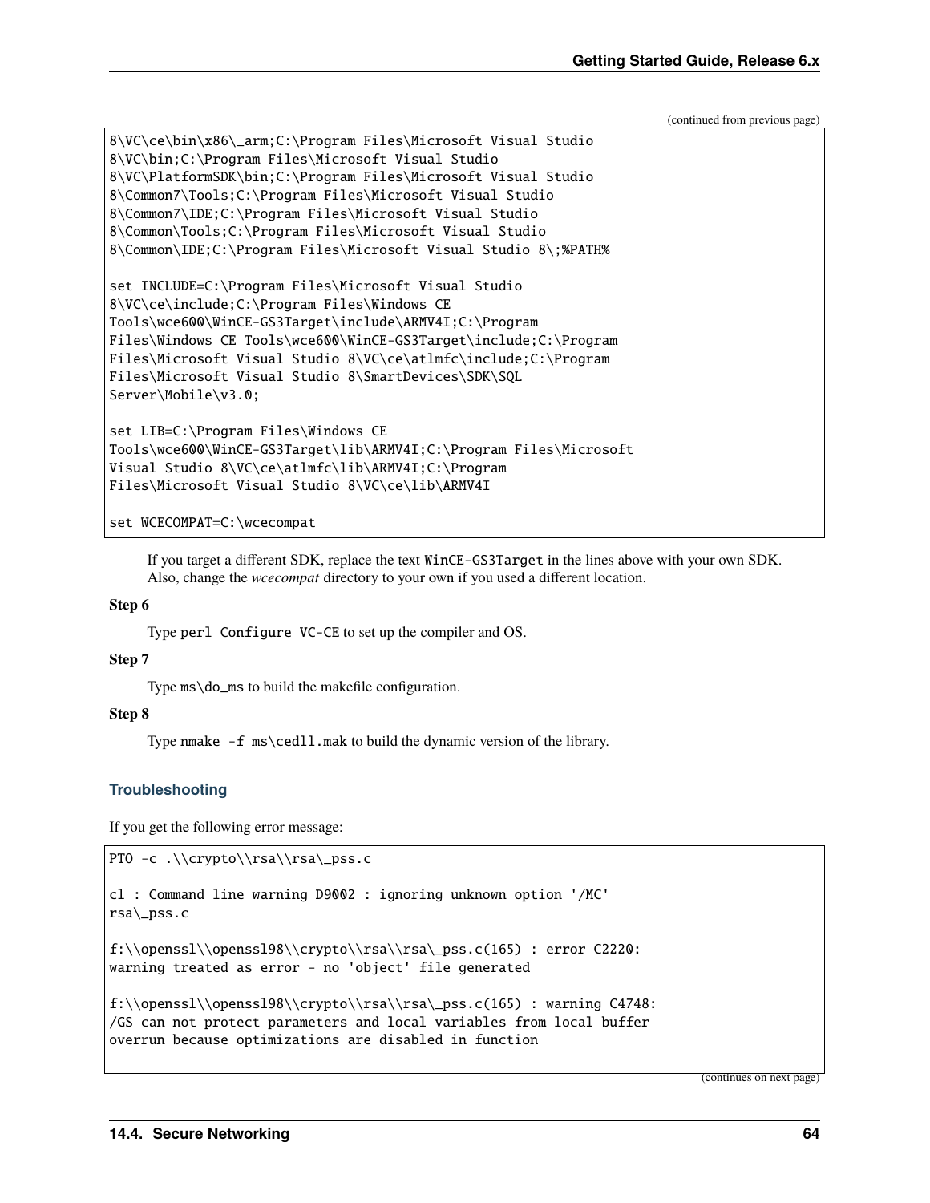(continued from previous page)

```
8\VC\ce\bin\x86\_arm;C:\Program Files\Microsoft Visual Studio
8\VC\bin;C:\Program Files\Microsoft Visual Studio
8\VC\PlatformSDK\bin;C:\Program Files\Microsoft Visual Studio
8\Common7\Tools;C:\Program Files\Microsoft Visual Studio
8\Common7\IDE;C:\Program Files\Microsoft Visual Studio
8\Common\Tools;C:\Program Files\Microsoft Visual Studio
8\Common\IDE;C:\Program Files\Microsoft Visual Studio 8\;%PATH%

set INCLUDE=C:\Program Files\Microsoft Visual Studio
8\VC\ce\include;C:\Program Files\Windows CE
Tools\wce600\WinCE-GS3Target\include\ARMV4I;C:\Program
Files\Windows CE Tools\wce600\WinCE-GS3Target\include;C:\Program
Files\Microsoft Visual Studio 8\VC\ce\atlmfc\include;C:\Program
Files\Microsoft Visual Studio 8\SmartDevices\SDK\SQL
Server\Mobile\v3.0;

set LIB=C:\Program Files\Windows CE
Tools\wce600\WinCE-GS3Target\lib\ARMV4I;C:\Program Files\Microsoft
Visual Studio 8\VC\ce\atlmfc\lib\ARMV4I;C:\Program
Files\Microsoft Visual Studio 8\VC\ce\lib\ARMV4I

set WCECOMPAT=C:\wcecompat
```

If you target a different SDK, replace the text `WinCE-GS3Target` in the lines above with your own SDK. Also, change the *wcecompat* directory to your own if you used a different location.

**Step 6**

Type `perl Configure VC-CE` to set up the compiler and OS.

**Step 7**

Type `ms\do_ms` to build the makefile configuration.

**Step 8**

Type `nmake -f ms\cedll.mak` to build the dynamic version of the library.

### Troubleshooting

If you get the following error message:

```
PTO -c .\\crypto\\rsa\\rsa\_pss.c

cl : Command line warning D9002 : ignoring unknown option '/MC'
rsa\_pss.c

f:\\openssl\\openssl98\\crypto\\rsa\\rsa\_pss.c(165) : error C2220:
warning treated as error - no 'object' file generated

f:\\openssl\\openssl98\\crypto\\rsa\\rsa\_pss.c(165) : warning C4748:
/GS can not protect parameters and local variables from local buffer
overrun because optimizations are disabled in function
```

(continues on next page)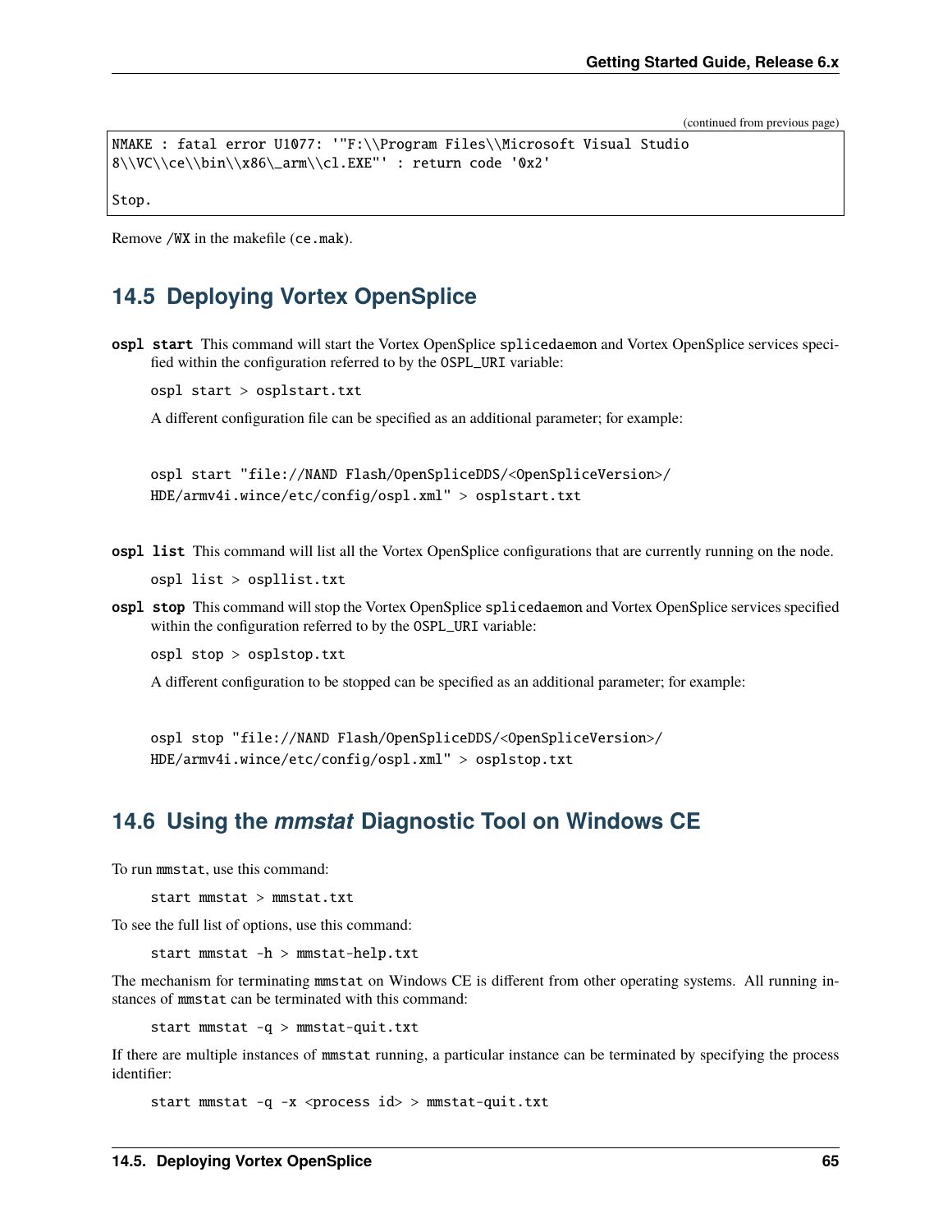(continued from previous page)

```
NMAKE : fatal error U1077: '"F:\\Program Files\\Microsoft Visual Studio
8\\VC\\ce\\bin\\x86\_arm\\cl.EXE"' : return code '0x2'

Stop.
```

Remove `/WX` in the makefile (`ce.mak`).

## 14.5 Deploying Vortex OpenSplice

**`ospl start`** This command will start the Vortex OpenSplice `splicedaemon` and Vortex OpenSplice services specified within the configuration referred to by the `OSPL_URI` variable:

```
ospl start > osplstart.txt
```

A different configuration file can be specified as an additional parameter; for example:

```
ospl start "file://NAND Flash/OpenSpliceDDS/<OpenSpliceVersion>/
HDE/armv4i.wince/etc/config/ospl.xml" > osplstart.txt
```

**`ospl list`** This command will list all the Vortex OpenSplice configurations that are currently running on the node.

```
ospl list > ospllist.txt
```

**`ospl stop`** This command will stop the Vortex OpenSplice `splicedaemon` and Vortex OpenSplice services specified within the configuration referred to by the `OSPL_URI` variable:

```
ospl stop > osplstop.txt
```

A different configuration to be stopped can be specified as an additional parameter; for example:

```
ospl stop "file://NAND Flash/OpenSpliceDDS/<OpenSpliceVersion>/
HDE/armv4i.wince/etc/config/ospl.xml" > osplstop.txt
```

## 14.6 Using the *mmstat* Diagnostic Tool on Windows CE

To run `mmstat`, use this command:

```
start mmstat > mmstat.txt
```

To see the full list of options, use this command:

```
start mmstat -h > mmstat-help.txt
```

The mechanism for terminating `mmstat` on Windows CE is different from other operating systems. All running instances of `mmstat` can be terminated with this command:

```
start mmstat -q > mmstat-quit.txt
```

If there are multiple instances of `mmstat` running, a particular instance can be terminated by specifying the process identifier:

```
start mmstat -q -x <process id> > mmstat-quit.txt
```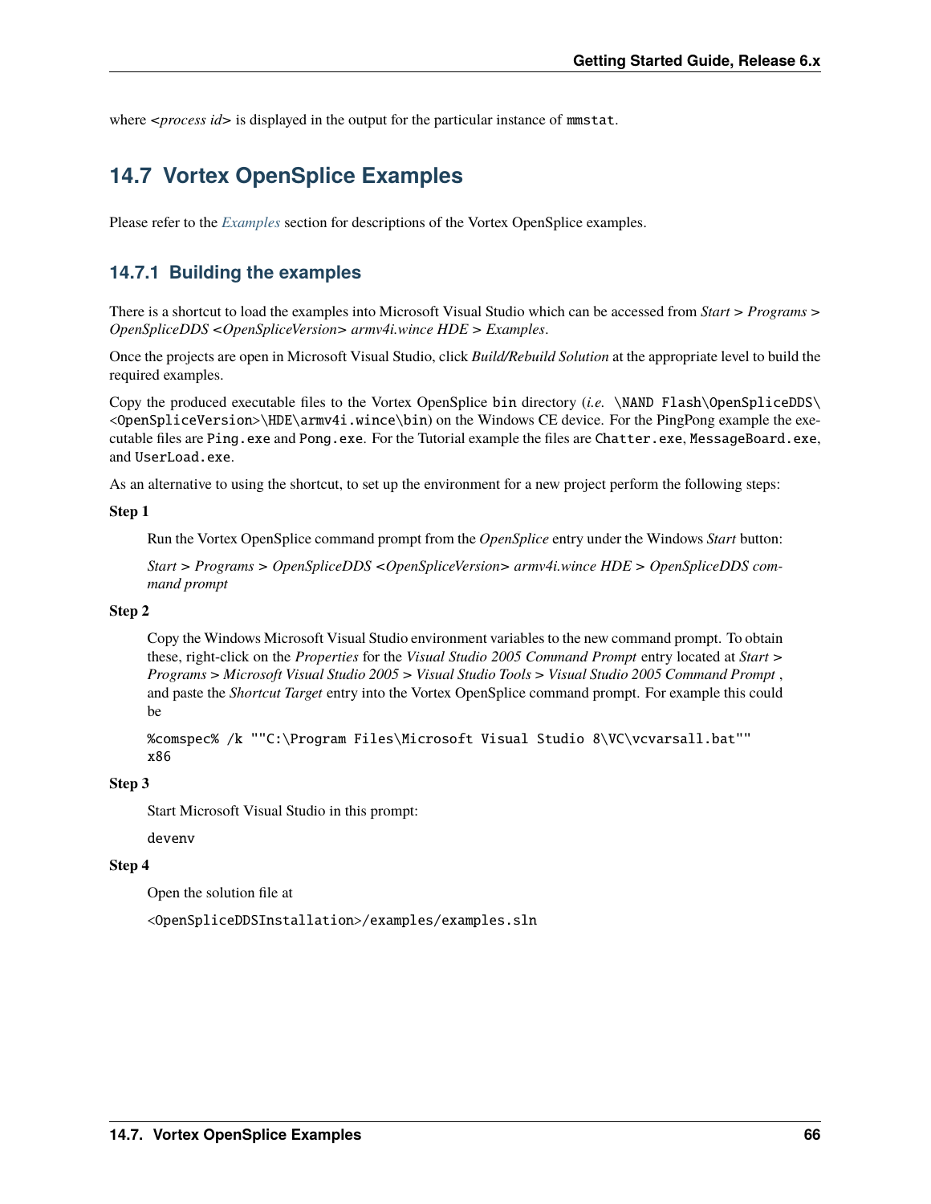where <*process id*> is displayed in the output for the particular instance of `mmstat`.

## 14.7 Vortex OpenSplice Examples

Please refer to the *Examples* section for descriptions of the Vortex OpenSplice examples.

### 14.7.1 Building the examples

There is a shortcut to load the examples into Microsoft Visual Studio which can be accessed from *Start > Programs > OpenSpliceDDS <OpenSpliceVersion> armv4i.wince HDE > Examples*.

Once the projects are open in Microsoft Visual Studio, click *Build/Rebuild Solution* at the appropriate level to build the required examples.

Copy the produced executable files to the Vortex OpenSplice `bin` directory (*i.e.* `\NAND Flash\OpenSpliceDDS\<OpenSpliceVersion>\HDE\armv4i.wince\bin`) on the Windows CE device. For the PingPong example the executable files are `Ping.exe` and `Pong.exe`. For the Tutorial example the files are `Chatter.exe`, `MessageBoard.exe`, and `UserLoad.exe`.

As an alternative to using the shortcut, to set up the environment for a new project perform the following steps:

**Step 1**

Run the Vortex OpenSplice command prompt from the *OpenSplice* entry under the Windows *Start* button:

*Start > Programs > OpenSpliceDDS <OpenSpliceVersion> armv4i.wince HDE > OpenSpliceDDS command prompt*

**Step 2**

Copy the Windows Microsoft Visual Studio environment variables to the new command prompt. To obtain these, right-click on the *Properties* for the *Visual Studio 2005 Command Prompt* entry located at *Start > Programs > Microsoft Visual Studio 2005 > Visual Studio Tools > Visual Studio 2005 Command Prompt* , and paste the *Shortcut Target* entry into the Vortex OpenSplice command prompt. For example this could be

```
%comspec% /k ""C:\Program Files\Microsoft Visual Studio 8\VC\vcvarsall.bat""
x86
```

**Step 3**

Start Microsoft Visual Studio in this prompt:

```
devenv
```

**Step 4**

Open the solution file at

```
<OpenSpliceDDSInstallation>/examples/examples.sln
```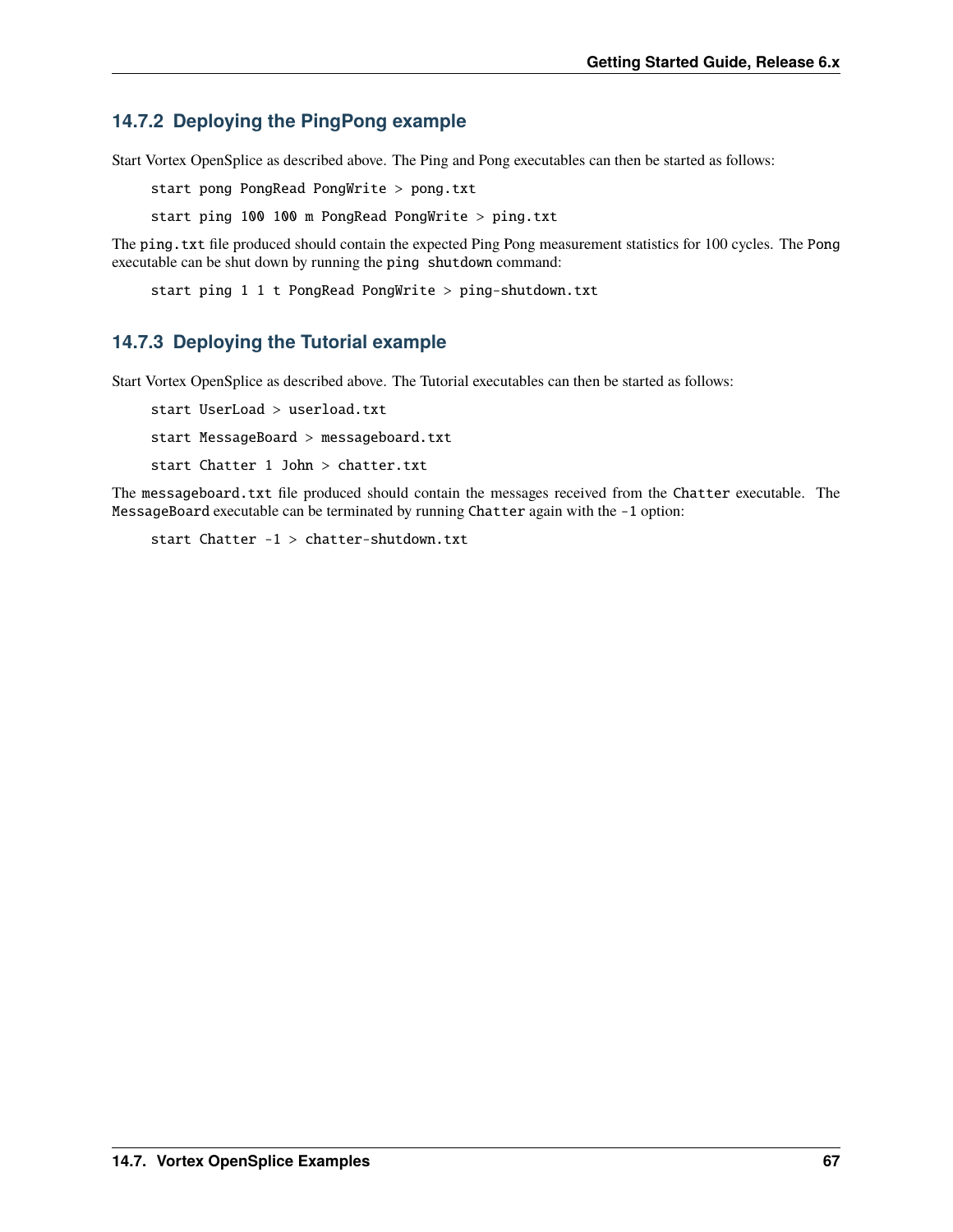### 14.7.2 Deploying the PingPong example

Start Vortex OpenSplice as described above. The Ping and Pong executables can then be started as follows:

```
start pong PongRead PongWrite > pong.txt
```

```
start ping 100 100 m PongRead PongWrite > ping.txt
```

The `ping.txt` file produced should contain the expected Ping Pong measurement statistics for 100 cycles. The `Pong` executable can be shut down by running the `ping shutdown` command:

```
start ping 1 1 t PongRead PongWrite > ping-shutdown.txt
```

### 14.7.3 Deploying the Tutorial example

Start Vortex OpenSplice as described above. The Tutorial executables can then be started as follows:

```
start UserLoad > userload.txt
```

```
start MessageBoard > messageboard.txt
```

```
start Chatter 1 John > chatter.txt
```

The `messageboard.txt` file produced should contain the messages received from the `Chatter` executable. The `MessageBoard` executable can be terminated by running `Chatter` again with the `-1` option:

```
start Chatter -1 > chatter-shutdown.txt
```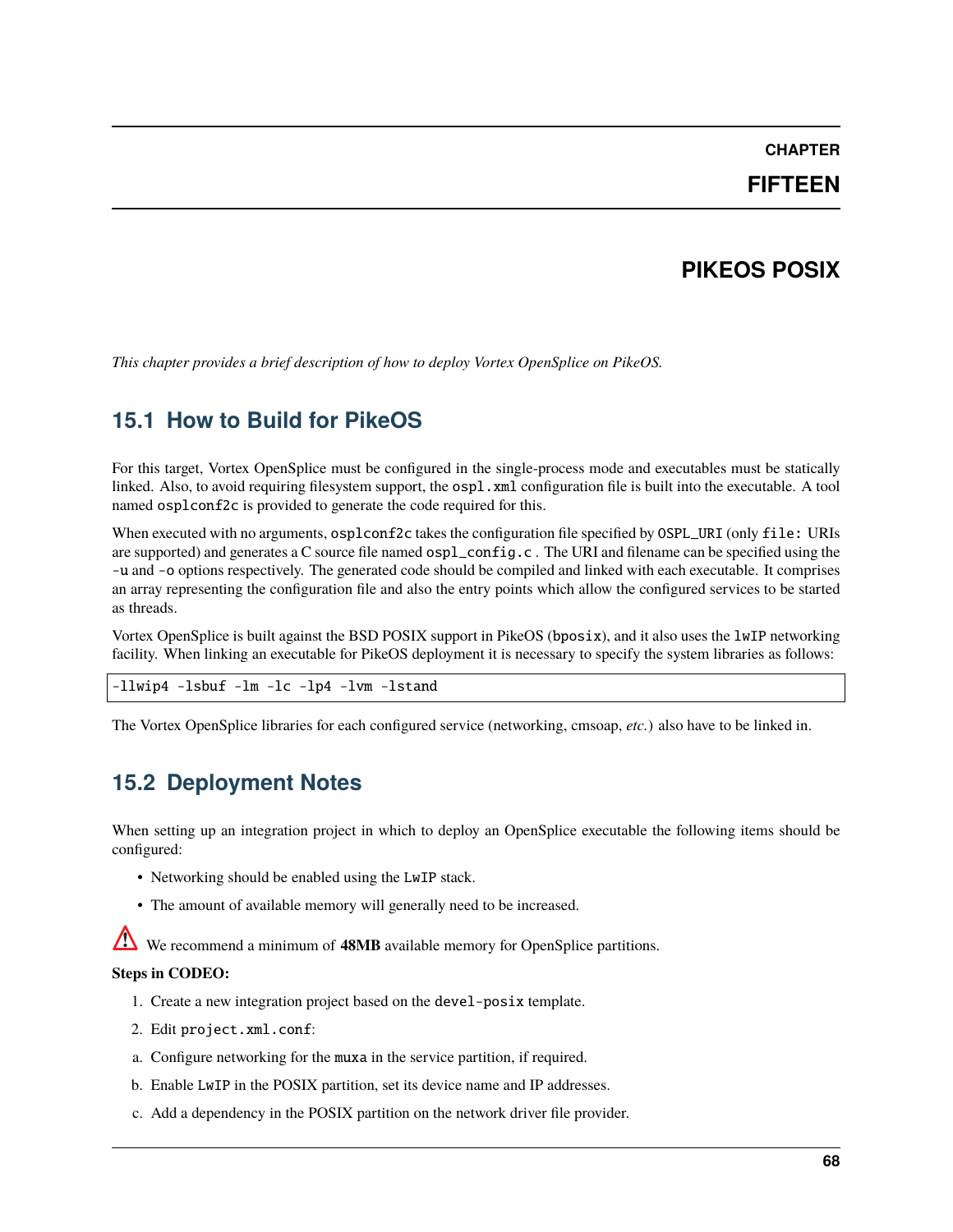# CHAPTER FIFTEEN

# PIKEOS POSIX

*This chapter provides a brief description of how to deploy Vortex OpenSplice on PikeOS.*

## 15.1 How to Build for PikeOS

For this target, Vortex OpenSplice must be configured in the single-process mode and executables must be statically linked. Also, to avoid requiring filesystem support, the `ospl.xml` configuration file is built into the executable. A tool named `osplconf2c` is provided to generate the code required for this.

When executed with no arguments, `osplconf2c` takes the configuration file specified by `OSPL_URI` (only `file:` URIs are supported) and generates a C source file named `ospl_config.c` . The URI and filename can be specified using the `-u` and `-o` options respectively. The generated code should be compiled and linked with each executable. It comprises an array representing the configuration file and also the entry points which allow the configured services to be started as threads.

Vortex OpenSplice is built against the BSD POSIX support in PikeOS (`bposix`), and it also uses the `lwIP` networking facility. When linking an executable for PikeOS deployment it is necessary to specify the system libraries as follows:

```
-llwip4 -lsbuf -lm -lc -lp4 -lvm -lstand
```

The Vortex OpenSplice libraries for each configured service (networking, cmsoap, *etc.*) also have to be linked in.

## 15.2 Deployment Notes

When setting up an integration project in which to deploy an OpenSplice executable the following items should be configured:

- Networking should be enabled using the `LwIP` stack.
- The amount of available memory will generally need to be increased.

⚠ We recommend a minimum of **48MB** available memory for OpenSplice partitions.

**Steps in CODEO:**

1. Create a new integration project based on the `devel-posix` template.
2. Edit `project.xml.conf`:

a. Configure networking for the `muxa` in the service partition, if required.

b. Enable `LwIP` in the POSIX partition, set its device name and IP addresses.

c. Add a dependency in the POSIX partition on the network driver file provider.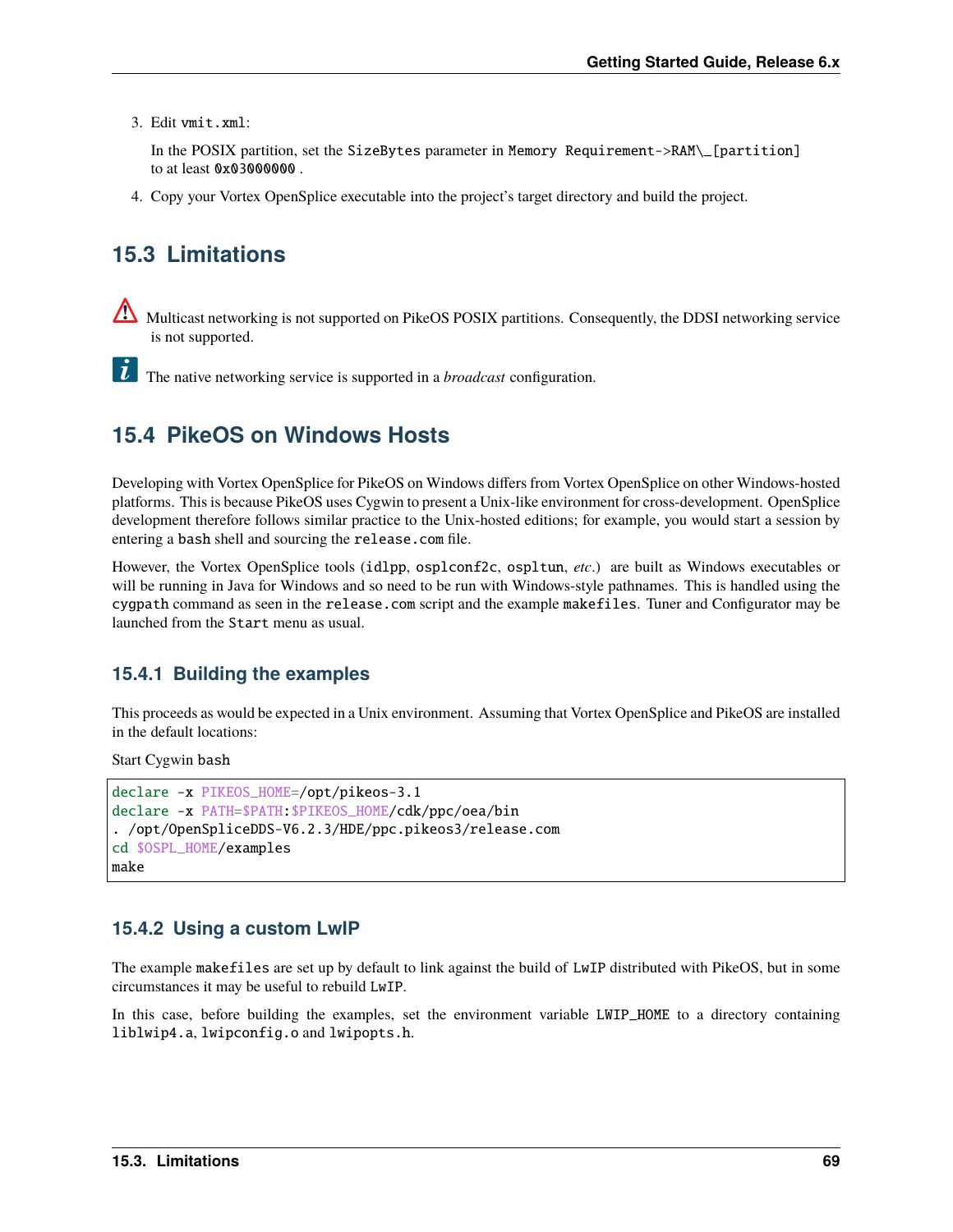3. Edit `vmit.xml`:

   In the POSIX partition, set the `SizeBytes` parameter in `Memory Requirement->RAM\_[partition]` to at least `0x03000000` .

4. Copy your Vortex OpenSplice executable into the project's target directory and build the project.

## 15.3 Limitations

⚠ Multicast networking is not supported on PikeOS POSIX partitions. Consequently, the DDSI networking service is not supported.

ℹ The native networking service is supported in a *broadcast* configuration.

## 15.4 PikeOS on Windows Hosts

Developing with Vortex OpenSplice for PikeOS on Windows differs from Vortex OpenSplice on other Windows-hosted platforms. This is because PikeOS uses Cygwin to present a Unix-like environment for cross-development. OpenSplice development therefore follows similar practice to the Unix-hosted editions; for example, you would start a session by entering a `bash` shell and sourcing the `release.com` file.

However, the Vortex OpenSplice tools (`idlpp`, `osplconf2c`, `ospltun`, *etc*.) are built as Windows executables or will be running in Java for Windows and so need to be run with Windows-style pathnames. This is handled using the `cygpath` command as seen in the `release.com` script and the example `makefiles`. Tuner and Configurator may be launched from the `Start` menu as usual.

### 15.4.1 Building the examples

This proceeds as would be expected in a Unix environment. Assuming that Vortex OpenSplice and PikeOS are installed in the default locations:

Start Cygwin `bash`

```
declare -x PIKEOS_HOME=/opt/pikeos-3.1
declare -x PATH=$PATH:$PIKEOS_HOME/cdk/ppc/oea/bin
. /opt/OpenSpliceDDS-V6.2.3/HDE/ppc.pikeos3/release.com
cd $OSPL_HOME/examples
make
```

### 15.4.2 Using a custom LwIP

The example `makefiles` are set up by default to link against the build of `LwIP` distributed with PikeOS, but in some circumstances it may be useful to rebuild `LwIP`.

In this case, before building the examples, set the environment variable `LWIP_HOME` to a directory containing `liblwip4.a`, `lwipconfig.o` and `lwipopts.h`.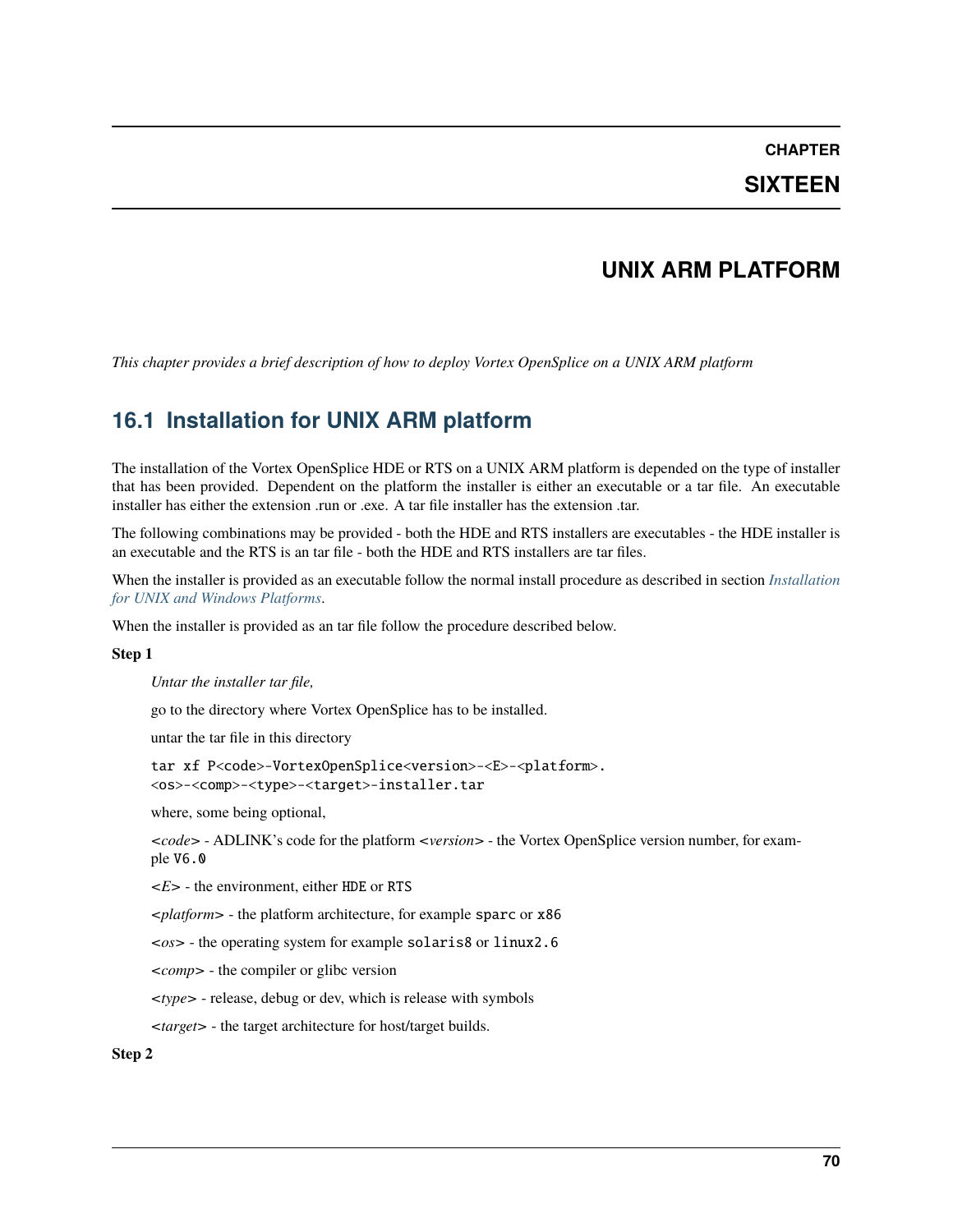# CHAPTER SIXTEEN

# UNIX ARM PLATFORM

*This chapter provides a brief description of how to deploy Vortex OpenSplice on a UNIX ARM platform*

## 16.1 Installation for UNIX ARM platform

The installation of the Vortex OpenSplice HDE or RTS on a UNIX ARM platform is depended on the type of installer that has been provided. Dependent on the platform the installer is either an executable or a tar file. An executable installer has either the extension .run or .exe. A tar file installer has the extension .tar.

The following combinations may be provided - both the HDE and RTS installers are executables - the HDE installer is an executable and the RTS is an tar file - both the HDE and RTS installers are tar files.

When the installer is provided as an executable follow the normal install procedure as described in section *Installation for UNIX and Windows Platforms*.

When the installer is provided as an tar file follow the procedure described below.

**Step 1**

*Untar the installer tar file,*

go to the directory where Vortex OpenSplice has to be installed.

untar the tar file in this directory

```
tar xf P<code>-VortexOpenSplice<version>-<E>-<platform>.
<os>-<comp>-<type>-<target>-installer.tar
```

where, some being optional,

<*code*> - ADLINK's code for the platform <*version*> - the Vortex OpenSplice version number, for example `V6.0`

<*E*> - the environment, either `HDE` or `RTS`

<*platform*> - the platform architecture, for example `sparc` or `x86`

<*os*> - the operating system for example `solaris8` or `linux2.6`

<*comp*> - the compiler or glibc version

<*type*> - release, debug or dev, which is release with symbols

<*target*> - the target architecture for host/target builds.

**Step 2**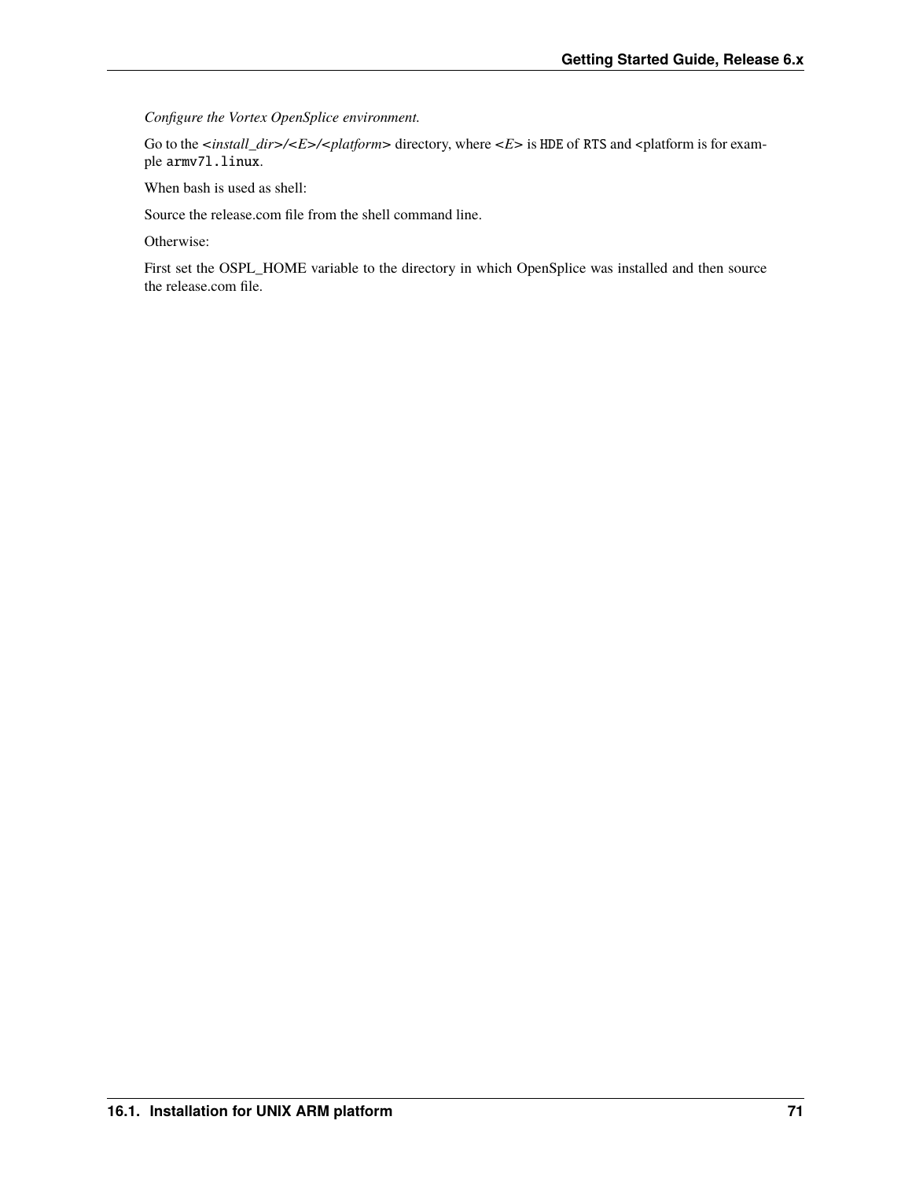*Configure the Vortex OpenSplice environment.*

Go to the *<install_dir>/<E>/<platform>* directory, where *<E>* is `HDE` of `RTS` and <platform is for example `armv7l.linux`.

When bash is used as shell:

Source the release.com file from the shell command line.

Otherwise:

First set the OSPL_HOME variable to the directory in which OpenSplice was installed and then source the release.com file.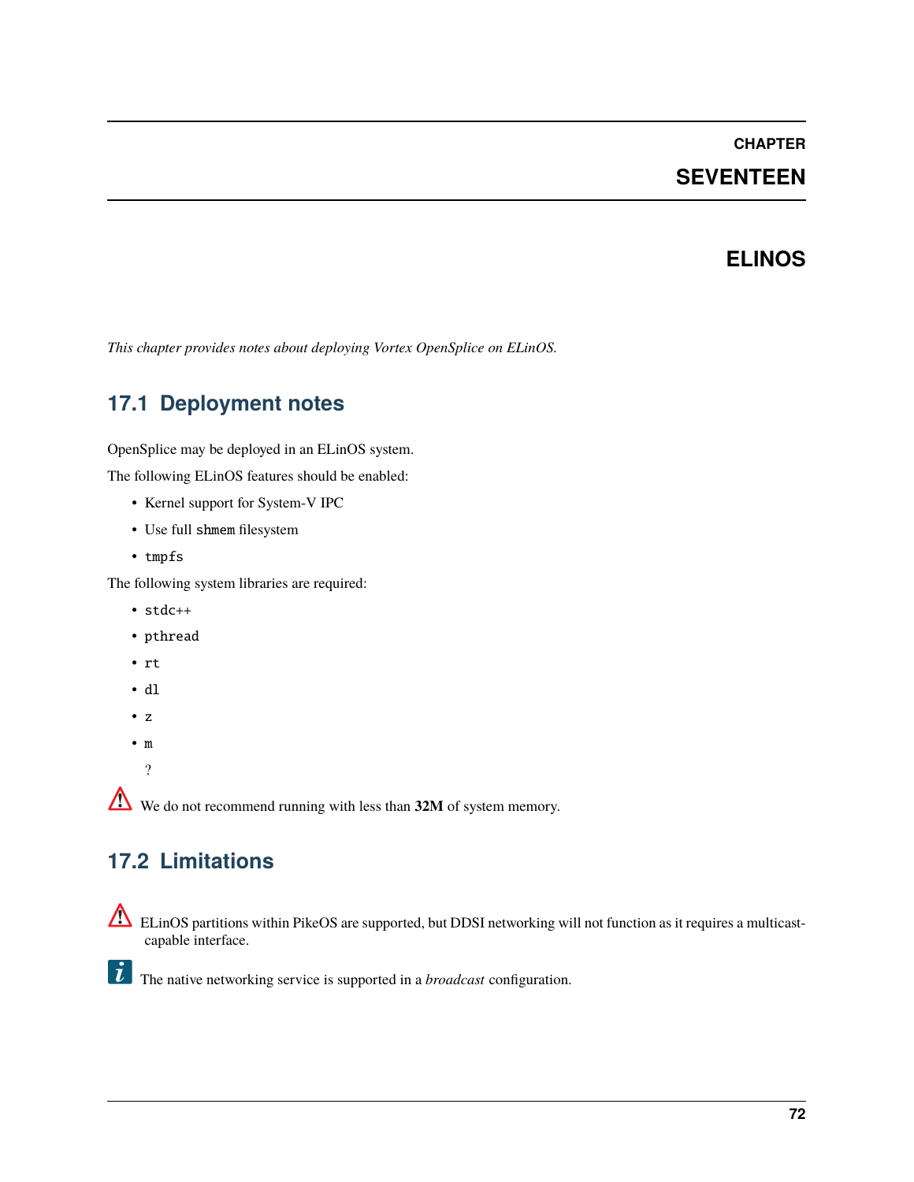# CHAPTER SEVENTEEN

# ELINOS

*This chapter provides notes about deploying Vortex OpenSplice on ELinOS.*

## 17.1 Deployment notes

OpenSplice may be deployed in an ELinOS system.

The following ELinOS features should be enabled:

- Kernel support for System-V IPC
- Use full `shmem` filesystem
- `tmpfs`

The following system libraries are required:

- `stdc++`
- `pthread`
- `rt`
- `dl`
- `z`
- `m`

  ?

We do not recommend running with less than **32M** of system memory.

## 17.2 Limitations

ELinOS partitions within PikeOS are supported, but DDSI networking will not function as it requires a multicast-capable interface.

The native networking service is supported in a *broadcast* configuration.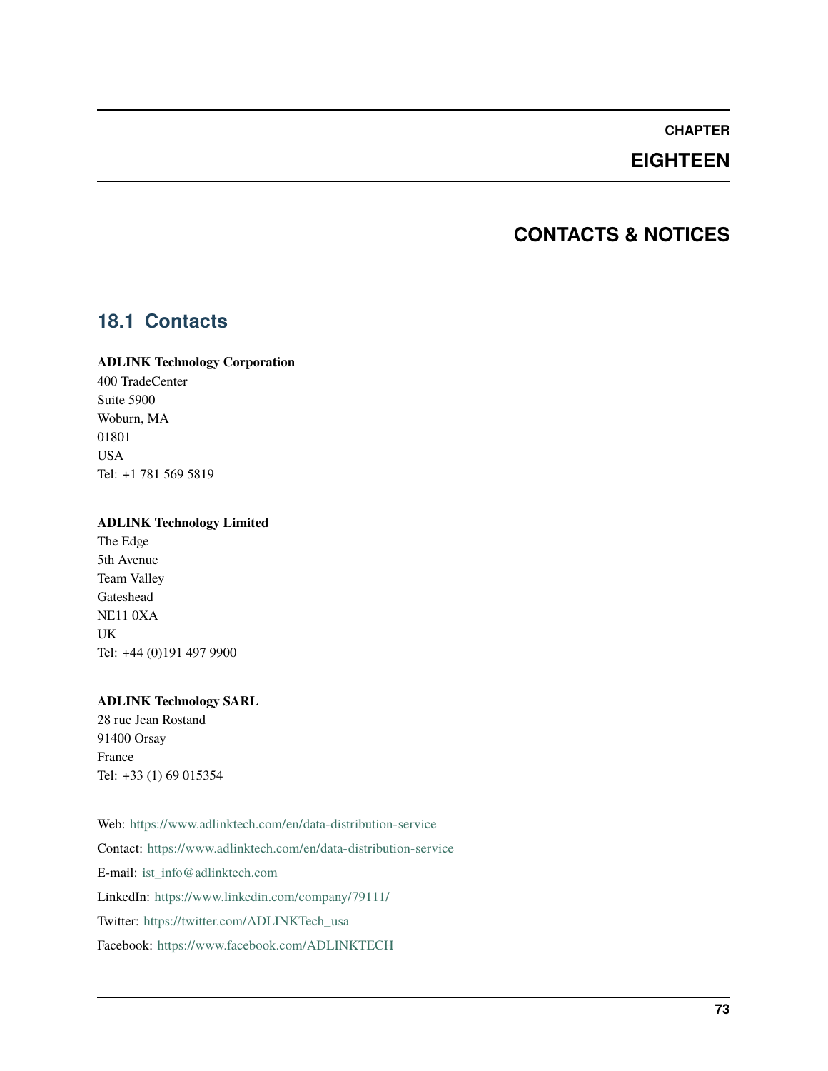# CHAPTER EIGHTEEN

# CONTACTS & NOTICES

## 18.1 Contacts

**ADLINK Technology Corporation**
400 TradeCenter
Suite 5900
Woburn, MA
01801
USA
Tel: +1 781 569 5819

**ADLINK Technology Limited**
The Edge
5th Avenue
Team Valley
Gateshead
NE11 0XA
UK
Tel: +44 (0)191 497 9900

**ADLINK Technology SARL**
28 rue Jean Rostand
91400 Orsay
France
Tel: +33 (1) 69 015354

Web: https://www.adlinktech.com/en/data-distribution-service

Contact: https://www.adlinktech.com/en/data-distribution-service

E-mail: ist_info@adlinktech.com

LinkedIn: https://www.linkedin.com/company/79111/

Twitter: https://twitter.com/ADLINKTech_usa

Facebook: https://www.facebook.com/ADLINKTECH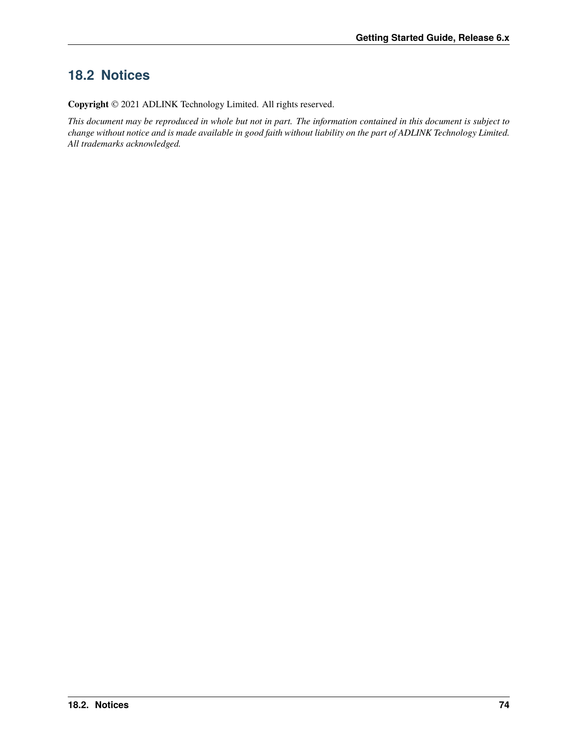## 18.2 Notices

**Copyright** © 2021 ADLINK Technology Limited. All rights reserved.

*This document may be reproduced in whole but not in part. The information contained in this document is subject to change without notice and is made available in good faith without liability on the part of ADLINK Technology Limited. All trademarks acknowledged.*